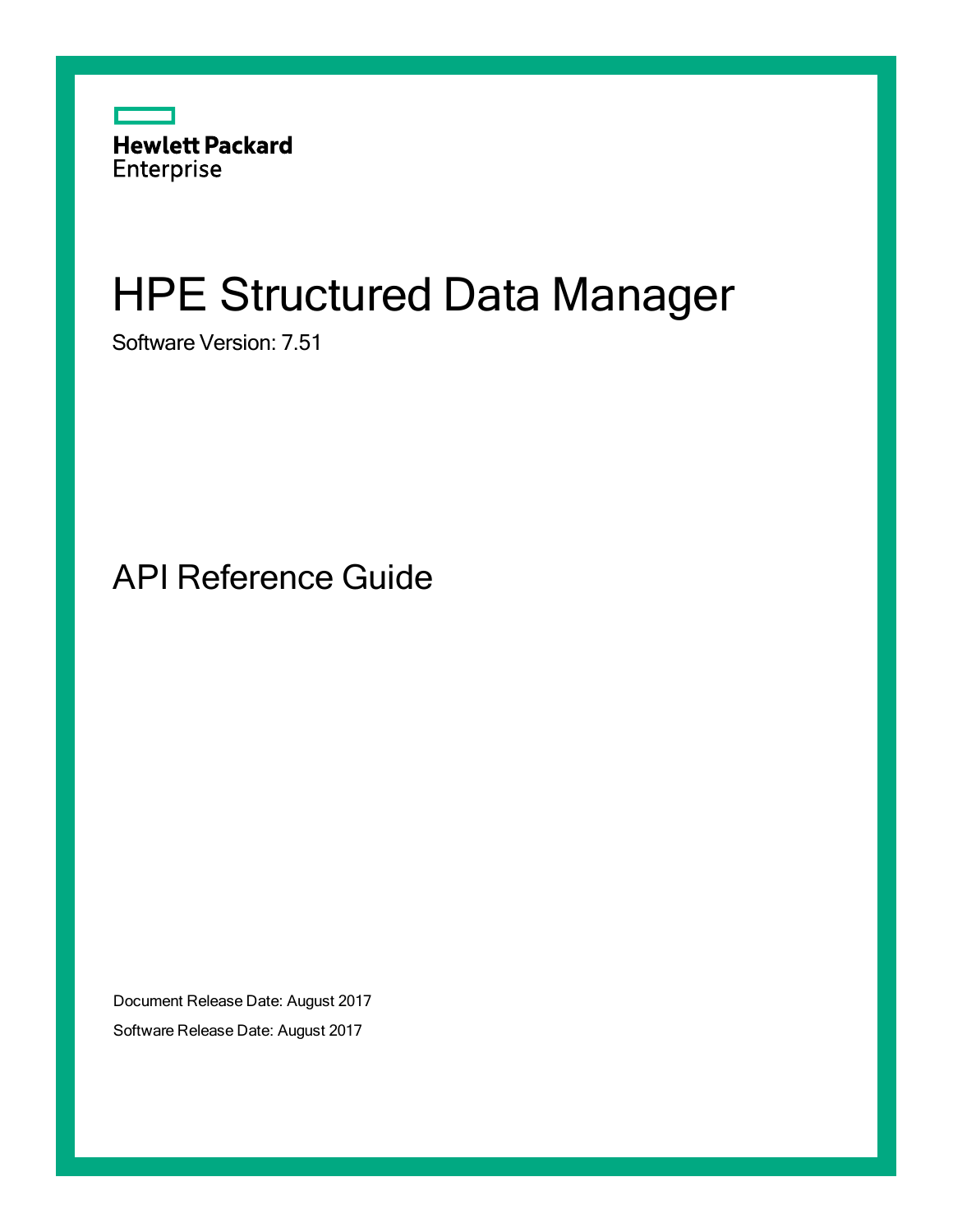Hewlett Packard Enterprise

# HPE Structured Data Manager

Software Version: 7.51

## API Reference Guide

Document Release Date: August 2017

Software Release Date: August 2017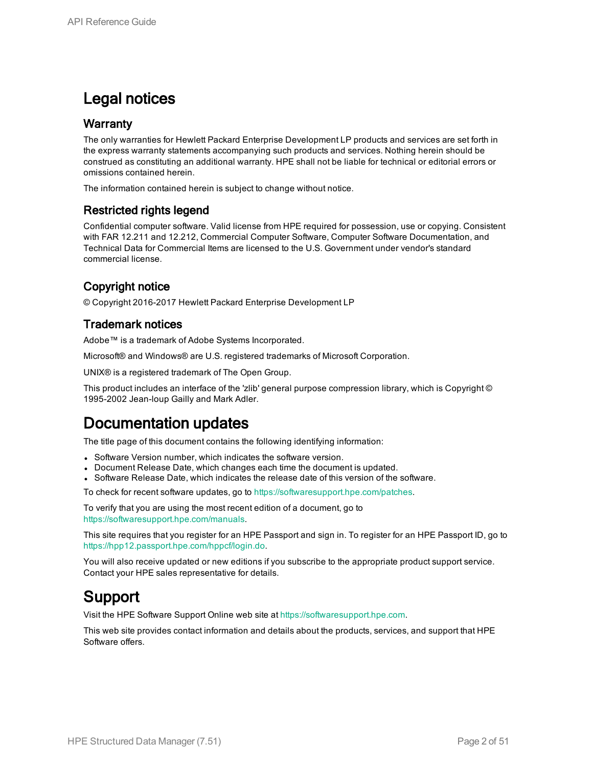# Legal notices

## Warranty

The only warranties for Hewlett Packard Enterprise Development LP products and services are set forth in the express warranty statements accompanying such products and services. Nothing herein should be construed as constituting an additional warranty. HPE shall not be liable for technical or editorial errors or omissions contained herein.

The information contained herein is subject to change without notice.

## Restricted rights legend

Confidential computer software. Valid license from HPE required for possession, use or copying. Consistent with FAR 12.211 and 12.212, Commercial Computer Software, Computer Software Documentation, and Technical Data for Commercial Items are licensed to the U.S. Government under vendor's standard commercial license.

## Copyright notice

© Copyright 2016-2017 Hewlett Packard Enterprise Development LP

## Trademark notices

Adobe™ is a trademark of Adobe Systems Incorporated.

Microsoft® and Windows® are U.S. registered trademarks of Microsoft Corporation.

UNIX® is a registered trademark of The Open Group.

This product includes an interface of the 'zlib' general purpose compression library, which is Copyright © 1995-2002 Jean-loup Gailly and Mark Adler.

# Documentation updates

The title page of this document contains the following identifying information:

- Software Version number, which indicates the software version.
- Document Release Date, which changes each time the document is updated.
- Software Release Date, which indicates the release date of this version of the software.

To check for recent software updates, go to https://softwaresupport.hpe.com/patches.

To verify that you are using the most recent edition of a document, go to https://softwaresupport.hpe.com/manuals.

This site requires that you register for an HPE Passport and sign in. To register for an HPE Passport ID, go to https://hpp12.passport.hpe.com/hppcf/login.do.

You will also receive updated or new editions if you subscribe to the appropriate product support service. Contact your HPE sales representative for details.

# Support

Visit the HPE Software Support Online web site at https://softwaresupport.hpe.com.

This web site provides contact information and details about the products, services, and support that HPE Software offers.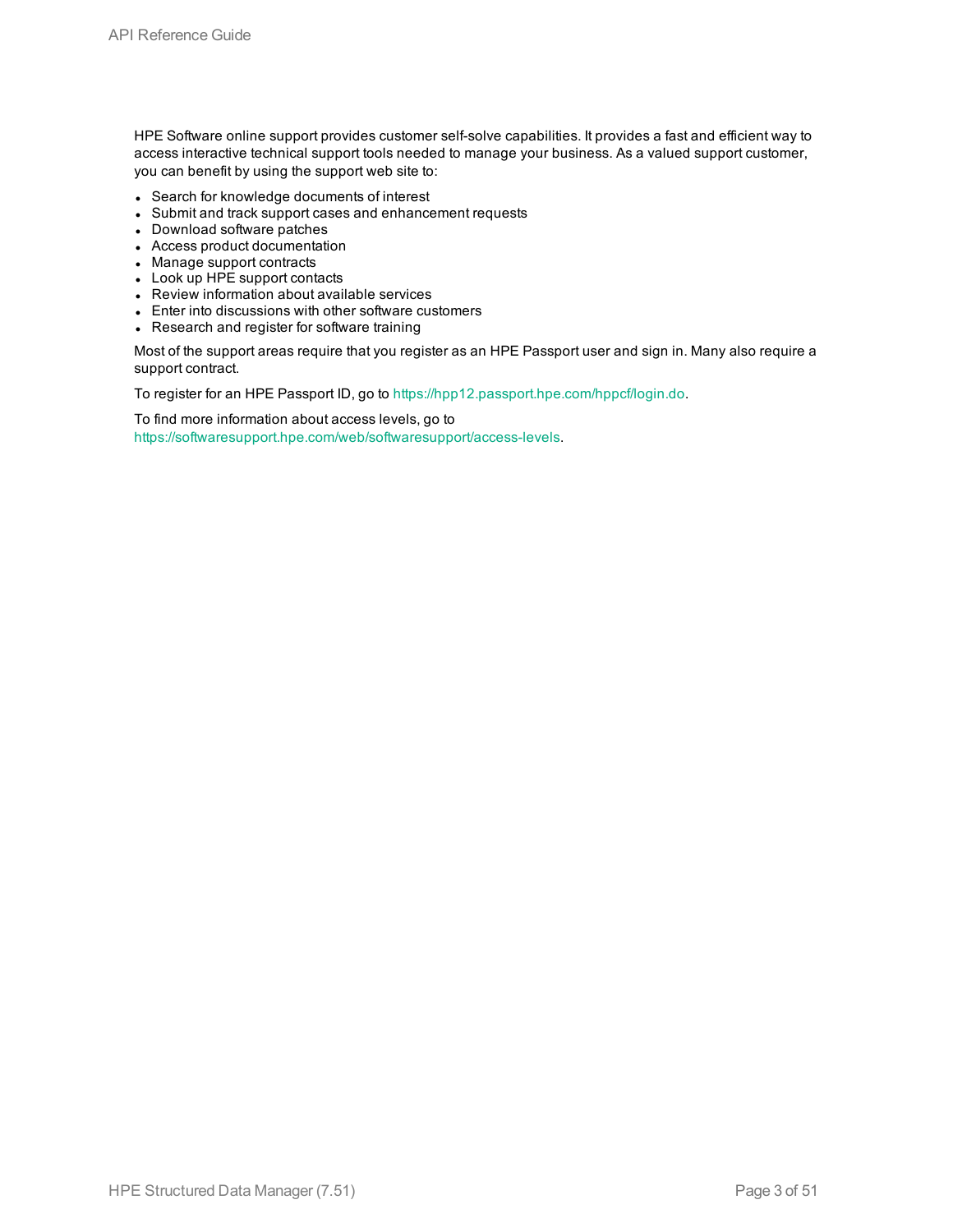HPE Software online support provides customer self-solve capabilities. It provides a fast and efficient way to access interactive technical support tools needed to manage your business. As a valued support customer, you can benefit by using the support web site to:

- Search for knowledge documents of interest
- Submit and track support cases and enhancement requests
- Download software patches
- Access product documentation
- Manage support contracts
- Look up HPE support contacts
- Review information about available services
- Enter into discussions with other software customers
- Research and register for software training

Most of the support areas require that you register as an HPE Passport user and sign in. Many also require a support contract.

To register for an HPE Passport ID, go to https://hpp12.passport.hpe.com/hppcf/login.do.

To find more information about access levels, go to https://softwaresupport.hpe.com/web/softwaresupport/access-levels.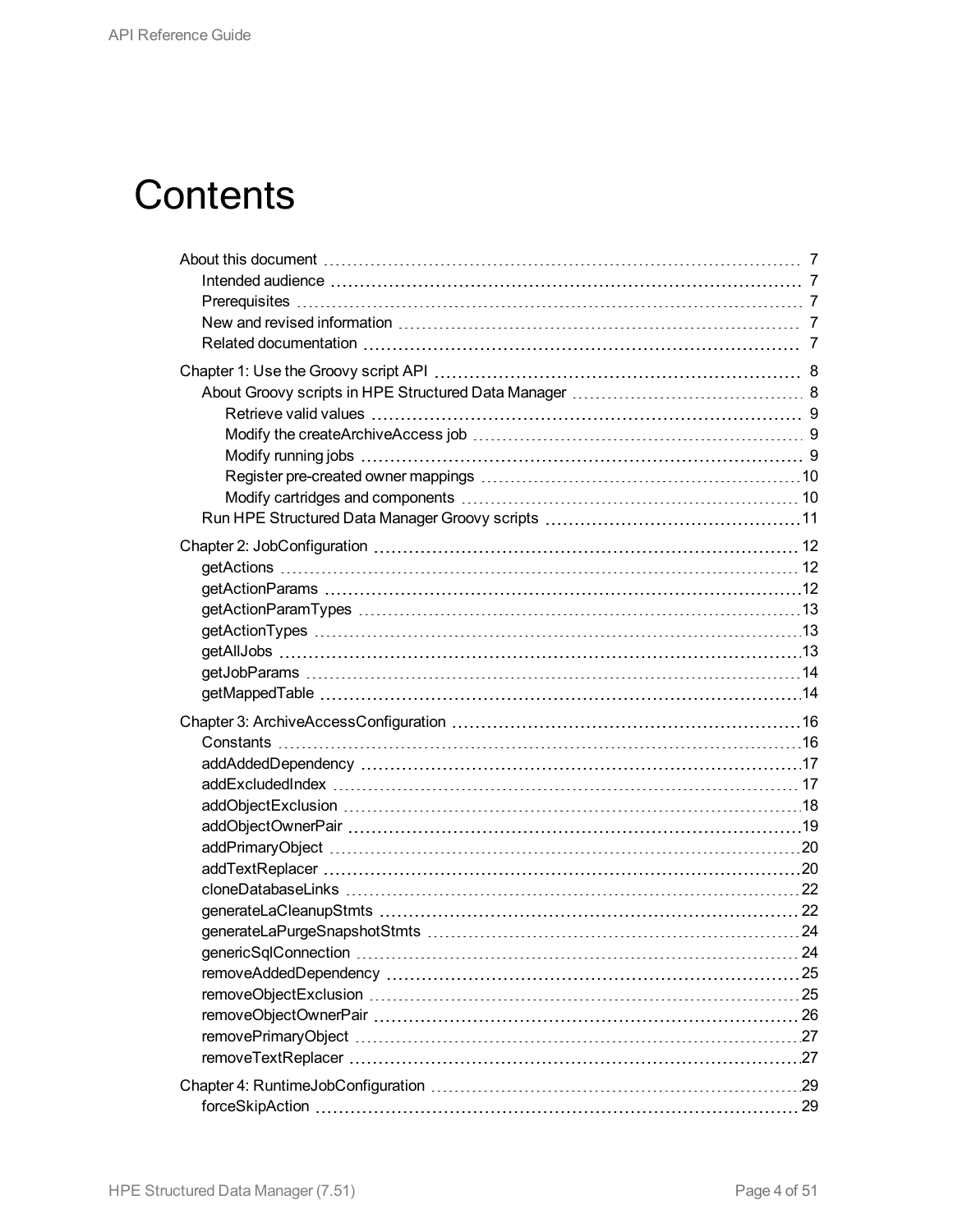# Contents

- About this document 7
  - Intended audience 7
  - Prerequisites 7
  - New and revised information 7
  - Related documentation 7
- Chapter 1: Use the Groovy script API 8
  - About Groovy scripts in HPE Structured Data Manager 8
    - Retrieve valid values 9
    - Modify the createArchiveAccess job 9
    - Modify running jobs 9
    - Register pre-created owner mappings 10
    - Modify cartridges and components 10
  - Run HPE Structured Data Manager Groovy scripts 11
- Chapter 2: JobConfiguration 12
  - getActions 12
  - getActionParams 12
  - getActionParamTypes 13
  - getActionTypes 13
  - getAllJobs 13
  - getJobParams 14
  - getMappedTable 14
- Chapter 3: ArchiveAccessConfiguration 16
  - Constants 16
  - addAddedDependency 17
  - addExcludedIndex 17
  - addObjectExclusion 18
  - addObjectOwnerPair 19
  - addPrimaryObject 20
  - addTextReplacer 20
  - cloneDatabaseLinks 22
  - generateLaCleanupStmts 22
  - generateLaPurgeSnapshotStmts 24
  - genericSqlConnection 24
  - removeAddedDependency 25
  - removeObjectExclusion 25
  - removeObjectOwnerPair 26
  - removePrimaryObject 27
  - removeTextReplacer 27
- Chapter 4: RuntimeJobConfiguration 29
  - forceSkipAction 29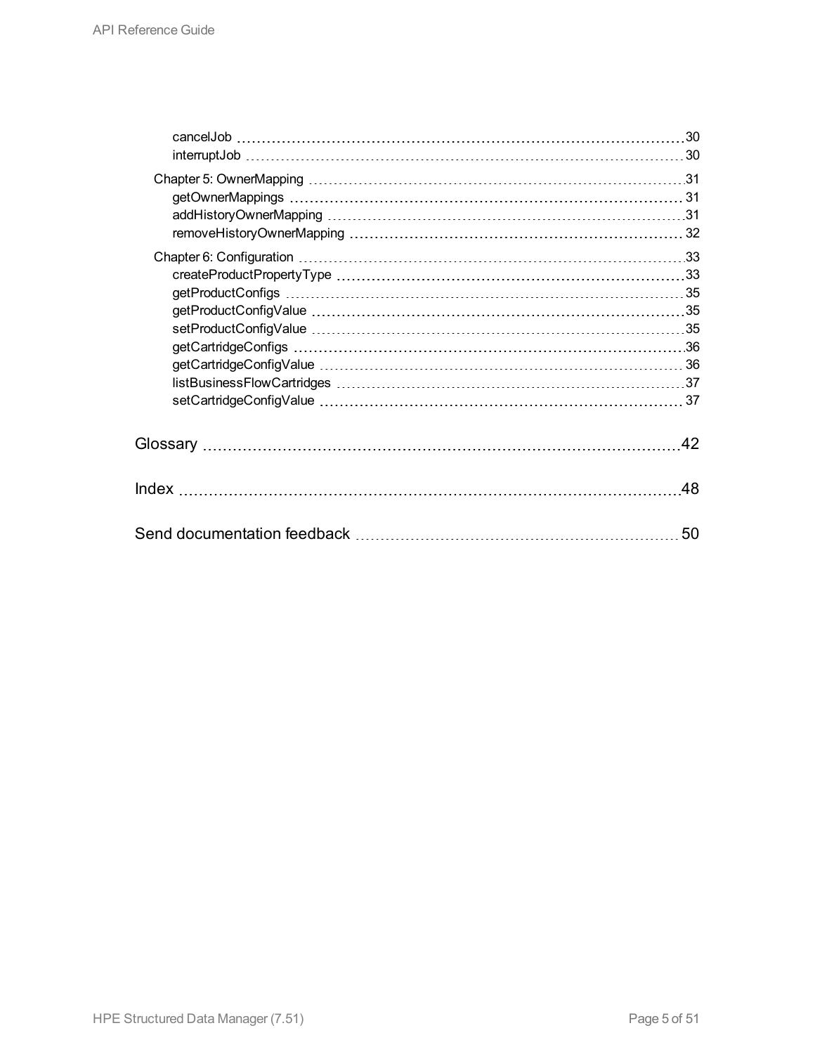- cancelJob 30
- interruptJob 30

Chapter 5: OwnerMapping 31

- getOwnerMappings 31
- addHistoryOwnerMapping 31
- removeHistoryOwnerMapping 32

Chapter 6: Configuration 33

- createProductPropertyType 33
- getProductConfigs 35
- getProductConfigValue 35
- setProductConfigValue 35
- getCartridgeConfigs 36
- getCartridgeConfigValue 36
- listBusinessFlowCartridges 37
- setCartridgeConfigValue 37

Glossary 42

Index 48

Send documentation feedback 50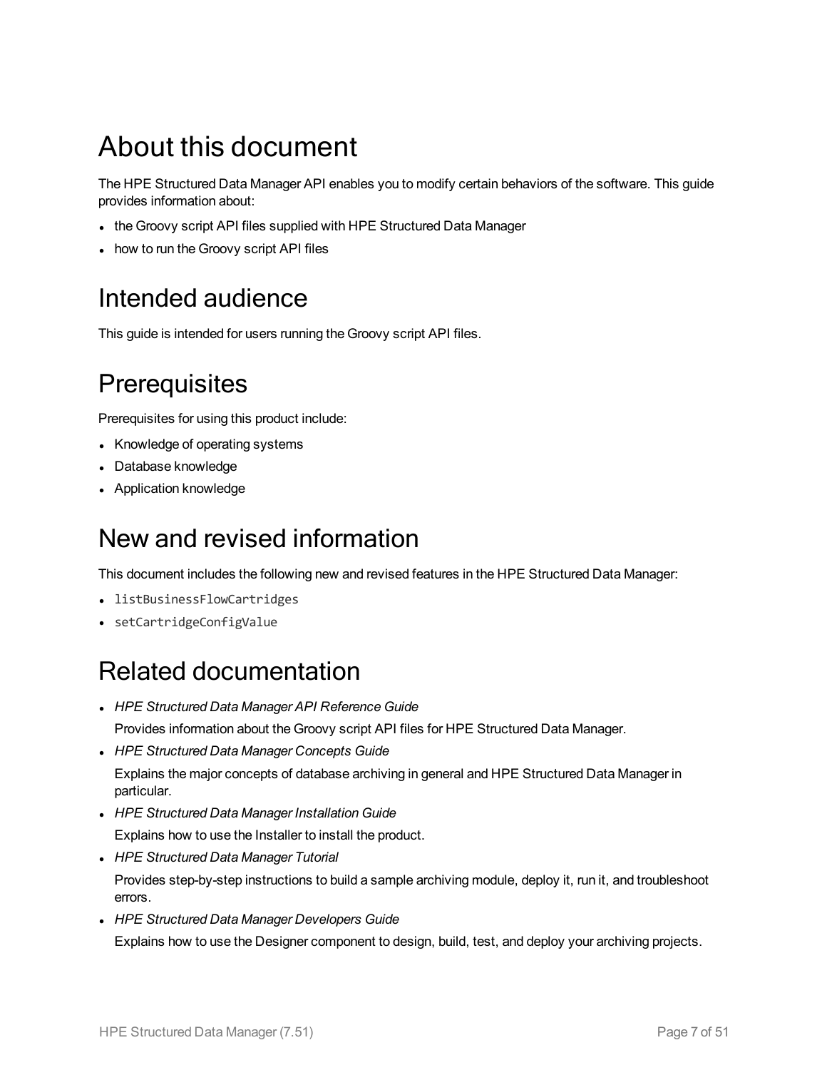# About this document

The HPE Structured Data Manager API enables you to modify certain behaviors of the software. This guide provides information about:

- the Groovy script API files supplied with HPE Structured Data Manager
- how to run the Groovy script API files

## Intended audience

This guide is intended for users running the Groovy script API files.

## Prerequisites

Prerequisites for using this product include:

- Knowledge of operating systems
- Database knowledge
- Application knowledge

## New and revised information

This document includes the following new and revised features in the HPE Structured Data Manager:

- `listBusinessFlowCartridges`
- `setCartridgeConfigValue`

## Related documentation

- *HPE Structured Data Manager API Reference Guide*

  Provides information about the Groovy script API files for HPE Structured Data Manager.
- *HPE Structured Data Manager Concepts Guide*

  Explains the major concepts of database archiving in general and HPE Structured Data Manager in particular.
- *HPE Structured Data Manager Installation Guide*

  Explains how to use the Installer to install the product.
- *HPE Structured Data Manager Tutorial*

  Provides step-by-step instructions to build a sample archiving module, deploy it, run it, and troubleshoot errors.
- *HPE Structured Data Manager Developers Guide*

  Explains how to use the Designer component to design, build, test, and deploy your archiving projects.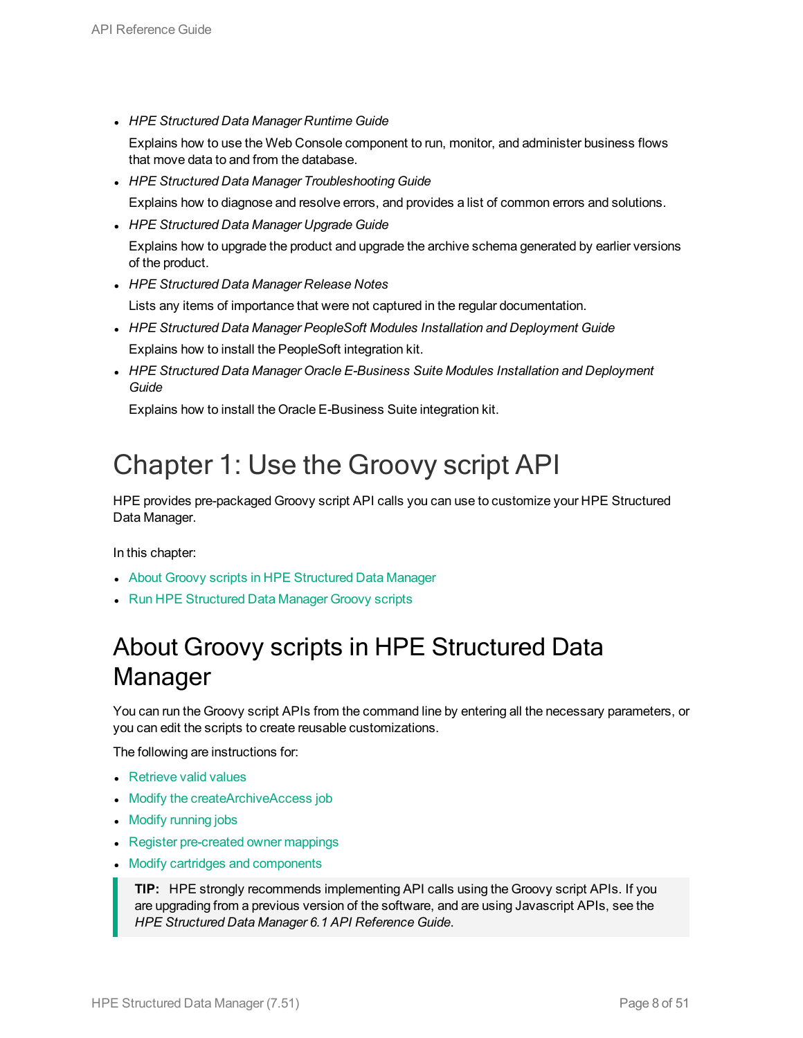- *HPE Structured Data Manager Runtime Guide*

  Explains how to use the Web Console component to run, monitor, and administer business flows that move data to and from the database.
- *HPE Structured Data Manager Troubleshooting Guide*

  Explains how to diagnose and resolve errors, and provides a list of common errors and solutions.
- *HPE Structured Data Manager Upgrade Guide*

  Explains how to upgrade the product and upgrade the archive schema generated by earlier versions of the product.
- *HPE Structured Data Manager Release Notes*

  Lists any items of importance that were not captured in the regular documentation.
- *HPE Structured Data Manager PeopleSoft Modules Installation and Deployment Guide*

  Explains how to install the PeopleSoft integration kit.
- *HPE Structured Data Manager Oracle E-Business Suite Modules Installation and Deployment Guide*

  Explains how to install the Oracle E-Business Suite integration kit.

# Chapter 1: Use the Groovy script API

HPE provides pre-packaged Groovy script API calls you can use to customize your HPE Structured Data Manager.

In this chapter:

- About Groovy scripts in HPE Structured Data Manager
- Run HPE Structured Data Manager Groovy scripts

## About Groovy scripts in HPE Structured Data Manager

You can run the Groovy script APIs from the command line by entering all the necessary parameters, or you can edit the scripts to create reusable customizations.

The following are instructions for:

- Retrieve valid values
- Modify the createArchiveAccess job
- Modify running jobs
- Register pre-created owner mappings
- Modify cartridges and components

> **TIP:** HPE strongly recommends implementing API calls using the Groovy script APIs. If you are upgrading from a previous version of the software, and are using Javascript APIs, see the *HPE Structured Data Manager 6.1 API Reference Guide*.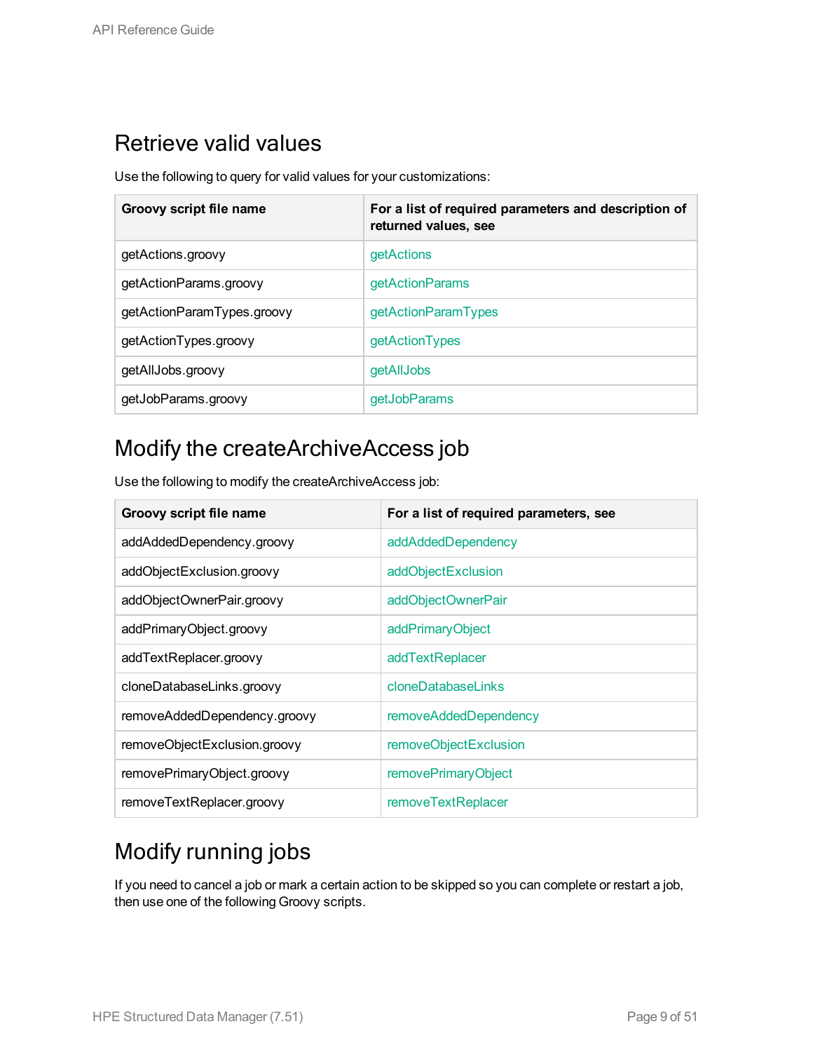## Retrieve valid values

Use the following to query for valid values for your customizations:

| Groovy script file name | For a list of required parameters and description of returned values, see |
| --- | --- |
| getActions.groovy | getActions |
| getActionParams.groovy | getActionParams |
| getActionParamTypes.groovy | getActionParamTypes |
| getActionTypes.groovy | getActionTypes |
| getAllJobs.groovy | getAllJobs |
| getJobParams.groovy | getJobParams |

## Modify the createArchiveAccess job

Use the following to modify the createArchiveAccess job:

| Groovy script file name | For a list of required parameters, see |
| --- | --- |
| addAddedDependency.groovy | addAddedDependency |
| addObjectExclusion.groovy | addObjectExclusion |
| addObjectOwnerPair.groovy | addObjectOwnerPair |
| addPrimaryObject.groovy | addPrimaryObject |
| addTextReplacer.groovy | addTextReplacer |
| cloneDatabaseLinks.groovy | cloneDatabaseLinks |
| removeAddedDependency.groovy | removeAddedDependency |
| removeObjectExclusion.groovy | removeObjectExclusion |
| removePrimaryObject.groovy | removePrimaryObject |
| removeTextReplacer.groovy | removeTextReplacer |

## Modify running jobs

If you need to cancel a job or mark a certain action to be skipped so you can complete or restart a job, then use one of the following Groovy scripts.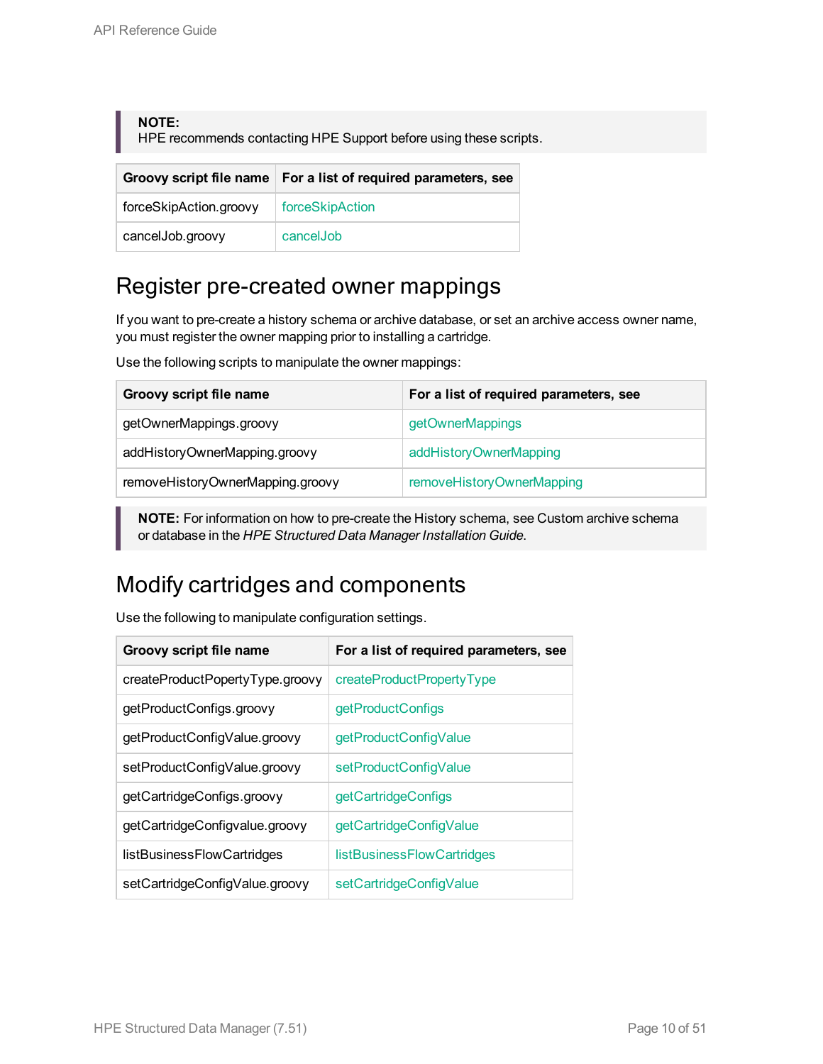> **NOTE:**
> HPE recommends contacting HPE Support before using these scripts.

| Groovy script file name | For a list of required parameters, see |
|---|---|
| forceSkipAction.groovy | forceSkipAction |
| cancelJob.groovy | cancelJob |

## Register pre-created owner mappings

If you want to pre-create a history schema or archive database, or set an archive access owner name, you must register the owner mapping prior to installing a cartridge.

Use the following scripts to manipulate the owner mappings:

| Groovy script file name | For a list of required parameters, see |
|---|---|
| getOwnerMappings.groovy | getOwnerMappings |
| addHistoryOwnerMapping.groovy | addHistoryOwnerMapping |
| removeHistoryOwnerMapping.groovy | removeHistoryOwnerMapping |

> **NOTE:** For information on how to pre-create the History schema, see Custom archive schema or database in the *HPE Structured Data Manager Installation Guide*.

## Modify cartridges and components

Use the following to manipulate configuration settings.

| Groovy script file name | For a list of required parameters, see |
|---|---|
| createProductPopertyType.groovy | createProductPropertyType |
| getProductConfigs.groovy | getProductConfigs |
| getProductConfigValue.groovy | getProductConfigValue |
| setProductConfigValue.groovy | setProductConfigValue |
| getCartridgeConfigs.groovy | getCartridgeConfigs |
| getCartridgeConfigvalue.groovy | getCartridgeConfigValue |
| listBusinessFlowCartridges | listBusinessFlowCartridges |
| setCartridgeConfigValue.groovy | setCartridgeConfigValue |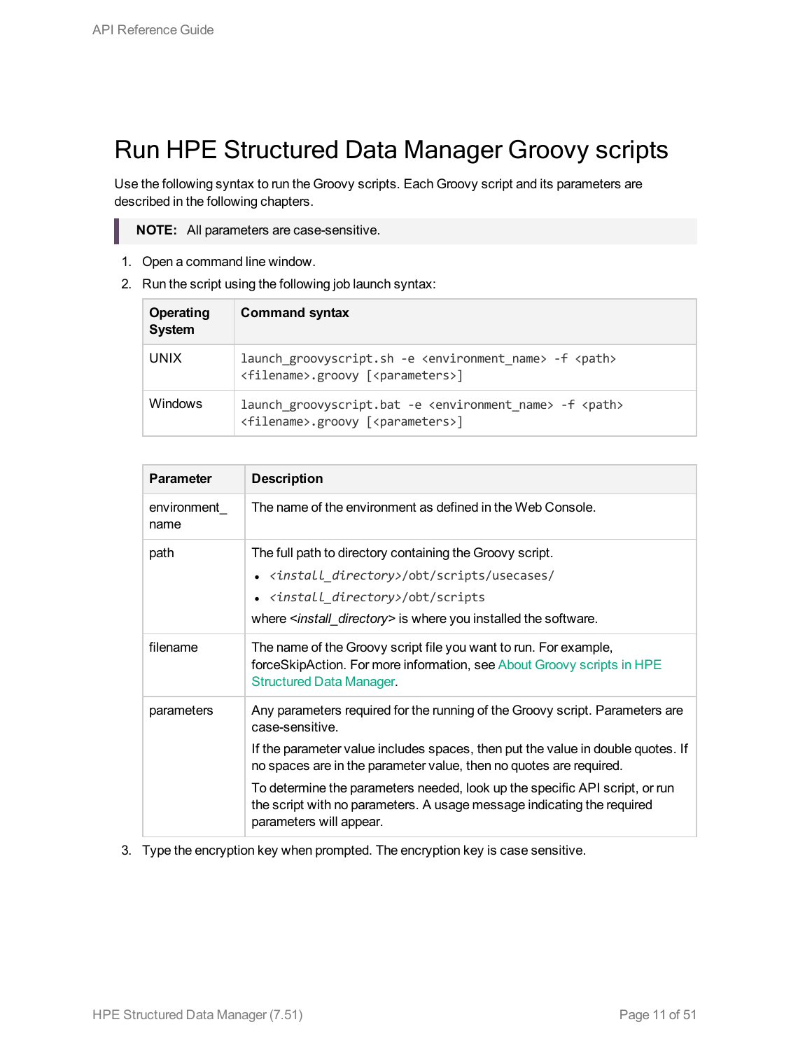# Run HPE Structured Data Manager Groovy scripts

Use the following syntax to run the Groovy scripts. Each Groovy script and its parameters are described in the following chapters.

> **NOTE:** All parameters are case-sensitive.

1. Open a command line window.
2. Run the script using the following job launch syntax:

| Operating System | Command syntax |
|---|---|
| UNIX | `launch_groovyscript.sh -e <environment_name> -f <path> <filename>.groovy [<parameters>]` |
| Windows | `launch_groovyscript.bat -e <environment_name> -f <path> <filename>.groovy [<parameters>]` |

| Parameter | Description |
|---|---|
| environment_name | The name of the environment as defined in the Web Console. |
| path | The full path to directory containing the Groovy script.<br>• *<install_directory>*/obt/scripts/usecases/<br>• *<install_directory>*/obt/scripts<br>where *<install_directory>* is where you installed the software. |
| filename | The name of the Groovy script file you want to run. For example, forceSkipAction. For more information, see About Groovy scripts in HPE Structured Data Manager. |
| parameters | Any parameters required for the running of the Groovy script. Parameters are case-sensitive.<br>If the parameter value includes spaces, then put the value in double quotes. If no spaces are in the parameter value, then no quotes are required.<br>To determine the parameters needed, look up the specific API script, or run the script with no parameters. A usage message indicating the required parameters will appear. |

3. Type the encryption key when prompted. The encryption key is case sensitive.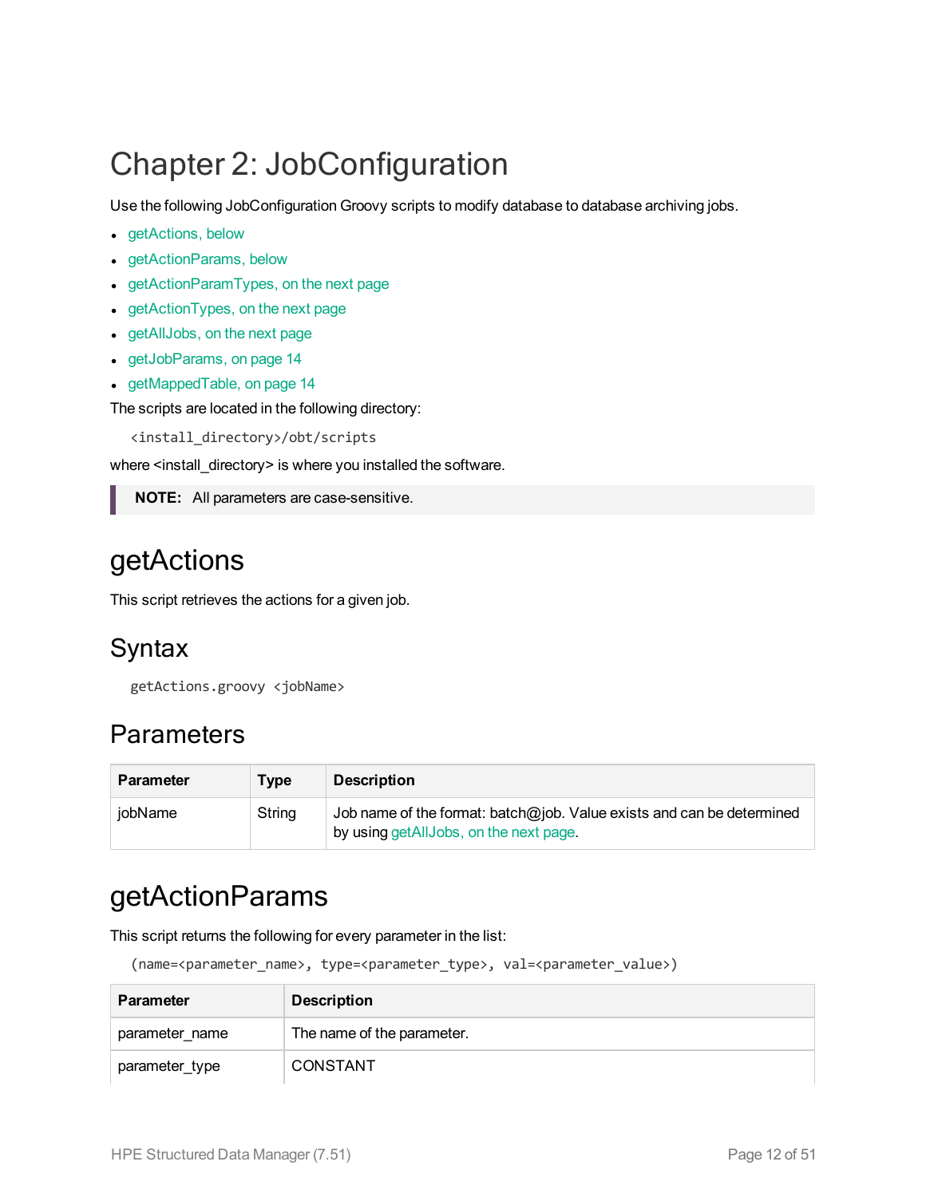# Chapter 2: JobConfiguration

Use the following JobConfiguration Groovy scripts to modify database to database archiving jobs.

- getActions, below
- getActionParams, below
- getActionParamTypes, on the next page
- getActionTypes, on the next page
- getAllJobs, on the next page
- getJobParams, on page 14
- getMappedTable, on page 14

The scripts are located in the following directory:

```
<install_directory>/obt/scripts
```

where <install_directory> is where you installed the software.

> **NOTE:** All parameters are case-sensitive.

## getActions

This script retrieves the actions for a given job.

### Syntax

```
getActions.groovy <jobName>
```

### Parameters

| Parameter | Type | Description |
|---|---|---|
| jobName | String | Job name of the format: batch@job. Value exists and can be determined by using getAllJobs, on the next page. |

## getActionParams

This script returns the following for every parameter in the list:

```
(name=<parameter_name>, type=<parameter_type>, val=<parameter_value>)
```

| Parameter | Description |
|---|---|
| parameter_name | The name of the parameter. |
| parameter_type | CONSTANT |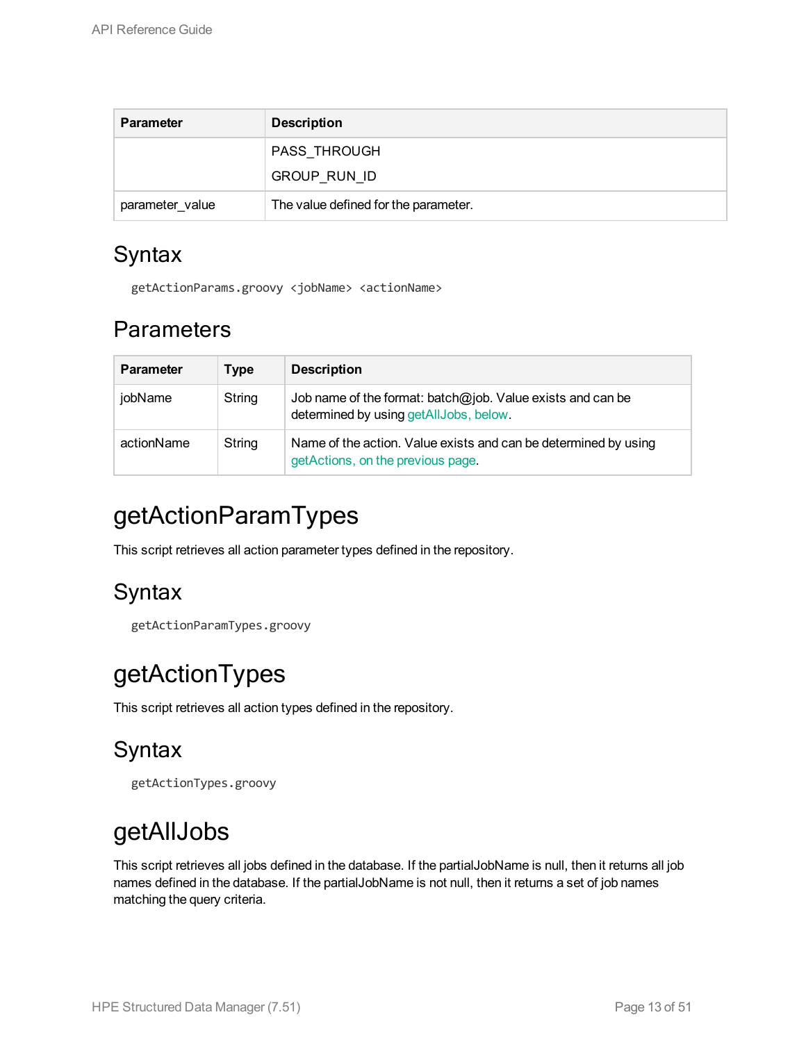| Parameter | Description |
| --- | --- |
| | PASS_THROUGH<br>GROUP_RUN_ID |
| parameter_value | The value defined for the parameter. |

## Syntax

```
getActionParams.groovy <jobName> <actionName>
```

## Parameters

| Parameter | Type | Description |
| --- | --- | --- |
| jobName | String | Job name of the format: batch@job. Value exists and can be determined by using getAllJobs, below. |
| actionName | String | Name of the action. Value exists and can be determined by using getActions, on the previous page. |

# getActionParamTypes

This script retrieves all action parameter types defined in the repository.

## Syntax

```
getActionParamTypes.groovy
```

# getActionTypes

This script retrieves all action types defined in the repository.

## Syntax

```
getActionTypes.groovy
```

# getAllJobs

This script retrieves all jobs defined in the database. If the partialJobName is null, then it returns all job names defined in the database. If the partialJobName is not null, then it returns a set of job names matching the query criteria.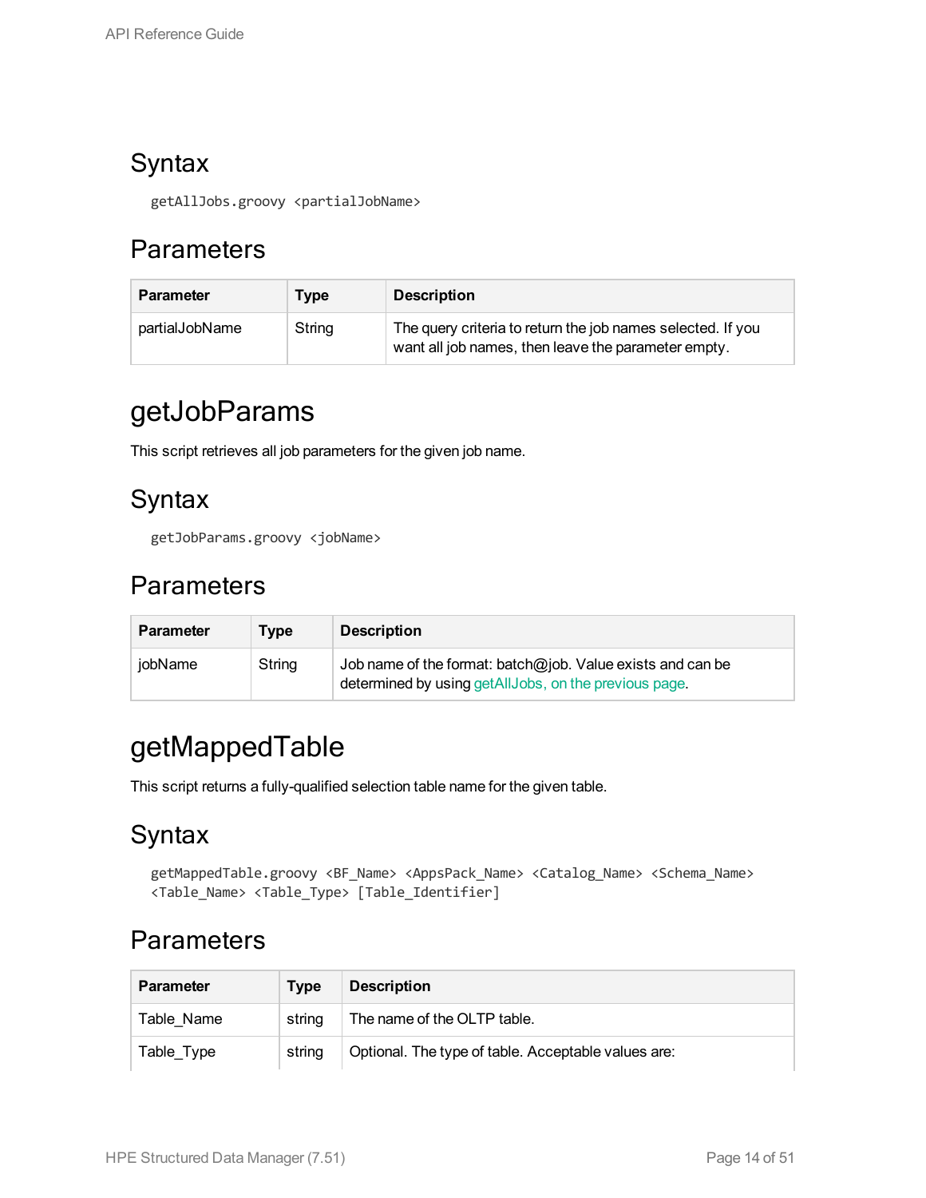### Syntax

```
getAllJobs.groovy <partialJobName>
```

### Parameters

| Parameter | Type | Description |
|---|---|---|
| partialJobName | String | The query criteria to return the job names selected. If you want all job names, then leave the parameter empty. |

## getJobParams

This script retrieves all job parameters for the given job name.

### Syntax

```
getJobParams.groovy <jobName>
```

### Parameters

| Parameter | Type | Description |
|---|---|---|
| jobName | String | Job name of the format: batch@job. Value exists and can be determined by using getAllJobs, on the previous page. |

## getMappedTable

This script returns a fully-qualified selection table name for the given table.

### Syntax

```
getMappedTable.groovy <BF_Name> <AppsPack_Name> <Catalog_Name> <Schema_Name>
<Table_Name> <Table_Type> [Table_Identifier]
```

### Parameters

| Parameter | Type | Description |
|---|---|---|
| Table_Name | string | The name of the OLTP table. |
| Table_Type | string | Optional. The type of table. Acceptable values are: |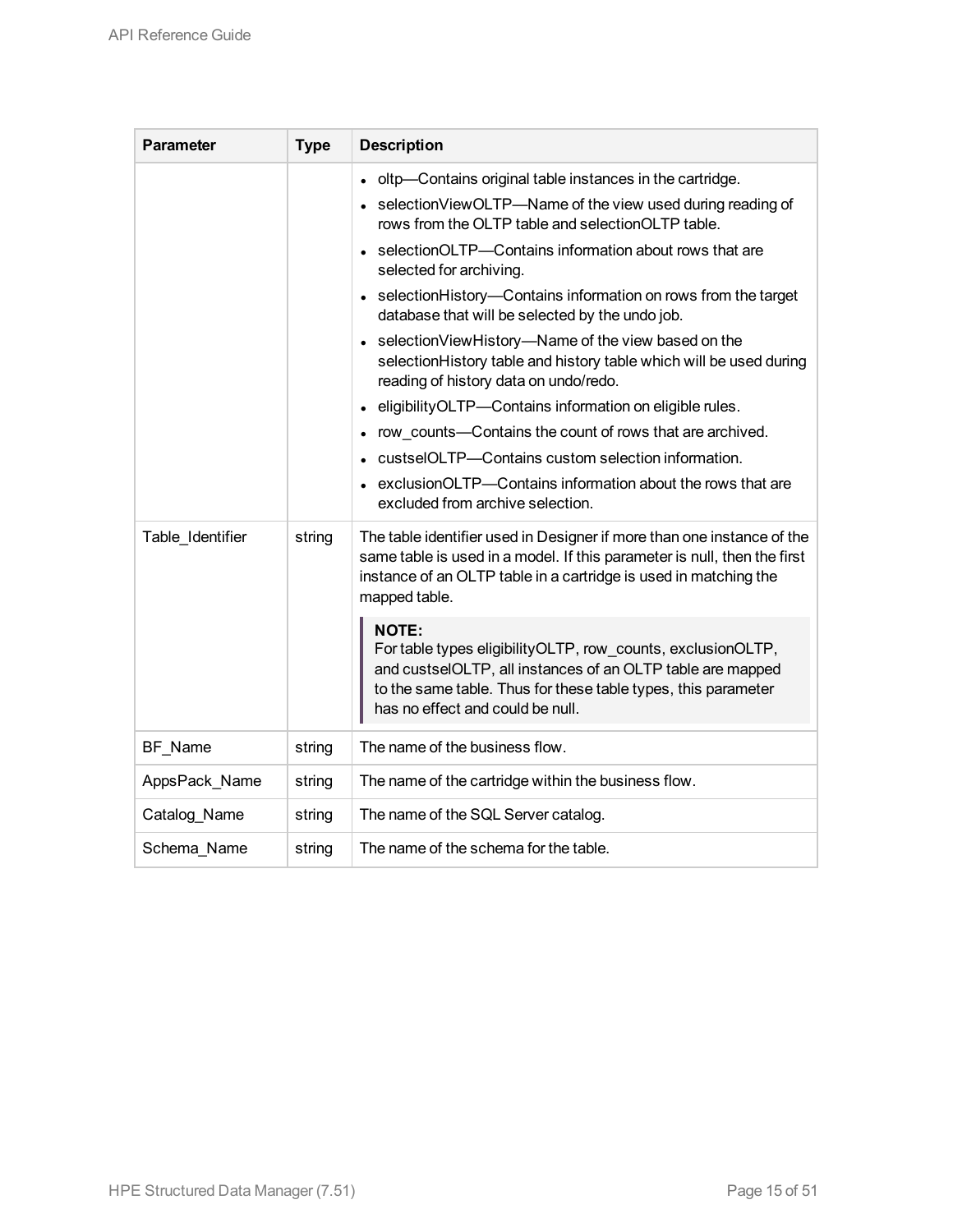| Parameter | Type | Description |
| --- | --- | --- |
| | | • oltp—Contains original table instances in the cartridge.<br>• selectionViewOLTP—Name of the view used during reading of rows from the OLTP table and selectionOLTP table.<br>• selectionOLTP—Contains information about rows that are selected for archiving.<br>• selectionHistory—Contains information on rows from the target database that will be selected by the undo job.<br>• selectionViewHistory—Name of the view based on the selectionHistory table and history table which will be used during reading of history data on undo/redo.<br>• eligibilityOLTP—Contains information on eligible rules.<br>• row_counts—Contains the count of rows that are archived.<br>• custselOLTP—Contains custom selection information.<br>• exclusionOLTP—Contains information about the rows that are excluded from archive selection. |
| Table_Identifier | string | The table identifier used in Designer if more than one instance of the same table is used in a model. If this parameter is null, then the first instance of an OLTP table in a cartridge is used in matching the mapped table.<br><br>**NOTE:**<br>For table types eligibilityOLTP, row_counts, exclusionOLTP, and custselOLTP, all instances of an OLTP table are mapped to the same table. Thus for these table types, this parameter has no effect and could be null. |
| BF_Name | string | The name of the business flow. |
| AppsPack_Name | string | The name of the cartridge within the business flow. |
| Catalog_Name | string | The name of the SQL Server catalog. |
| Schema_Name | string | The name of the schema for the table. |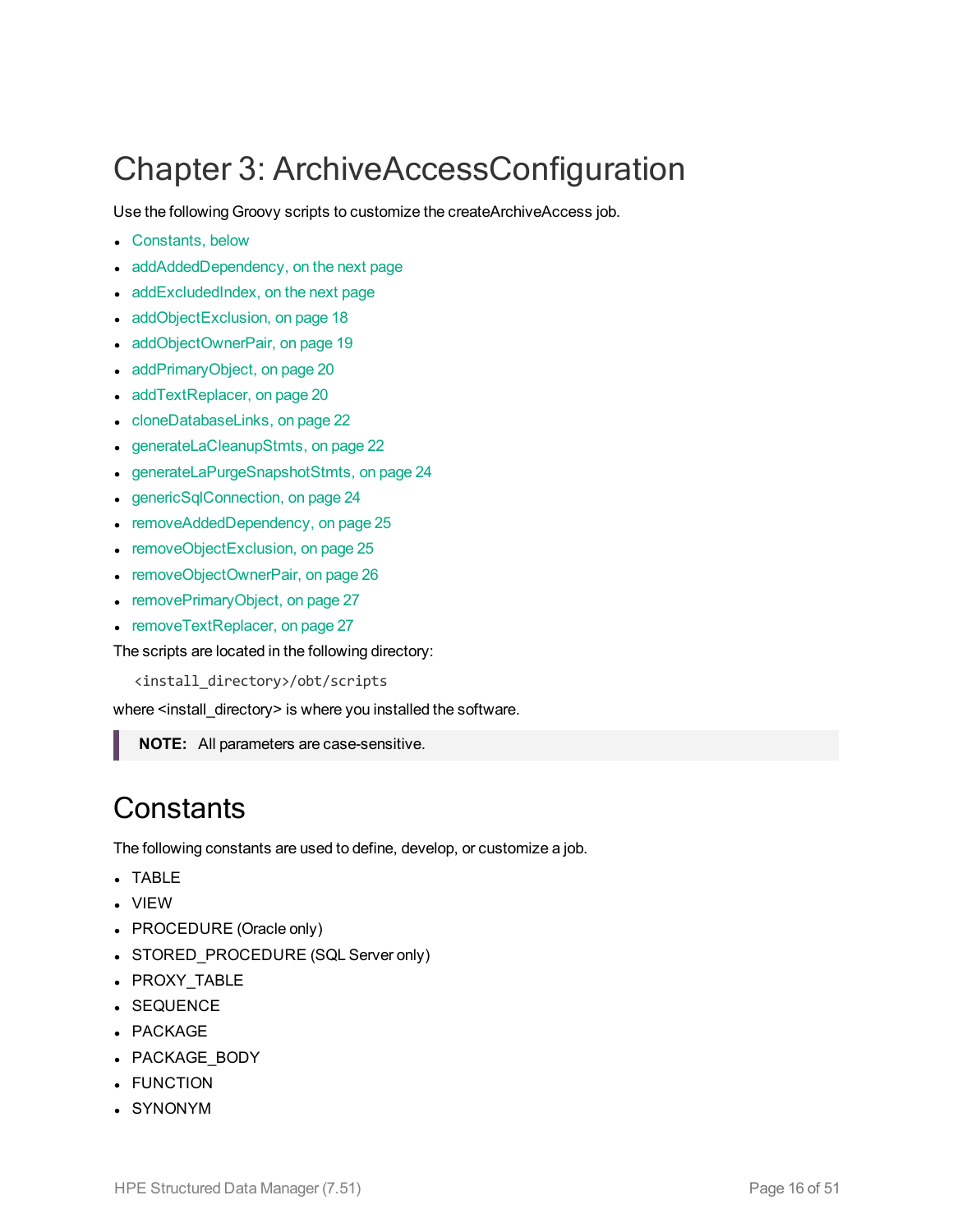# Chapter 3: ArchiveAccessConfiguration

Use the following Groovy scripts to customize the createArchiveAccess job.

- Constants, below
- addAddedDependency, on the next page
- addExcludedIndex, on the next page
- addObjectExclusion, on page 18
- addObjectOwnerPair, on page 19
- addPrimaryObject, on page 20
- addTextReplacer, on page 20
- cloneDatabaseLinks, on page 22
- generateLaCleanupStmts, on page 22
- generateLaPurgeSnapshotStmts, on page 24
- genericSqlConnection, on page 24
- removeAddedDependency, on page 25
- removeObjectExclusion, on page 25
- removeObjectOwnerPair, on page 26
- removePrimaryObject, on page 27
- removeTextReplacer, on page 27

The scripts are located in the following directory:

```
<install_directory>/obt/scripts
```

where <install_directory> is where you installed the software.

> **NOTE:** All parameters are case-sensitive.

## Constants

The following constants are used to define, develop, or customize a job.

- TABLE
- VIEW
- PROCEDURE (Oracle only)
- STORED_PROCEDURE (SQL Server only)
- PROXY_TABLE
- SEQUENCE
- PACKAGE
- PACKAGE_BODY
- FUNCTION
- SYNONYM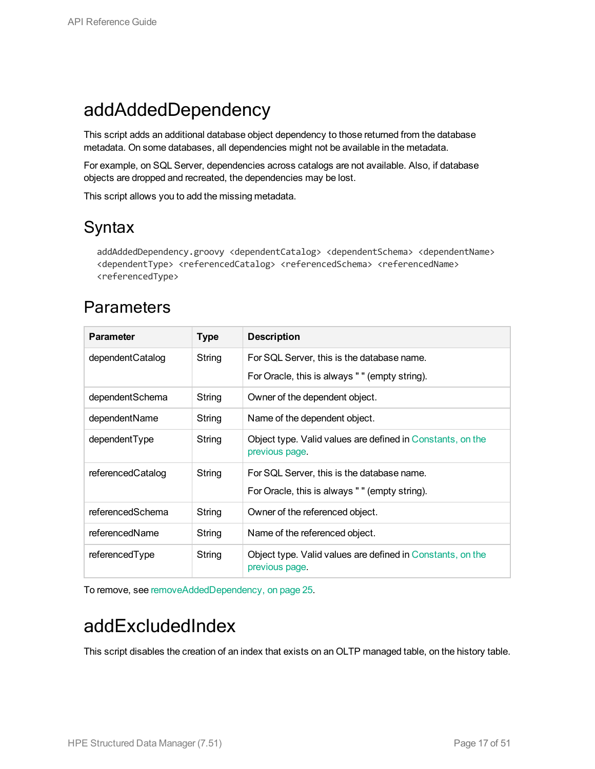# addAddedDependency

This script adds an additional database object dependency to those returned from the database metadata. On some databases, all dependencies might not be available in the metadata.

For example, on SQL Server, dependencies across catalogs are not available. Also, if database objects are dropped and recreated, the dependencies may be lost.

This script allows you to add the missing metadata.

## Syntax

```
addAddedDependency.groovy <dependentCatalog> <dependentSchema> <dependentName>
<dependentType> <referencedCatalog> <referencedSchema> <referencedName>
<referencedType>
```

## Parameters

| Parameter | Type | Description |
|---|---|---|
| dependentCatalog | String | For SQL Server, this is the database name.<br>For Oracle, this is always " " (empty string). |
| dependentSchema | String | Owner of the dependent object. |
| dependentName | String | Name of the dependent object. |
| dependentType | String | Object type. Valid values are defined in Constants, on the previous page. |
| referencedCatalog | String | For SQL Server, this is the database name.<br>For Oracle, this is always " " (empty string). |
| referencedSchema | String | Owner of the referenced object. |
| referencedName | String | Name of the referenced object. |
| referencedType | String | Object type. Valid values are defined in Constants, on the previous page. |

To remove, see removeAddedDependency, on page 25.

# addExcludedIndex

This script disables the creation of an index that exists on an OLTP managed table, on the history table.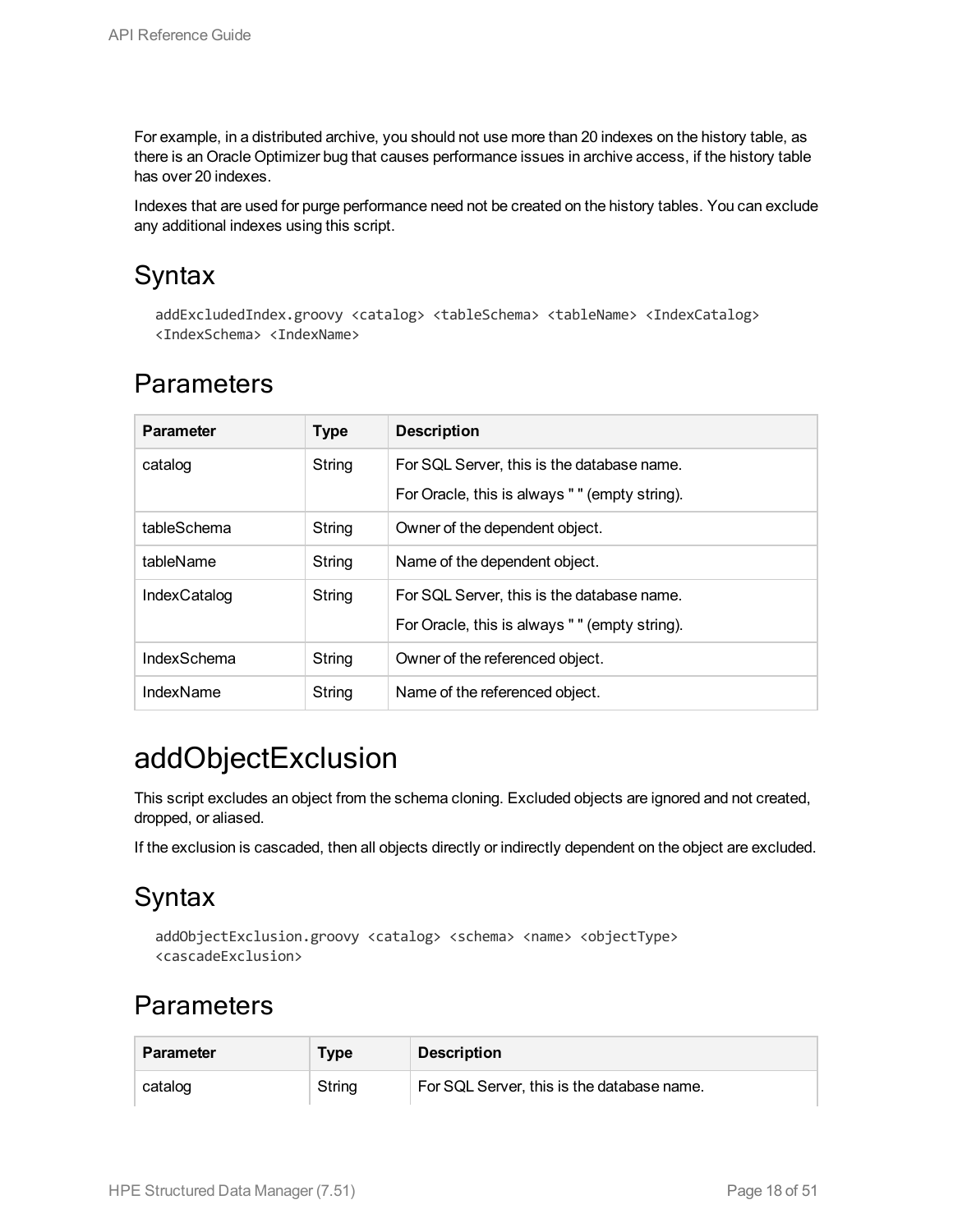For example, in a distributed archive, you should not use more than 20 indexes on the history table, as there is an Oracle Optimizer bug that causes performance issues in archive access, if the history table has over 20 indexes.

Indexes that are used for purge performance need not be created on the history tables. You can exclude any additional indexes using this script.

## Syntax

```
addExcludedIndex.groovy <catalog> <tableSchema> <tableName> <IndexCatalog>
<IndexSchema> <IndexName>
```

## Parameters

| Parameter | Type | Description |
| --- | --- | --- |
| catalog | String | For SQL Server, this is the database name.<br>For Oracle, this is always " " (empty string). |
| tableSchema | String | Owner of the dependent object. |
| tableName | String | Name of the dependent object. |
| IndexCatalog | String | For SQL Server, this is the database name.<br>For Oracle, this is always " " (empty string). |
| IndexSchema | String | Owner of the referenced object. |
| IndexName | String | Name of the referenced object. |

# addObjectExclusion

This script excludes an object from the schema cloning. Excluded objects are ignored and not created, dropped, or aliased.

If the exclusion is cascaded, then all objects directly or indirectly dependent on the object are excluded.

## Syntax

```
addObjectExclusion.groovy <catalog> <schema> <name> <objectType>
<cascadeExclusion>
```

## Parameters

| Parameter | Type | Description |
| --- | --- | --- |
| catalog | String | For SQL Server, this is the database name. |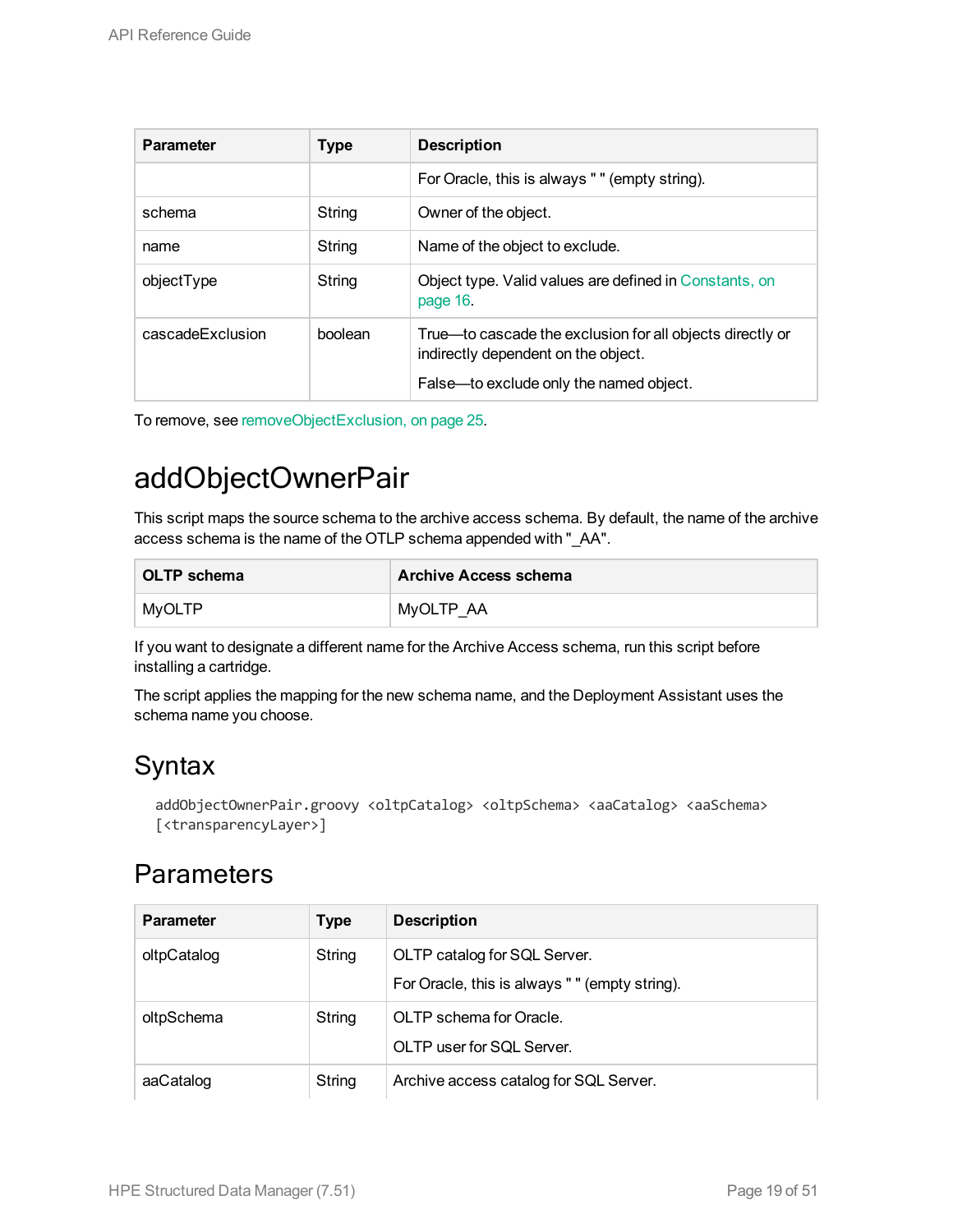| Parameter | Type | Description |
| --- | --- | --- |
| | | For Oracle, this is always " " (empty string). |
| schema | String | Owner of the object. |
| name | String | Name of the object to exclude. |
| objectType | String | Object type. Valid values are defined in Constants, on page 16. |
| cascadeExclusion | boolean | True—to cascade the exclusion for all objects directly or indirectly dependent on the object.<br><br>False—to exclude only the named object. |

To remove, see removeObjectExclusion, on page 25.

# addObjectOwnerPair

This script maps the source schema to the archive access schema. By default, the name of the archive access schema is the name of the OTLP schema appended with "_AA".

| OLTP schema | Archive Access schema |
| --- | --- |
| MyOLTP | MyOLTP_AA |

If you want to designate a different name for the Archive Access schema, run this script before installing a cartridge.

The script applies the mapping for the new schema name, and the Deployment Assistant uses the schema name you choose.

## Syntax

```
addObjectOwnerPair.groovy <oltpCatalog> <oltpSchema> <aaCatalog> <aaSchema>
[<transparencyLayer>]
```

## Parameters

| Parameter | Type | Description |
| --- | --- | --- |
| oltpCatalog | String | OLTP catalog for SQL Server.<br><br>For Oracle, this is always " " (empty string). |
| oltpSchema | String | OLTP schema for Oracle.<br><br>OLTP user for SQL Server. |
| aaCatalog | String | Archive access catalog for SQL Server. |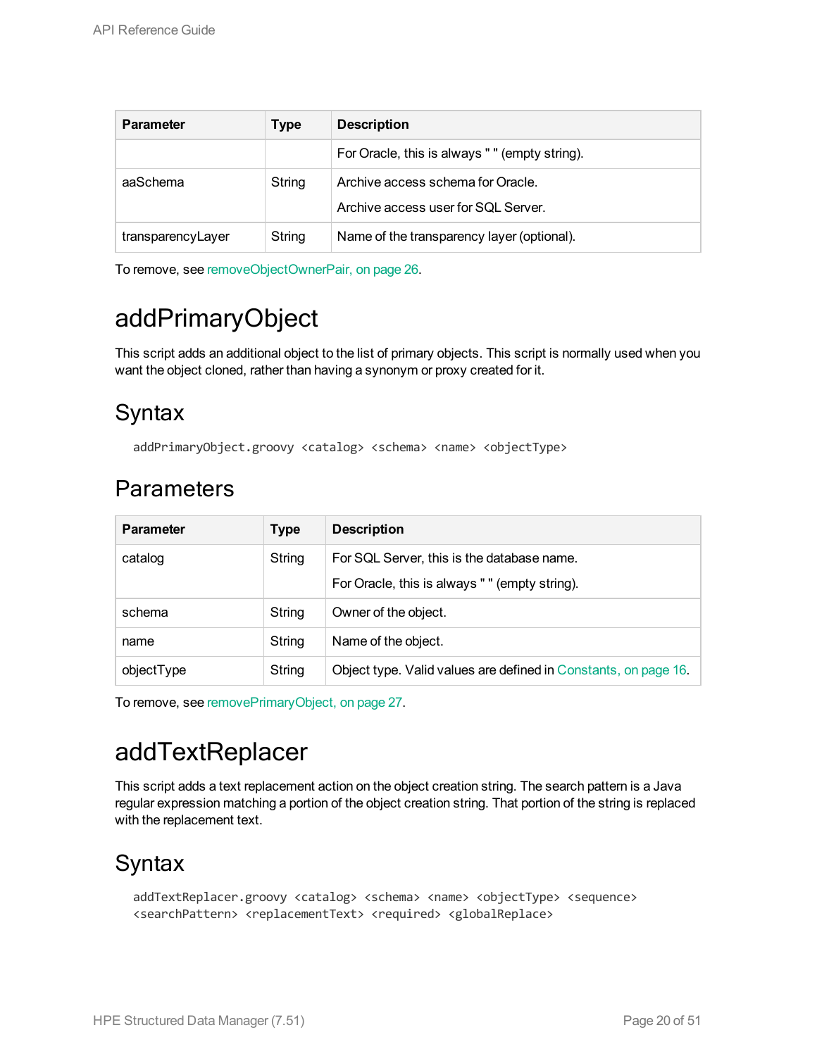| Parameter | Type | Description |
| --- | --- | --- |
| | | For Oracle, this is always " " (empty string). |
| aaSchema | String | Archive access schema for Oracle.<br>Archive access user for SQL Server. |
| transparencyLayer | String | Name of the transparency layer (optional). |

To remove, see removeObjectOwnerPair, on page 26.

# addPrimaryObject

This script adds an additional object to the list of primary objects. This script is normally used when you want the object cloned, rather than having a synonym or proxy created for it.

## Syntax

```
addPrimaryObject.groovy <catalog> <schema> <name> <objectType>
```

## Parameters

| Parameter | Type | Description |
| --- | --- | --- |
| catalog | String | For SQL Server, this is the database name.<br>For Oracle, this is always " " (empty string). |
| schema | String | Owner of the object. |
| name | String | Name of the object. |
| objectType | String | Object type. Valid values are defined in Constants, on page 16. |

To remove, see removePrimaryObject, on page 27.

# addTextReplacer

This script adds a text replacement action on the object creation string. The search pattern is a Java regular expression matching a portion of the object creation string. That portion of the string is replaced with the replacement text.

## Syntax

```
addTextReplacer.groovy <catalog> <schema> <name> <objectType> <sequence>
<searchPattern> <replacementText> <required> <globalReplace>
```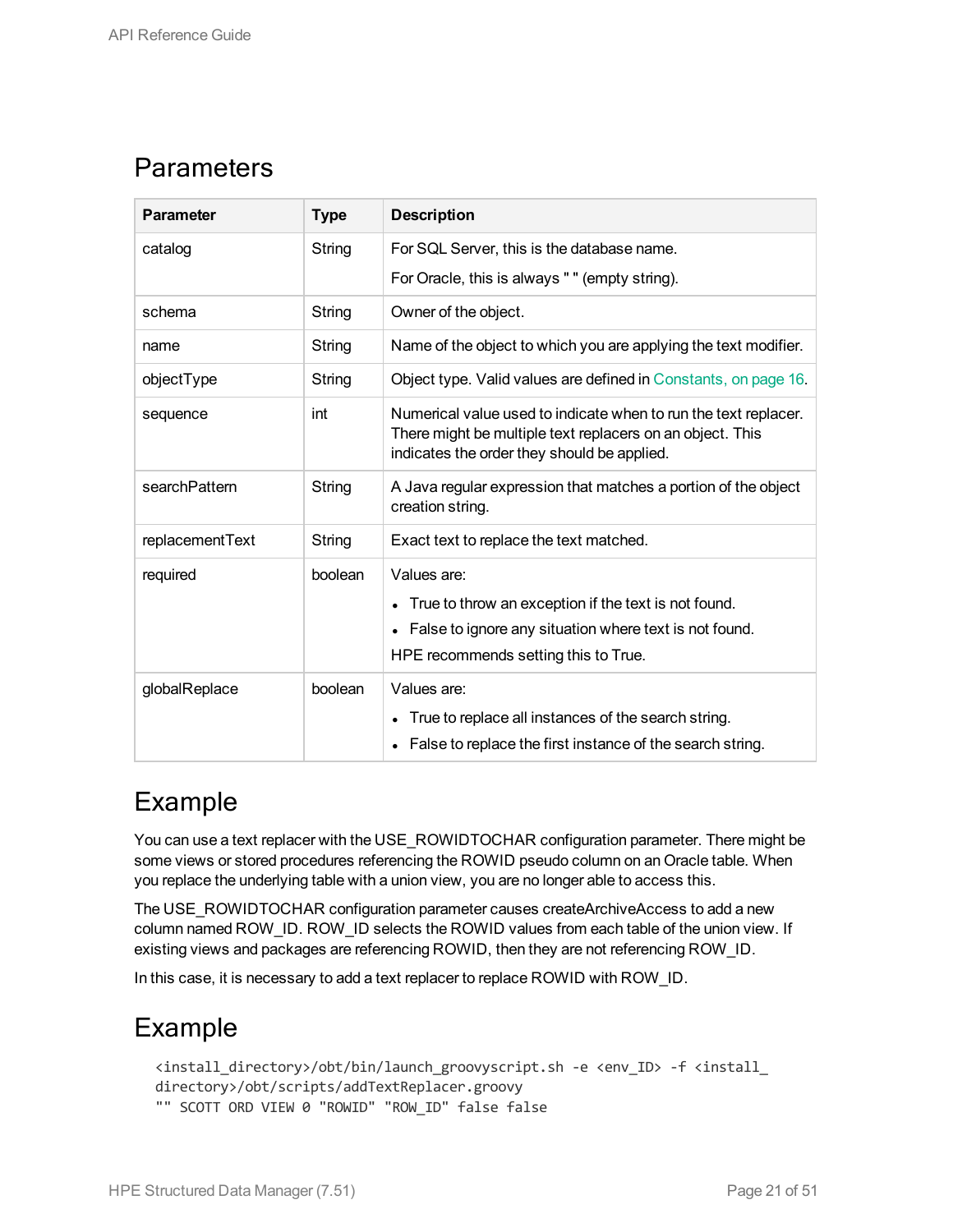## Parameters

| Parameter | Type | Description |
|---|---|---|
| catalog | String | For SQL Server, this is the database name.<br>For Oracle, this is always " " (empty string). |
| schema | String | Owner of the object. |
| name | String | Name of the object to which you are applying the text modifier. |
| objectType | String | Object type. Valid values are defined in Constants, on page 16. |
| sequence | int | Numerical value used to indicate when to run the text replacer. There might be multiple text replacers on an object. This indicates the order they should be applied. |
| searchPattern | String | A Java regular expression that matches a portion of the object creation string. |
| replacementText | String | Exact text to replace the text matched. |
| required | boolean | Values are:<br>• True to throw an exception if the text is not found.<br>• False to ignore any situation where text is not found.<br>HPE recommends setting this to True. |
| globalReplace | boolean | Values are:<br>• True to replace all instances of the search string.<br>• False to replace the first instance of the search string. |

## Example

You can use a text replacer with the USE_ROWIDTOCHAR configuration parameter. There might be some views or stored procedures referencing the ROWID pseudo column on an Oracle table. When you replace the underlying table with a union view, you are no longer able to access this.

The USE_ROWIDTOCHAR configuration parameter causes createArchiveAccess to add a new column named ROW_ID. ROW_ID selects the ROWID values from each table of the union view. If existing views and packages are referencing ROWID, then they are not referencing ROW_ID.

In this case, it is necessary to add a text replacer to replace ROWID with ROW_ID.

## Example

```
<install_directory>/obt/bin/launch_groovyscript.sh -e <env_ID> -f <install_
directory>/obt/scripts/addTextReplacer.groovy
"" SCOTT ORD VIEW 0 "ROWID" "ROW_ID" false false
```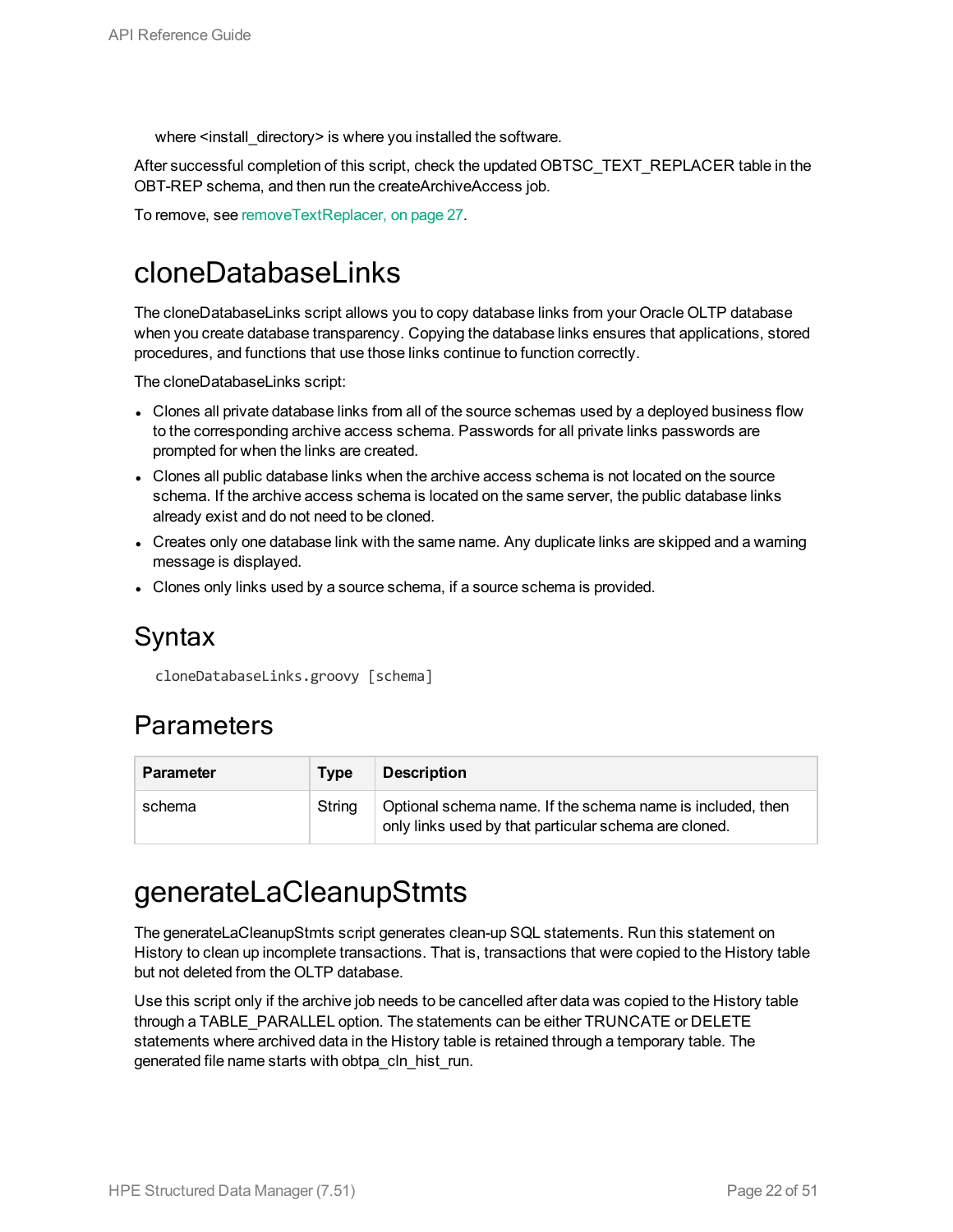where <install_directory> is where you installed the software.

After successful completion of this script, check the updated OBTSC_TEXT_REPLACER table in the OBT-REP schema, and then run the createArchiveAccess job.

To remove, see removeTextReplacer, on page 27.

# cloneDatabaseLinks

The cloneDatabaseLinks script allows you to copy database links from your Oracle OLTP database when you create database transparency. Copying the database links ensures that applications, stored procedures, and functions that use those links continue to function correctly.

The cloneDatabaseLinks script:

- Clones all private database links from all of the source schemas used by a deployed business flow to the corresponding archive access schema. Passwords for all private links passwords are prompted for when the links are created.
- Clones all public database links when the archive access schema is not located on the source schema. If the archive access schema is located on the same server, the public database links already exist and do not need to be cloned.
- Creates only one database link with the same name. Any duplicate links are skipped and a warning message is displayed.
- Clones only links used by a source schema, if a source schema is provided.

## Syntax

```
cloneDatabaseLinks.groovy [schema]
```

## Parameters

| Parameter | Type | Description |
| --- | --- | --- |
| schema | String | Optional schema name. If the schema name is included, then only links used by that particular schema are cloned. |

# generateLaCleanupStmts

The generateLaCleanupStmts script generates clean-up SQL statements. Run this statement on History to clean up incomplete transactions. That is, transactions that were copied to the History table but not deleted from the OLTP database.

Use this script only if the archive job needs to be cancelled after data was copied to the History table through a TABLE_PARALLEL option. The statements can be either TRUNCATE or DELETE statements where archived data in the History table is retained through a temporary table. The generated file name starts with obtpa_cln_hist_run.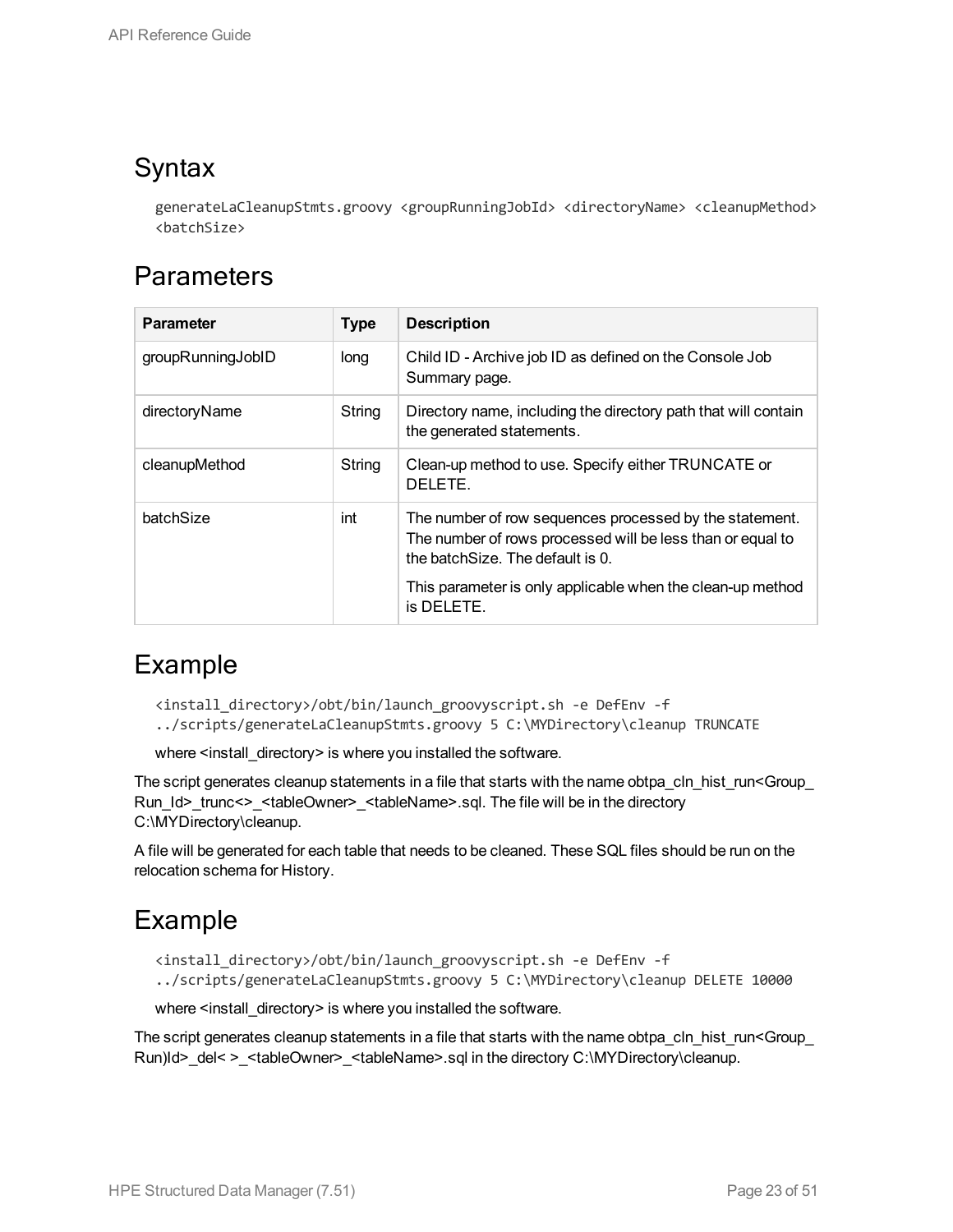## Syntax

```
generateLaCleanupStmts.groovy <groupRunningJobId> <directoryName> <cleanupMethod>
<batchSize>
```

## Parameters

| Parameter | Type | Description |
| --- | --- | --- |
| groupRunningJobID | long | Child ID - Archive job ID as defined on the Console Job Summary page. |
| directoryName | String | Directory name, including the directory path that will contain the generated statements. |
| cleanupMethod | String | Clean-up method to use. Specify either TRUNCATE or DELETE. |
| batchSize | int | The number of row sequences processed by the statement. The number of rows processed will be less than or equal to the batchSize. The default is 0.<br><br>This parameter is only applicable when the clean-up method is DELETE. |

## Example

```
<install_directory>/obt/bin/launch_groovyscript.sh -e DefEnv -f
../scripts/generateLaCleanupStmts.groovy 5 C:\MYDirectory\cleanup TRUNCATE
```

where <install_directory> is where you installed the software.

The script generates cleanup statements in a file that starts with the name obtpa_cln_hist_run<Group_Run_Id>_trunc<>_<tableOwner>_<tableName>.sql. The file will be in the directory C:\MYDirectory\cleanup.

A file will be generated for each table that needs to be cleaned. These SQL files should be run on the relocation schema for History.

## Example

```
<install_directory>/obt/bin/launch_groovyscript.sh -e DefEnv -f
../scripts/generateLaCleanupStmts.groovy 5 C:\MYDirectory\cleanup DELETE 10000
```

where <install_directory> is where you installed the software.

The script generates cleanup statements in a file that starts with the name obtpa_cln_hist_run<Group_Run)Id>_del< >_<tableOwner>_<tableName>.sql in the directory C:\MYDirectory\cleanup.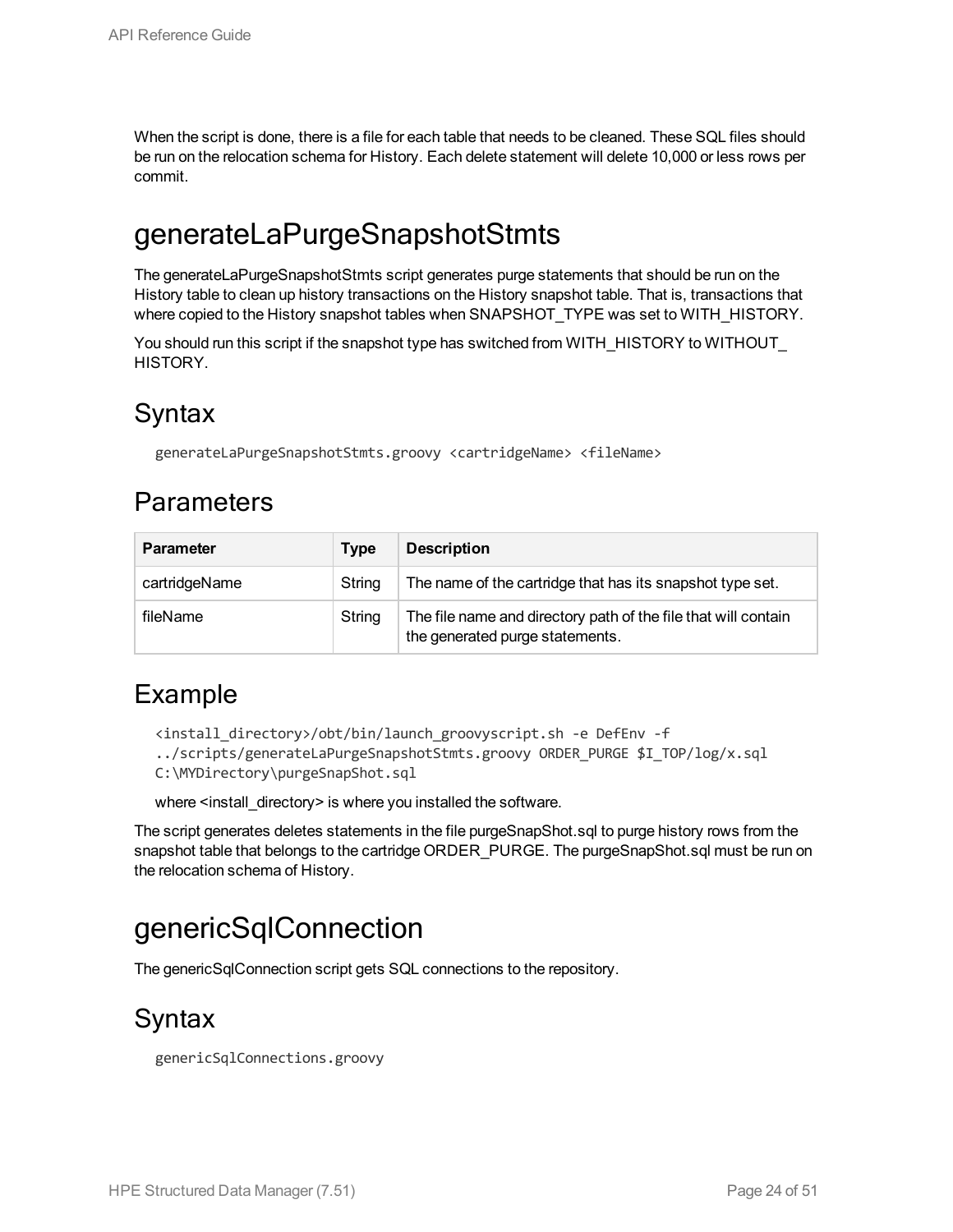When the script is done, there is a file for each table that needs to be cleaned. These SQL files should be run on the relocation schema for History. Each delete statement will delete 10,000 or less rows per commit.

# generateLaPurgeSnapshotStmts

The generateLaPurgeSnapshotStmts script generates purge statements that should be run on the History table to clean up history transactions on the History snapshot table. That is, transactions that where copied to the History snapshot tables when SNAPSHOT_TYPE was set to WITH_HISTORY.

You should run this script if the snapshot type has switched from WITH_HISTORY to WITHOUT_HISTORY.

## Syntax

```
generateLaPurgeSnapshotStmts.groovy <cartridgeName> <fileName>
```

## Parameters

| Parameter | Type | Description |
|---|---|---|
| cartridgeName | String | The name of the cartridge that has its snapshot type set. |
| fileName | String | The file name and directory path of the file that will contain the generated purge statements. |

## Example

```
<install_directory>/obt/bin/launch_groovyscript.sh -e DefEnv -f
../scripts/generateLaPurgeSnapshotStmts.groovy ORDER_PURGE $I_TOP/log/x.sql
C:\MYDirectory\purgeSnapShot.sql
```

where <install_directory> is where you installed the software.

The script generates deletes statements in the file purgeSnapShot.sql to purge history rows from the snapshot table that belongs to the cartridge ORDER_PURGE. The purgeSnapShot.sql must be run on the relocation schema of History.

# genericSqlConnection

The genericSqlConnection script gets SQL connections to the repository.

## Syntax

```
genericSqlConnections.groovy
```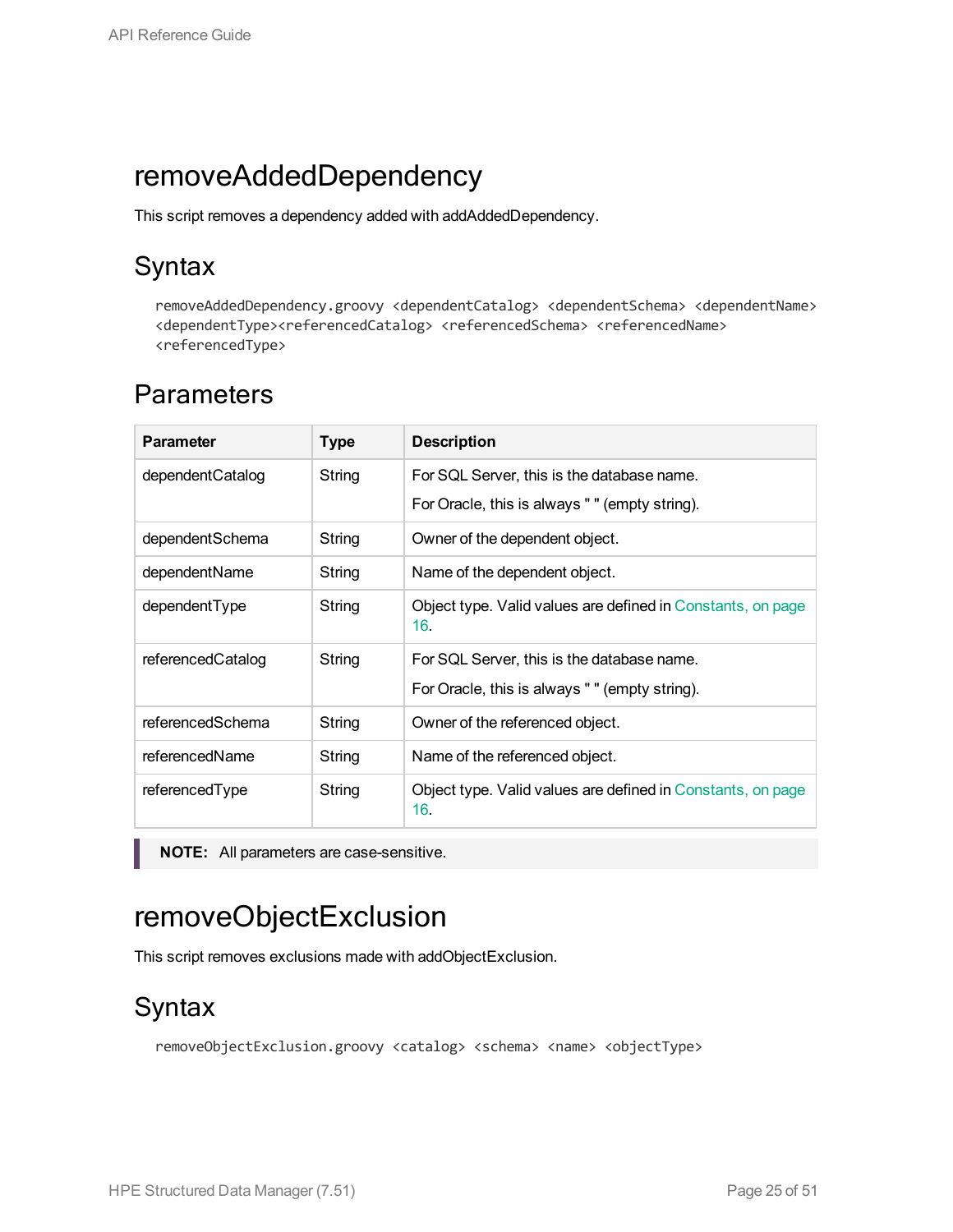# removeAddedDependency

This script removes a dependency added with addAddedDependency.

## Syntax

```
removeAddedDependency.groovy <dependentCatalog> <dependentSchema> <dependentName>
<dependentType><referencedCatalog> <referencedSchema> <referencedName>
<referencedType>
```

## Parameters

| Parameter | Type | Description |
|---|---|---|
| dependentCatalog | String | For SQL Server, this is the database name.<br>For Oracle, this is always " " (empty string). |
| dependentSchema | String | Owner of the dependent object. |
| dependentName | String | Name of the dependent object. |
| dependentType | String | Object type. Valid values are defined in Constants, on page 16. |
| referencedCatalog | String | For SQL Server, this is the database name.<br>For Oracle, this is always " " (empty string). |
| referencedSchema | String | Owner of the referenced object. |
| referencedName | String | Name of the referenced object. |
| referencedType | String | Object type. Valid values are defined in Constants, on page 16. |

> **NOTE:** All parameters are case-sensitive.

# removeObjectExclusion

This script removes exclusions made with addObjectExclusion.

## Syntax

```
removeObjectExclusion.groovy <catalog> <schema> <name> <objectType>
```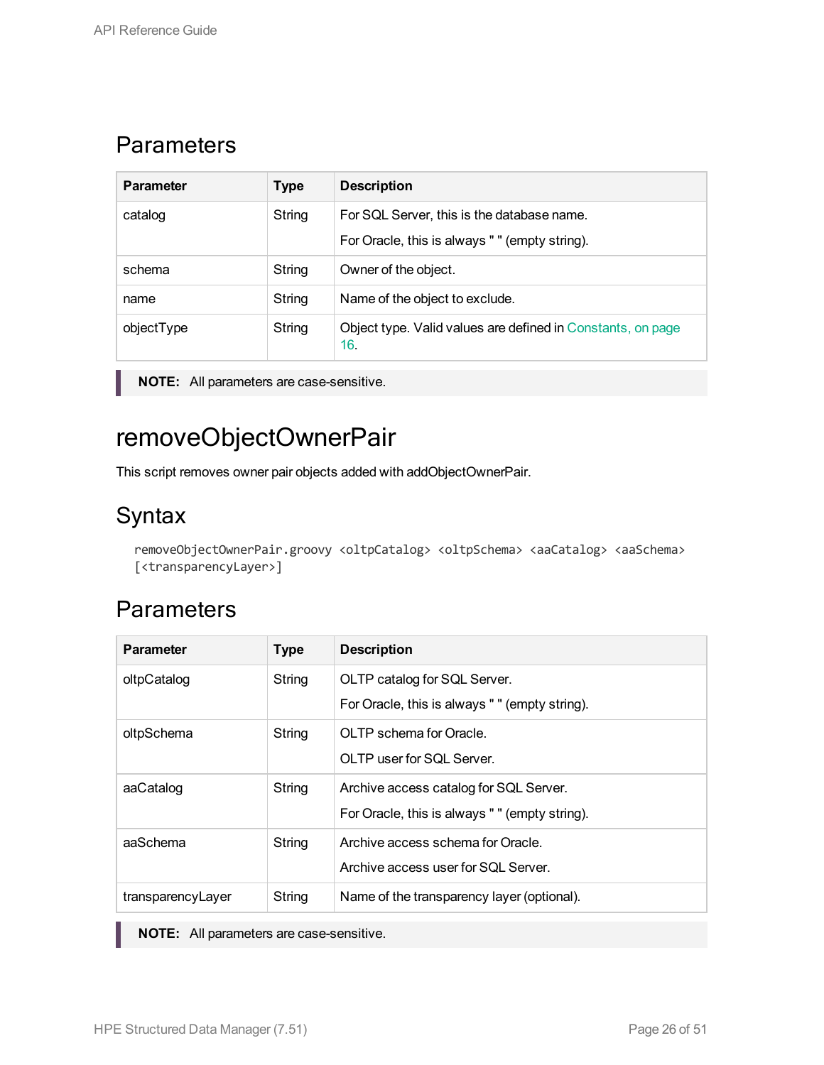## Parameters

| Parameter | Type | Description |
|---|---|---|
| catalog | String | For SQL Server, this is the database name.<br>For Oracle, this is always " " (empty string). |
| schema | String | Owner of the object. |
| name | String | Name of the object to exclude. |
| objectType | String | Object type. Valid values are defined in Constants, on page 16. |

**NOTE:** All parameters are case-sensitive.

# removeObjectOwnerPair

This script removes owner pair objects added with addObjectOwnerPair.

## Syntax

```
removeObjectOwnerPair.groovy <oltpCatalog> <oltpSchema> <aaCatalog> <aaSchema>
[<transparencyLayer>]
```

## Parameters

| Parameter | Type | Description |
|---|---|---|
| oltpCatalog | String | OLTP catalog for SQL Server.<br>For Oracle, this is always " " (empty string). |
| oltpSchema | String | OLTP schema for Oracle.<br>OLTP user for SQL Server. |
| aaCatalog | String | Archive access catalog for SQL Server.<br>For Oracle, this is always " " (empty string). |
| aaSchema | String | Archive access schema for Oracle.<br>Archive access user for SQL Server. |
| transparencyLayer | String | Name of the transparency layer (optional). |

**NOTE:** All parameters are case-sensitive.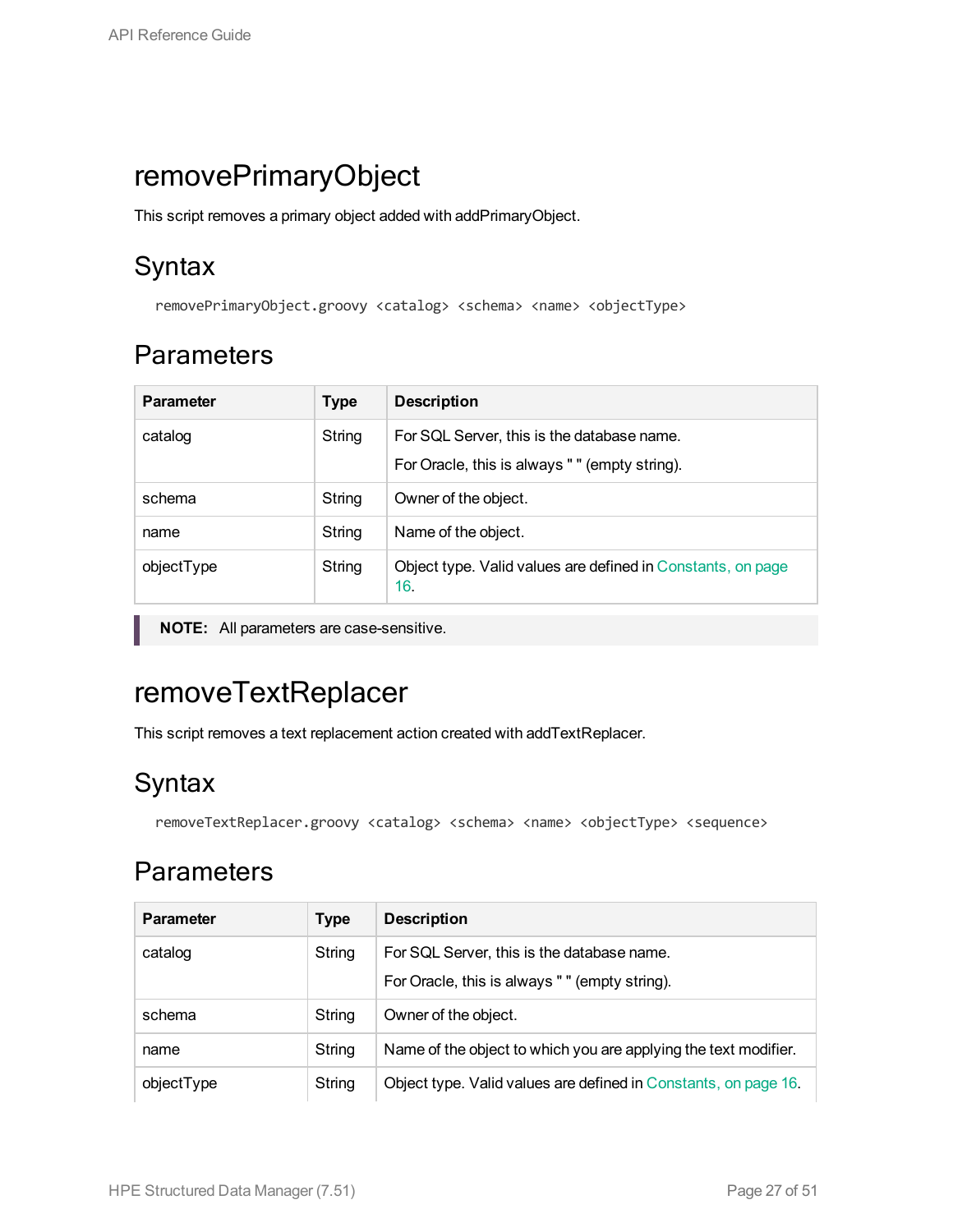# removePrimaryObject

This script removes a primary object added with addPrimaryObject.

## Syntax

```
removePrimaryObject.groovy <catalog> <schema> <name> <objectType>
```

## Parameters

| Parameter | Type | Description |
|---|---|---|
| catalog | String | For SQL Server, this is the database name.<br>For Oracle, this is always " " (empty string). |
| schema | String | Owner of the object. |
| name | String | Name of the object. |
| objectType | String | Object type. Valid values are defined in Constants, on page 16. |

**NOTE:** All parameters are case-sensitive.

# removeTextReplacer

This script removes a text replacement action created with addTextReplacer.

## Syntax

```
removeTextReplacer.groovy <catalog> <schema> <name> <objectType> <sequence>
```

## Parameters

| Parameter | Type | Description |
|---|---|---|
| catalog | String | For SQL Server, this is the database name.<br>For Oracle, this is always " " (empty string). |
| schema | String | Owner of the object. |
| name | String | Name of the object to which you are applying the text modifier. |
| objectType | String | Object type. Valid values are defined in Constants, on page 16. |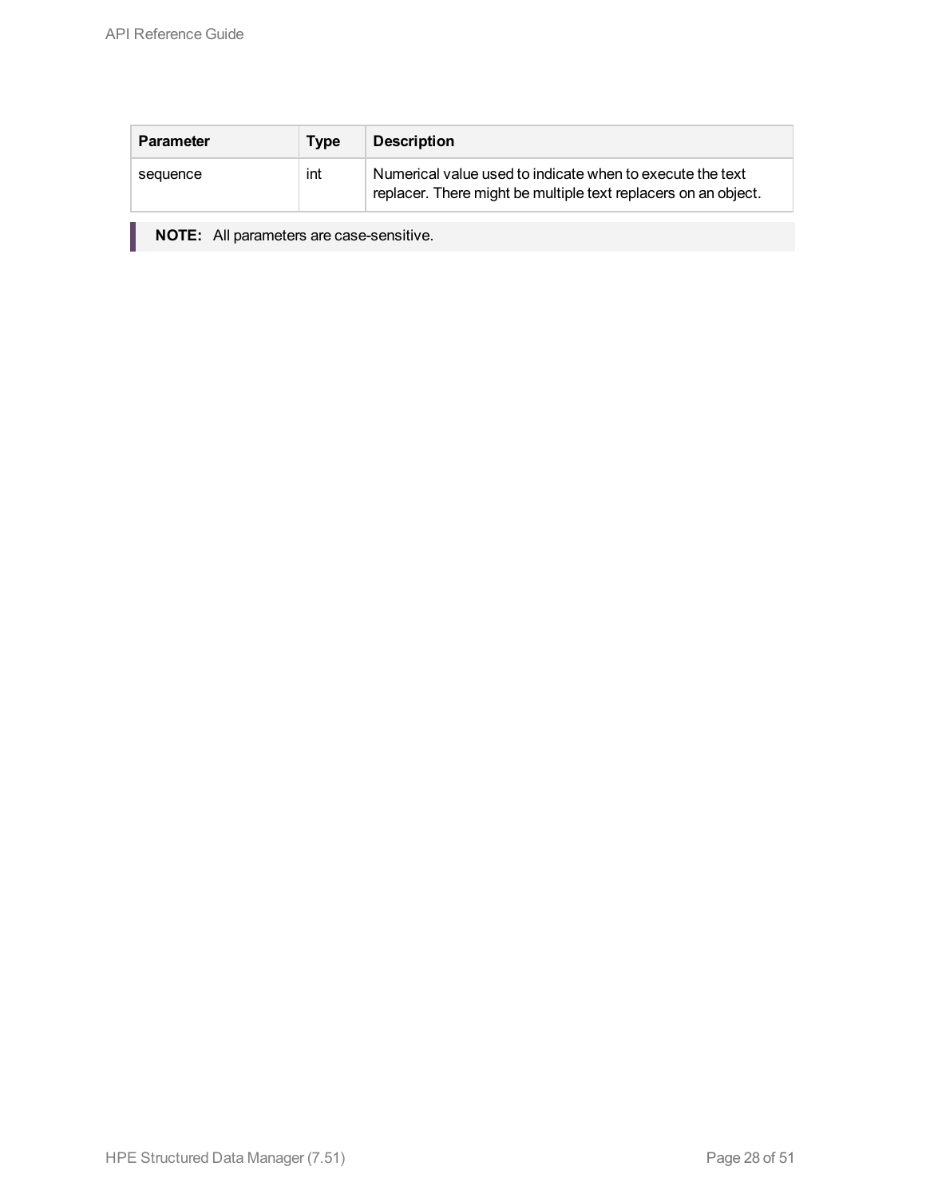| Parameter | Type | Description |
| --- | --- | --- |
| sequence | int | Numerical value used to indicate when to execute the text replacer. There might be multiple text replacers on an object. |

> **NOTE:** All parameters are case-sensitive.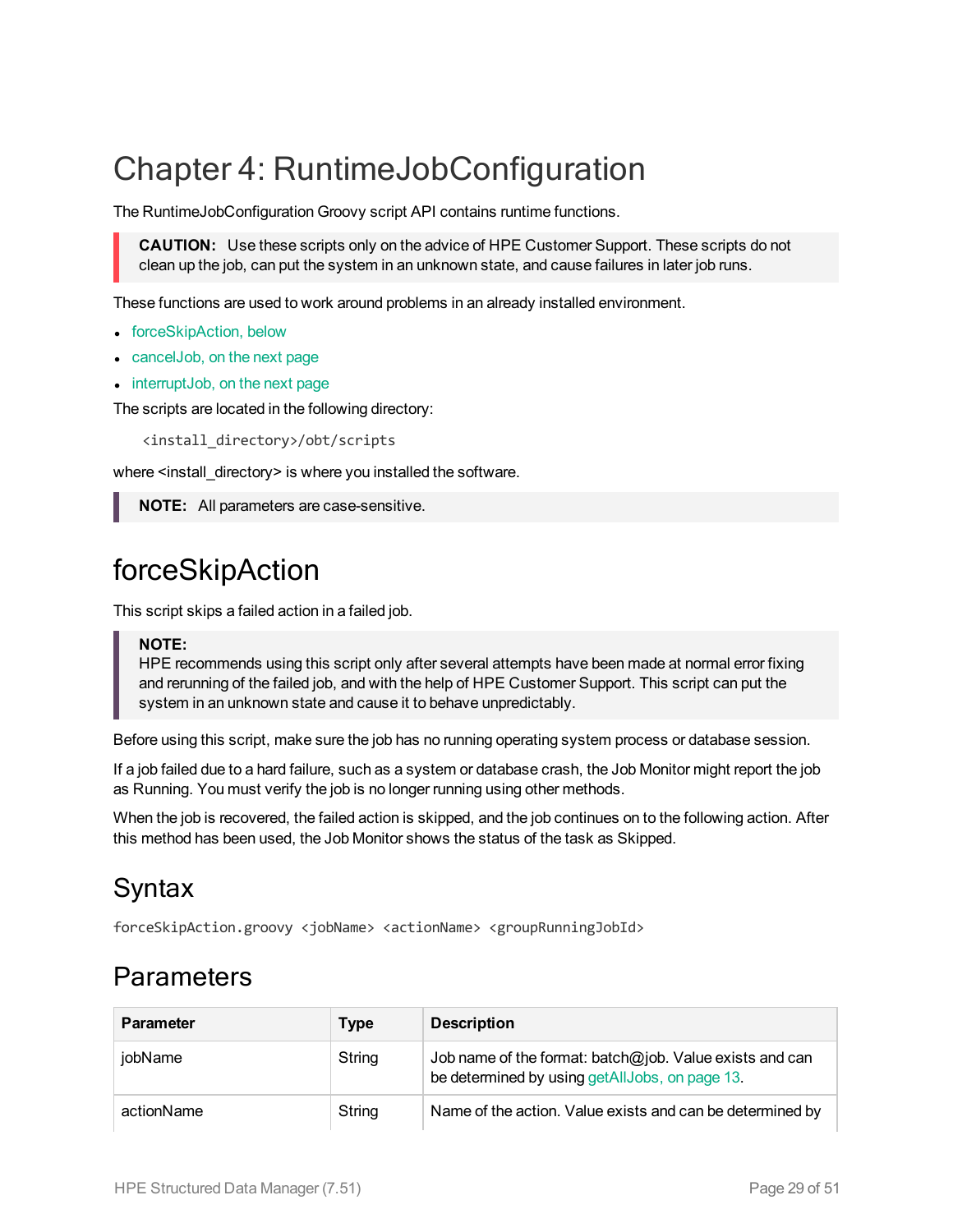# Chapter 4: RuntimeJobConfiguration

The RuntimeJobConfiguration Groovy script API contains runtime functions.

> **CAUTION:** Use these scripts only on the advice of HPE Customer Support. These scripts do not clean up the job, can put the system in an unknown state, and cause failures in later job runs.

These functions are used to work around problems in an already installed environment.

- forceSkipAction, below
- cancelJob, on the next page
- interruptJob, on the next page

The scripts are located in the following directory:

```
<install_directory>/obt/scripts
```

where <install_directory> is where you installed the software.

> **NOTE:** All parameters are case-sensitive.

## forceSkipAction

This script skips a failed action in a failed job.

> **NOTE:**
> HPE recommends using this script only after several attempts have been made at normal error fixing and rerunning of the failed job, and with the help of HPE Customer Support. This script can put the system in an unknown state and cause it to behave unpredictably.

Before using this script, make sure the job has no running operating system process or database session.

If a job failed due to a hard failure, such as a system or database crash, the Job Monitor might report the job as Running. You must verify the job is no longer running using other methods.

When the job is recovered, the failed action is skipped, and the job continues on to the following action. After this method has been used, the Job Monitor shows the status of the task as Skipped.

### Syntax

```
forceSkipAction.groovy <jobName> <actionName> <groupRunningJobId>
```

### Parameters

| Parameter | Type | Description |
|---|---|---|
| jobName | String | Job name of the format: batch@job. Value exists and can be determined by using getAllJobs, on page 13. |
| actionName | String | Name of the action. Value exists and can be determined by |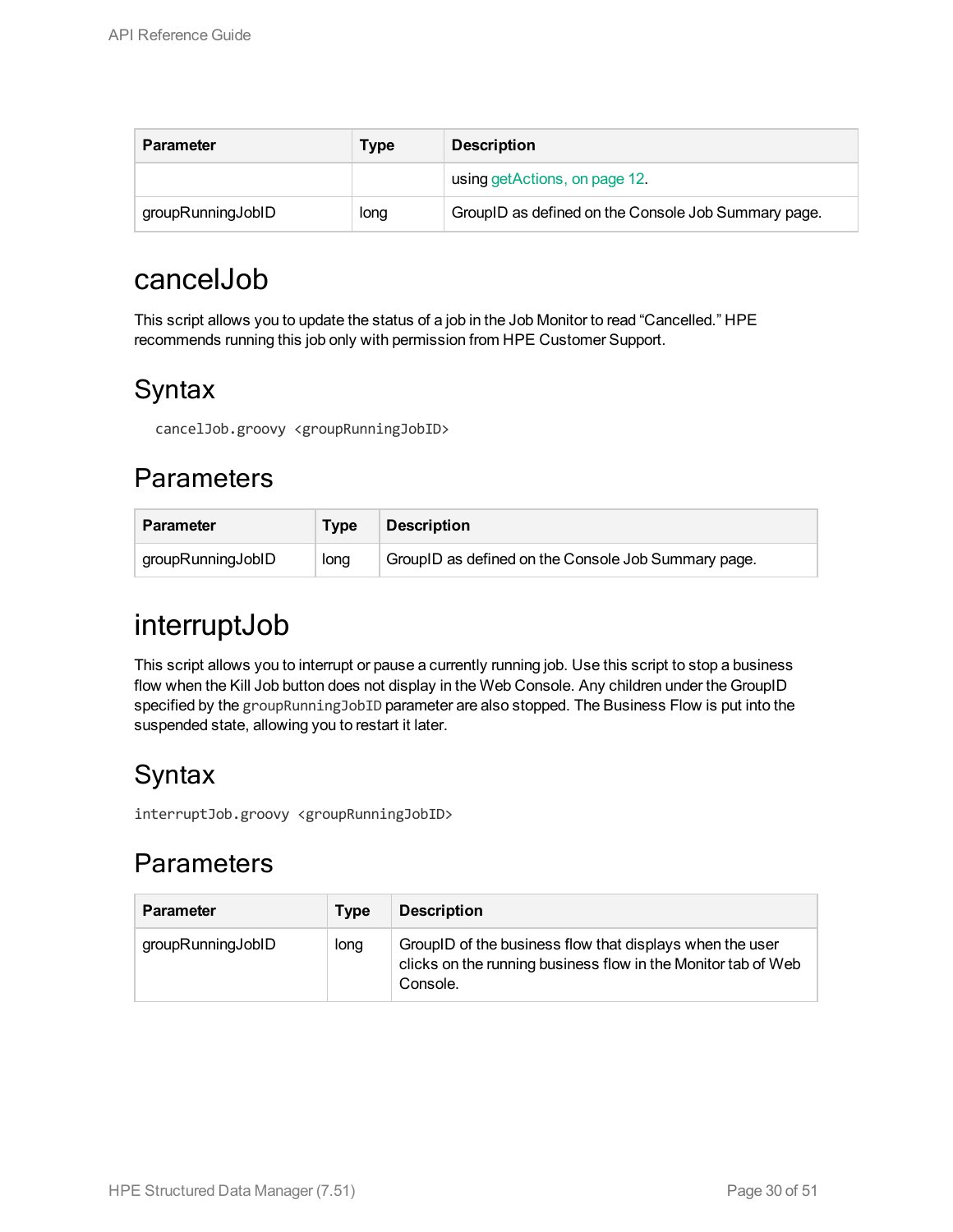| Parameter | Type | Description |
| --- | --- | --- |
| | | using getActions, on page 12. |
| groupRunningJobID | long | GroupID as defined on the Console Job Summary page. |

# cancelJob

This script allows you to update the status of a job in the Job Monitor to read “Cancelled.” HPE recommends running this job only with permission from HPE Customer Support.

## Syntax

```
cancelJob.groovy <groupRunningJobID>
```

## Parameters

| Parameter | Type | Description |
| --- | --- | --- |
| groupRunningJobID | long | GroupID as defined on the Console Job Summary page. |

# interruptJob

This script allows you to interrupt or pause a currently running job. Use this script to stop a business flow when the Kill Job button does not display in the Web Console. Any children under the GroupID specified by the `groupRunningJobID` parameter are also stopped. The Business Flow is put into the suspended state, allowing you to restart it later.

## Syntax

```
interruptJob.groovy <groupRunningJobID>
```

## Parameters

| Parameter | Type | Description |
| --- | --- | --- |
| groupRunningJobID | long | GroupID of the business flow that displays when the user clicks on the running business flow in the Monitor tab of Web Console. |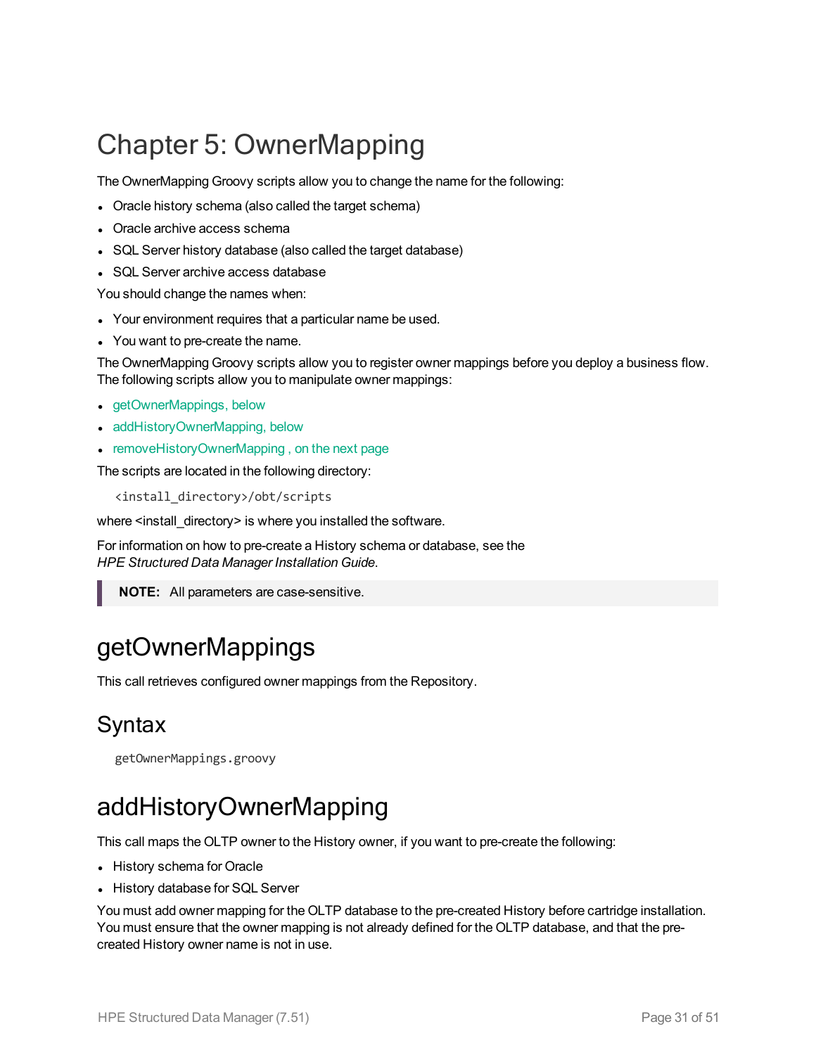# Chapter 5: OwnerMapping

The OwnerMapping Groovy scripts allow you to change the name for the following:

- Oracle history schema (also called the target schema)
- Oracle archive access schema
- SQL Server history database (also called the target database)
- SQL Server archive access database

You should change the names when:

- Your environment requires that a particular name be used.
- You want to pre-create the name.

The OwnerMapping Groovy scripts allow you to register owner mappings before you deploy a business flow. The following scripts allow you to manipulate owner mappings:

- getOwnerMappings, below
- addHistoryOwnerMapping, below
- removeHistoryOwnerMapping , on the next page

The scripts are located in the following directory:

```
<install_directory>/obt/scripts
```

where <install_directory> is where you installed the software.

For information on how to pre-create a History schema or database, see the *HPE Structured Data Manager Installation Guide*.

> **NOTE:** All parameters are case-sensitive.

## getOwnerMappings

This call retrieves configured owner mappings from the Repository.

### Syntax

```
getOwnerMappings.groovy
```

## addHistoryOwnerMapping

This call maps the OLTP owner to the History owner, if you want to pre-create the following:

- History schema for Oracle
- History database for SQL Server

You must add owner mapping for the OLTP database to the pre-created History before cartridge installation. You must ensure that the owner mapping is not already defined for the OLTP database, and that the pre-created History owner name is not in use.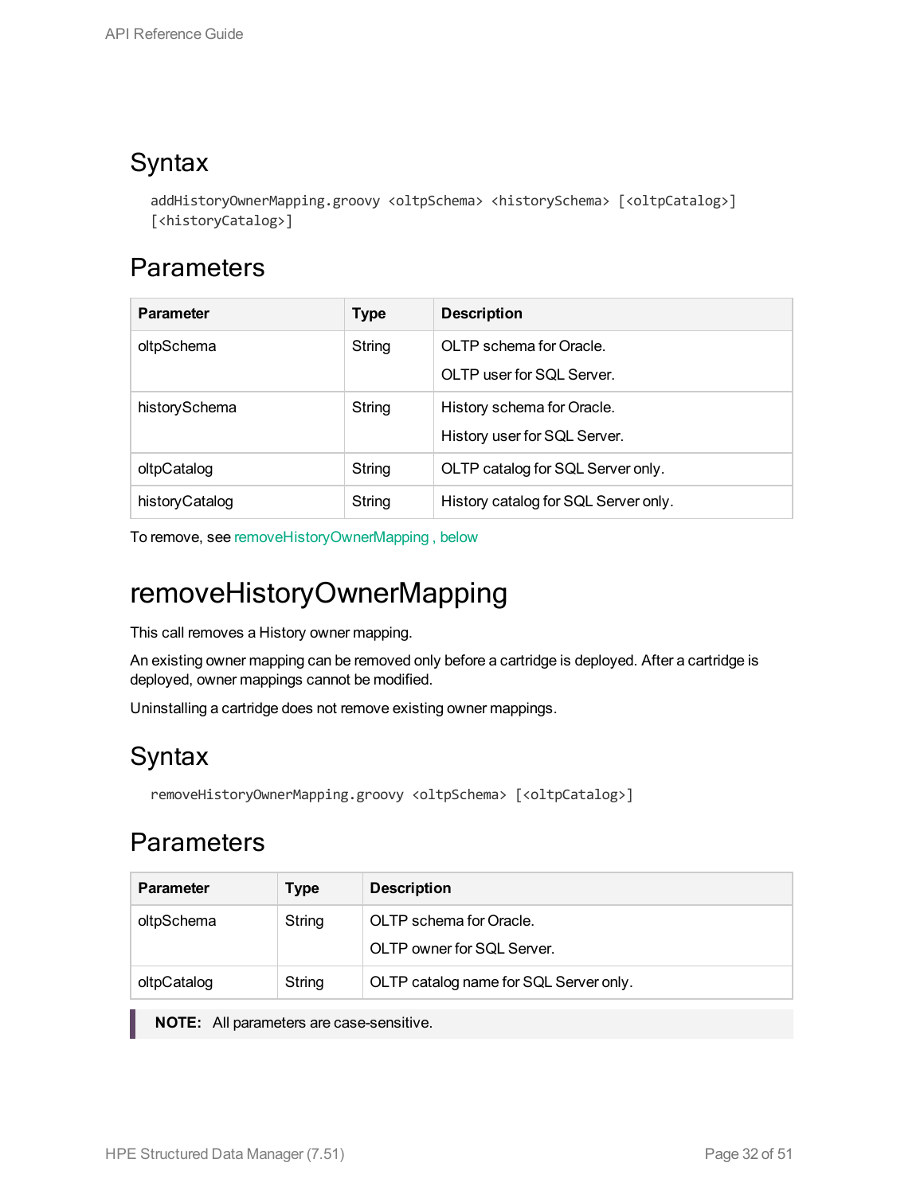## Syntax

```
addHistoryOwnerMapping.groovy <oltpSchema> <historySchema> [<oltpCatalog>]
[<historyCatalog>]
```

## Parameters

| Parameter | Type | Description |
|---|---|---|
| oltpSchema | String | OLTP schema for Oracle.<br>OLTP user for SQL Server. |
| historySchema | String | History schema for Oracle.<br>History user for SQL Server. |
| oltpCatalog | String | OLTP catalog for SQL Server only. |
| historyCatalog | String | History catalog for SQL Server only. |

To remove, see removeHistoryOwnerMapping , below

# removeHistoryOwnerMapping

This call removes a History owner mapping.

An existing owner mapping can be removed only before a cartridge is deployed. After a cartridge is deployed, owner mappings cannot be modified.

Uninstalling a cartridge does not remove existing owner mappings.

## Syntax

```
removeHistoryOwnerMapping.groovy <oltpSchema> [<oltpCatalog>]
```

## Parameters

| Parameter | Type | Description |
|---|---|---|
| oltpSchema | String | OLTP schema for Oracle.<br>OLTP owner for SQL Server. |
| oltpCatalog | String | OLTP catalog name for SQL Server only. |

> **NOTE:** All parameters are case-sensitive.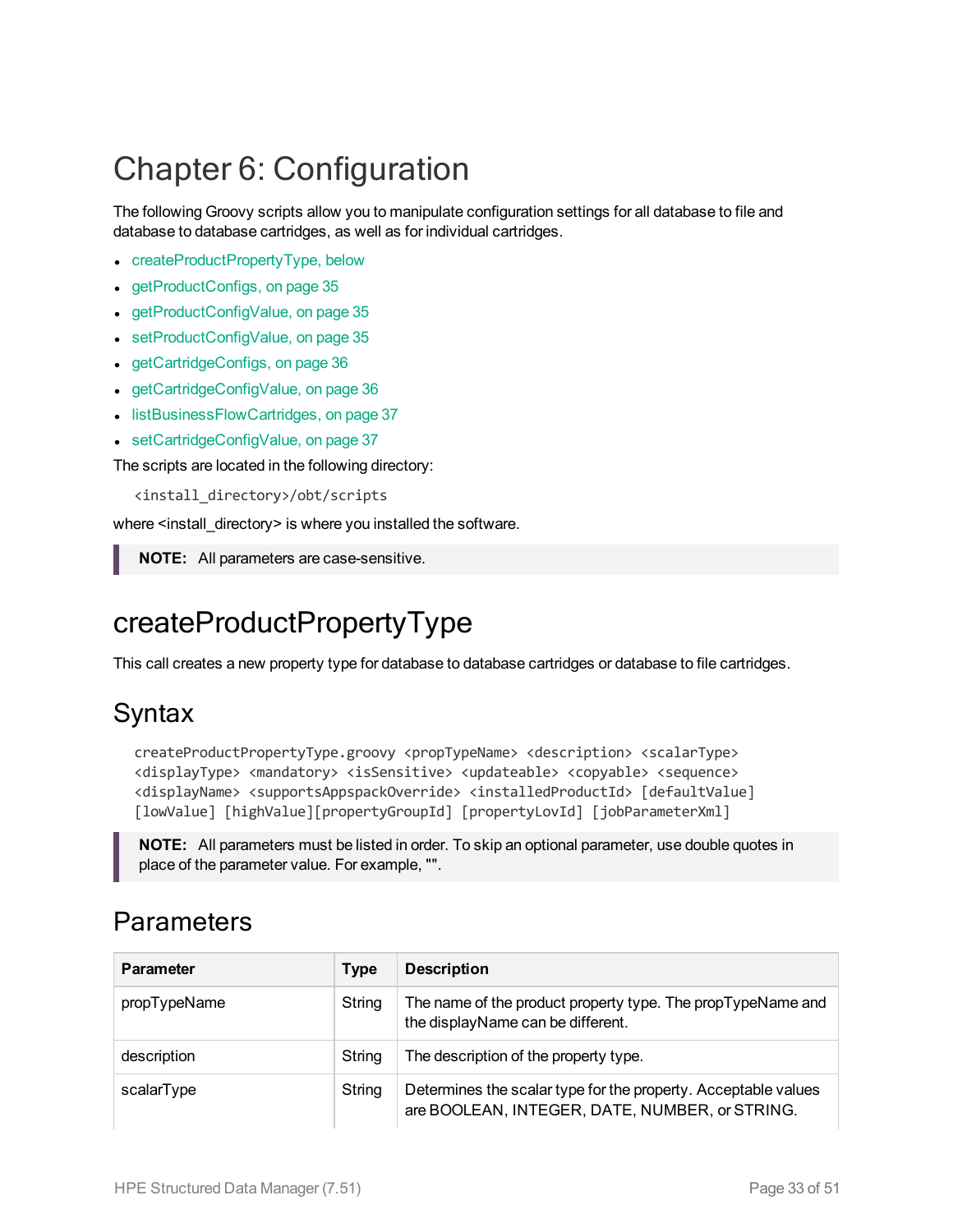# Chapter 6: Configuration

The following Groovy scripts allow you to manipulate configuration settings for all database to file and database to database cartridges, as well as for individual cartridges.

- createProductPropertyType, below
- getProductConfigs, on page 35
- getProductConfigValue, on page 35
- setProductConfigValue, on page 35
- getCartridgeConfigs, on page 36
- getCartridgeConfigValue, on page 36
- listBusinessFlowCartridges, on page 37
- setCartridgeConfigValue, on page 37

The scripts are located in the following directory:

```
<install_directory>/obt/scripts
```

where <install_directory> is where you installed the software.

> **NOTE:** All parameters are case-sensitive.

## createProductPropertyType

This call creates a new property type for database to database cartridges or database to file cartridges.

### Syntax

```
createProductPropertyType.groovy <propTypeName> <description> <scalarType>
<displayType> <mandatory> <isSensitive> <updateable> <copyable> <sequence>
<displayName> <supportsAppspackOverride> <installedProductId> [defaultValue]
[lowValue] [highValue][propertyGroupId] [propertyLovId] [jobParameterXml]
```

> **NOTE:** All parameters must be listed in order. To skip an optional parameter, use double quotes in place of the parameter value. For example, "".

### Parameters

| Parameter | Type | Description |
|---|---|---|
| propTypeName | String | The name of the product property type. The propTypeName and the displayName can be different. |
| description | String | The description of the property type. |
| scalarType | String | Determines the scalar type for the property. Acceptable values are BOOLEAN, INTEGER, DATE, NUMBER, or STRING. |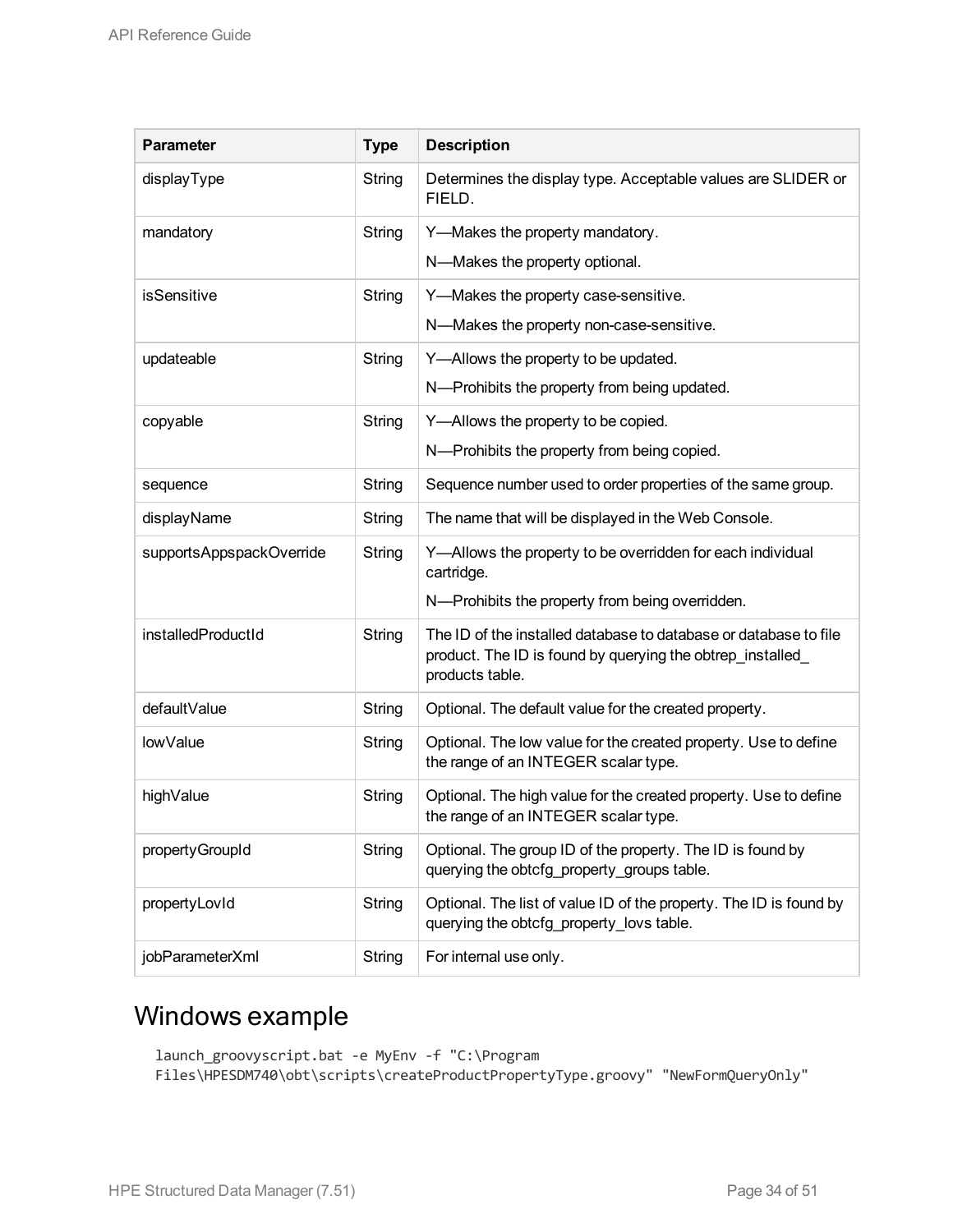| Parameter | Type | Description |
|---|---|---|
| displayType | String | Determines the display type. Acceptable values are SLIDER or FIELD. |
| mandatory | String | Y—Makes the property mandatory.<br>N—Makes the property optional. |
| isSensitive | String | Y—Makes the property case-sensitive.<br>N—Makes the property non-case-sensitive. |
| updateable | String | Y—Allows the property to be updated.<br>N—Prohibits the property from being updated. |
| copyable | String | Y—Allows the property to be copied.<br>N—Prohibits the property from being copied. |
| sequence | String | Sequence number used to order properties of the same group. |
| displayName | String | The name that will be displayed in the Web Console. |
| supportsAppspackOverride | String | Y—Allows the property to be overridden for each individual cartridge.<br>N—Prohibits the property from being overridden. |
| installedProductId | String | The ID of the installed database to database or database to file product. The ID is found by querying the obtrep_installed_products table. |
| defaultValue | String | Optional. The default value for the created property. |
| lowValue | String | Optional. The low value for the created property. Use to define the range of an INTEGER scalar type. |
| highValue | String | Optional. The high value for the created property. Use to define the range of an INTEGER scalar type. |
| propertyGroupId | String | Optional. The group ID of the property. The ID is found by querying the obtcfg_property_groups table. |
| propertyLovId | String | Optional. The list of value ID of the property. The ID is found by querying the obtcfg_property_lovs table. |
| jobParameterXml | String | For internal use only. |

## Windows example

```
launch_groovyscript.bat -e MyEnv -f "C:\Program
Files\HPESDM740\obt\scripts\createProductPropertyType.groovy" "NewFormQueryOnly"
```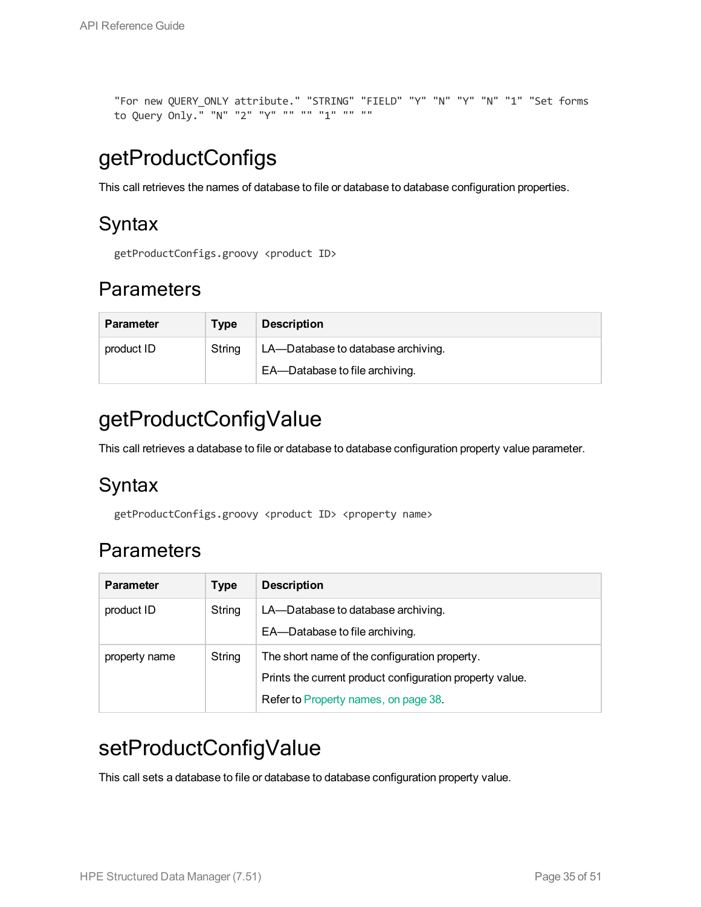```
"For new QUERY_ONLY attribute." "STRING" "FIELD" "Y" "N" "Y" "N" "1" "Set forms
to Query Only." "N" "2" "Y" "" "" "1" "" ""
```

# getProductConfigs

This call retrieves the names of database to file or database to database configuration properties.

## Syntax

```
getProductConfigs.groovy <product ID>
```

## Parameters

| Parameter | Type | Description |
| --- | --- | --- |
| product ID | String | LA—Database to database archiving.<br>EA—Database to file archiving. |

# getProductConfigValue

This call retrieves a database to file or database to database configuration property value parameter.

## Syntax

```
getProductConfigs.groovy <product ID> <property name>
```

## Parameters

| Parameter | Type | Description |
| --- | --- | --- |
| product ID | String | LA—Database to database archiving.<br>EA—Database to file archiving. |
| property name | String | The short name of the configuration property.<br>Prints the current product configuration property value.<br>Refer to Property names, on page 38. |

# setProductConfigValue

This call sets a database to file or database to database configuration property value.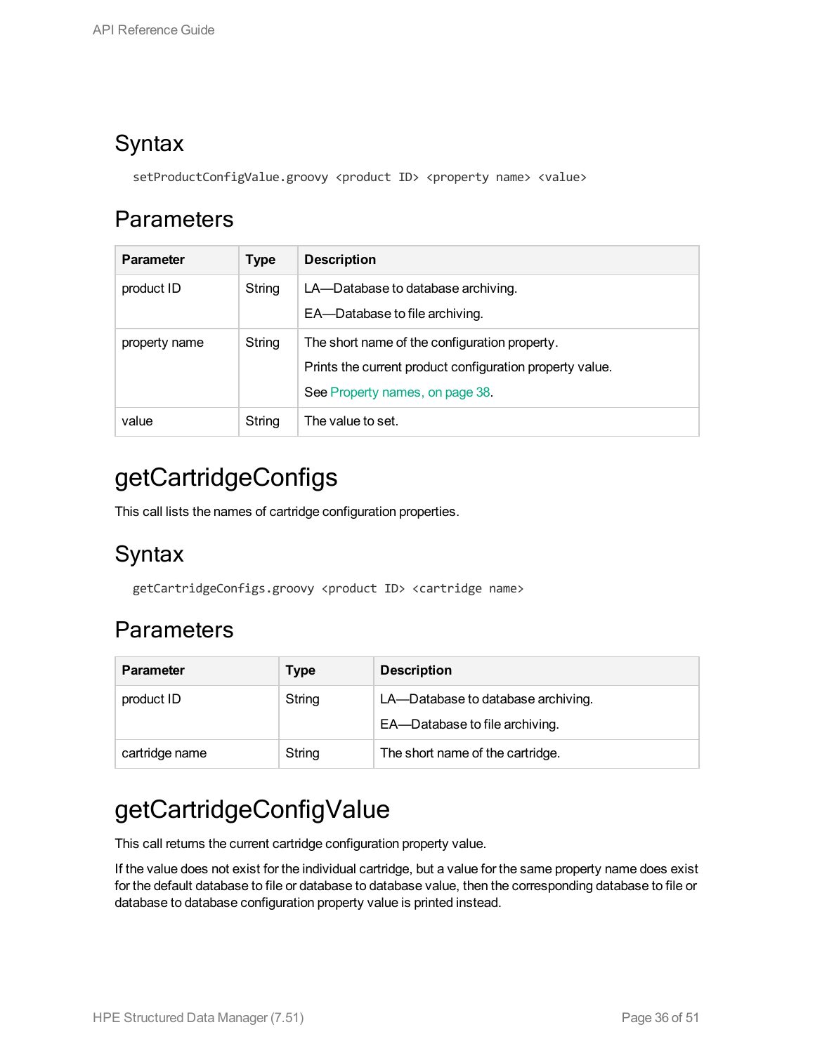## Syntax

```
setProductConfigValue.groovy <product ID> <property name> <value>
```

## Parameters

| Parameter | Type | Description |
|---|---|---|
| product ID | String | LA—Database to database archiving.<br>EA—Database to file archiving. |
| property name | String | The short name of the configuration property.<br>Prints the current product configuration property value.<br>See Property names, on page 38. |
| value | String | The value to set. |

# getCartridgeConfigs

This call lists the names of cartridge configuration properties.

## Syntax

```
getCartridgeConfigs.groovy <product ID> <cartridge name>
```

## Parameters

| Parameter | Type | Description |
|---|---|---|
| product ID | String | LA—Database to database archiving.<br>EA—Database to file archiving. |
| cartridge name | String | The short name of the cartridge. |

# getCartridgeConfigValue

This call returns the current cartridge configuration property value.

If the value does not exist for the individual cartridge, but a value for the same property name does exist for the default database to file or database to database value, then the corresponding database to file or database to database configuration property value is printed instead.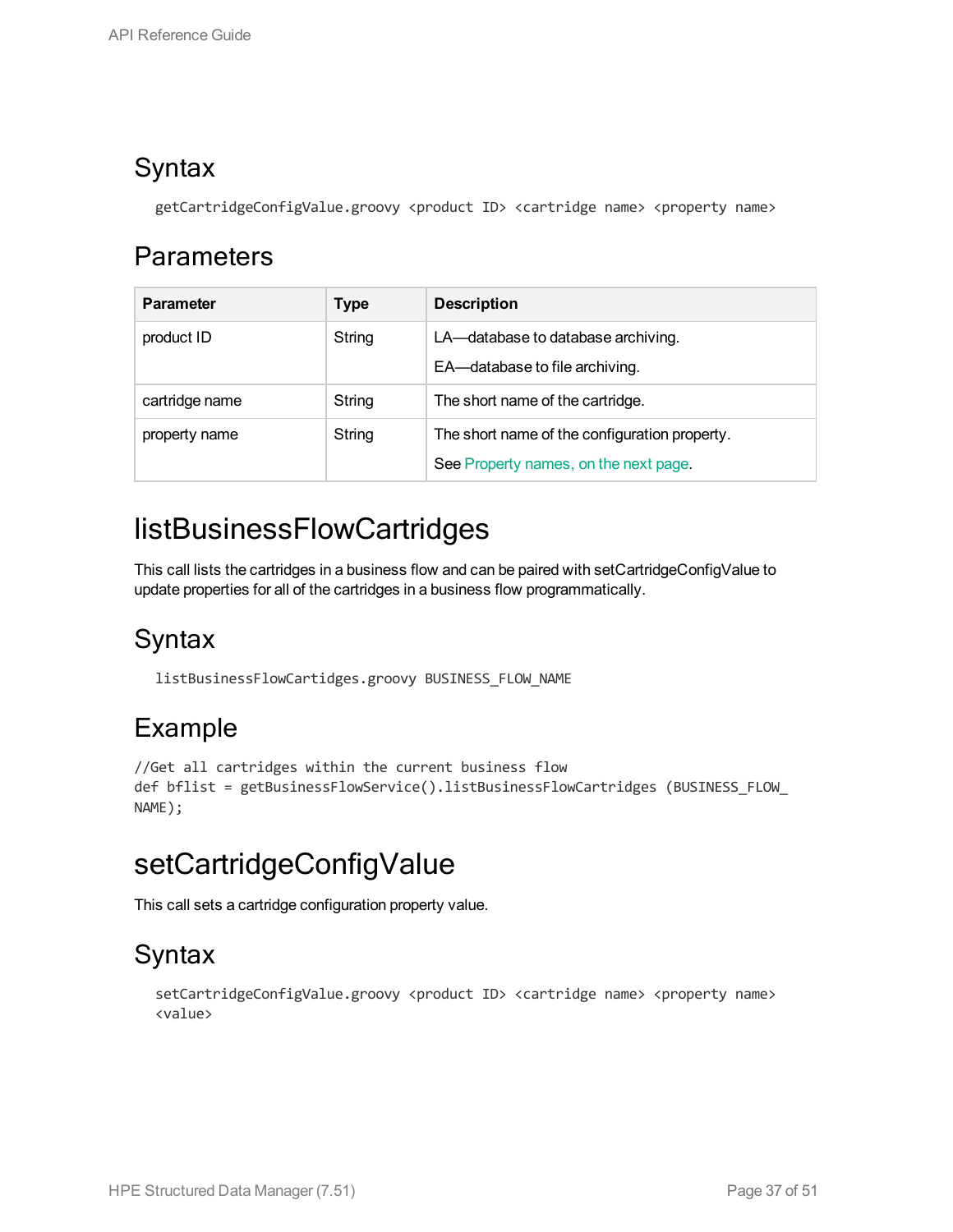## Syntax

```
getCartridgeConfigValue.groovy <product ID> <cartridge name> <property name>
```

## Parameters

| Parameter | Type | Description |
|---|---|---|
| product ID | String | LA—database to database archiving.<br>EA—database to file archiving. |
| cartridge name | String | The short name of the cartridge. |
| property name | String | The short name of the configuration property.<br>See Property names, on the next page. |

# listBusinessFlowCartridges

This call lists the cartridges in a business flow and can be paired with setCartridgeConfigValue to update properties for all of the cartridges in a business flow programmatically.

## Syntax

```
listBusinessFlowCartidges.groovy BUSINESS_FLOW_NAME
```

## Example

```
//Get all cartridges within the current business flow
def bflist = getBusinessFlowService().listBusinessFlowCartridges (BUSINESS_FLOW_
NAME);
```

# setCartridgeConfigValue

This call sets a cartridge configuration property value.

## Syntax

```
setCartridgeConfigValue.groovy <product ID> <cartridge name> <property name>
<value>
```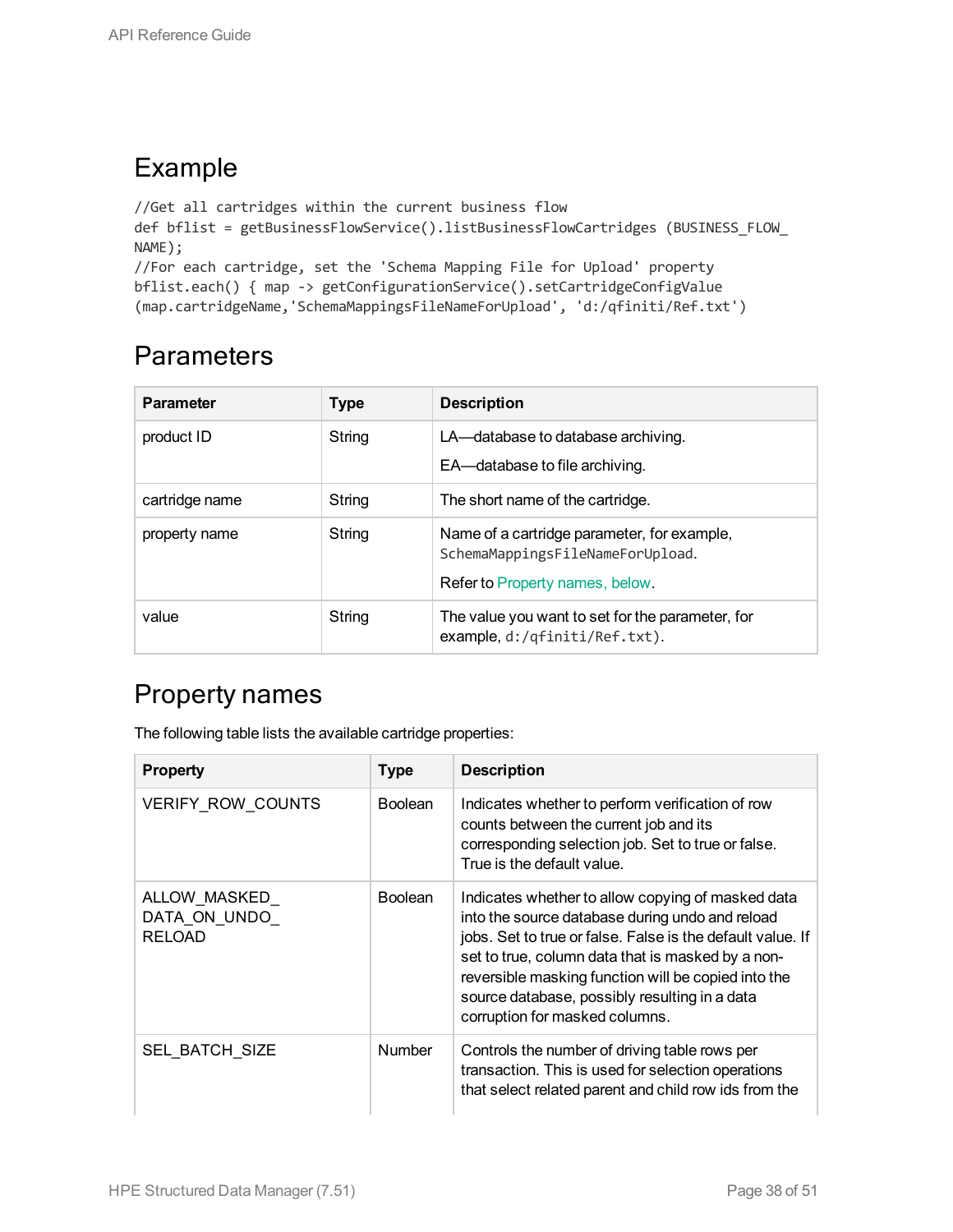## Example

```
//Get all cartridges within the current business flow
def bflist = getBusinessFlowService().listBusinessFlowCartridges (BUSINESS_FLOW_
NAME);
//For each cartridge, set the 'Schema Mapping File for Upload' property
bflist.each() { map -> getConfigurationService().setCartridgeConfigValue
(map.cartridgeName,'SchemaMappingsFileNameForUpload', 'd:/qfiniti/Ref.txt')
```

## Parameters

| Parameter | Type | Description |
|---|---|---|
| product ID | String | LA—database to database archiving.<br><br>EA—database to file archiving. |
| cartridge name | String | The short name of the cartridge. |
| property name | String | Name of a cartridge parameter, for example, `SchemaMappingsFileNameForUpload`.<br><br>Refer to Property names, below. |
| value | String | The value you want to set for the parameter, for example, `d:/qfiniti/Ref.txt`). |

## Property names

The following table lists the available cartridge properties:

| Property | Type | Description |
|---|---|---|
| VERIFY_ROW_COUNTS | Boolean | Indicates whether to perform verification of row counts between the current job and its corresponding selection job. Set to true or false. True is the default value. |
| ALLOW_MASKED_DATA_ON_UNDO_RELOAD | Boolean | Indicates whether to allow copying of masked data into the source database during undo and reload jobs. Set to true or false. False is the default value. If set to true, column data that is masked by a non-reversible masking function will be copied into the source database, possibly resulting in a data corruption for masked columns. |
| SEL_BATCH_SIZE | Number | Controls the number of driving table rows per transaction. This is used for selection operations that select related parent and child row ids from the |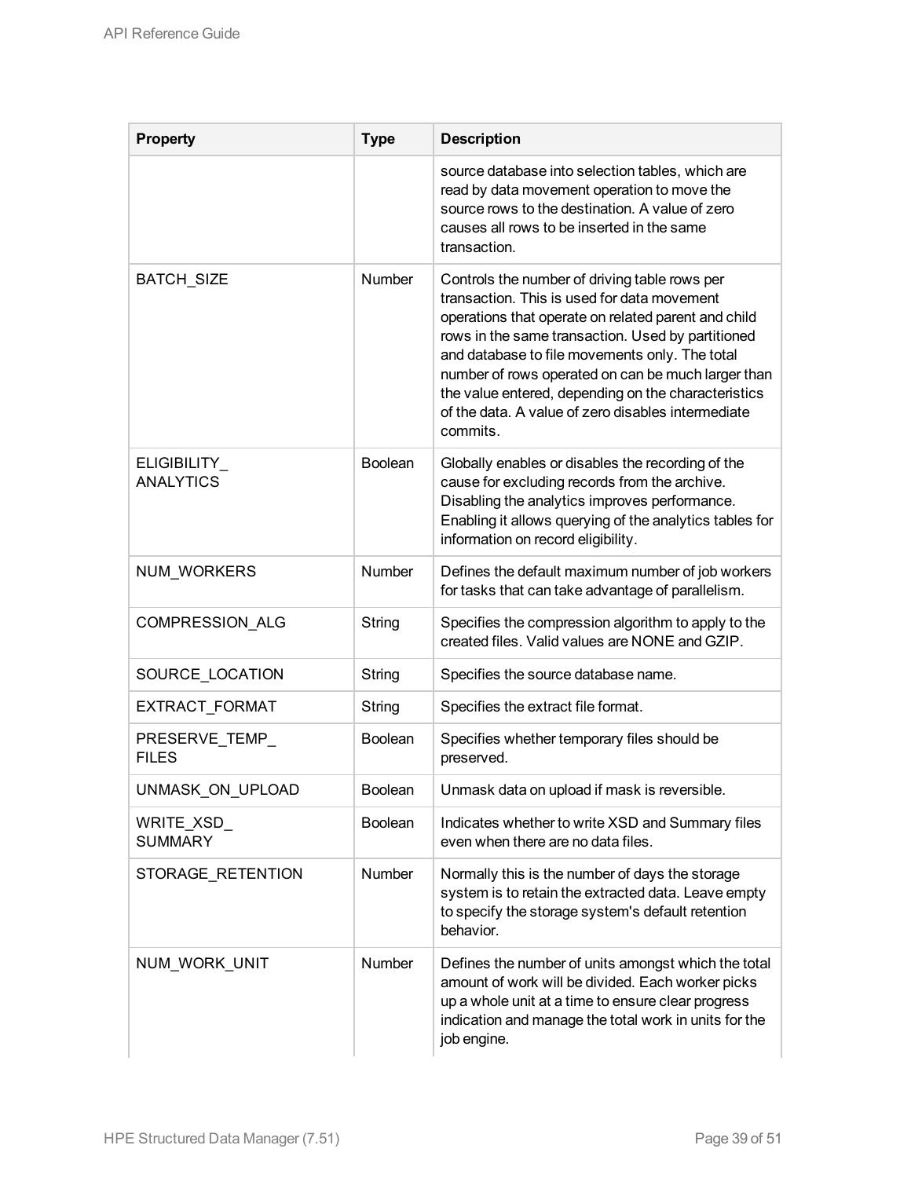| Property | Type | Description |
| --- | --- | --- |
| | | source database into selection tables, which are read by data movement operation to move the source rows to the destination. A value of zero causes all rows to be inserted in the same transaction. |
| BATCH_SIZE | Number | Controls the number of driving table rows per transaction. This is used for data movement operations that operate on related parent and child rows in the same transaction. Used by partitioned and database to file movements only. The total number of rows operated on can be much larger than the value entered, depending on the characteristics of the data. A value of zero disables intermediate commits. |
| ELIGIBILITY_ANALYTICS | Boolean | Globally enables or disables the recording of the cause for excluding records from the archive. Disabling the analytics improves performance. Enabling it allows querying of the analytics tables for information on record eligibility. |
| NUM_WORKERS | Number | Defines the default maximum number of job workers for tasks that can take advantage of parallelism. |
| COMPRESSION_ALG | String | Specifies the compression algorithm to apply to the created files. Valid values are NONE and GZIP. |
| SOURCE_LOCATION | String | Specifies the source database name. |
| EXTRACT_FORMAT | String | Specifies the extract file format. |
| PRESERVE_TEMP_FILES | Boolean | Specifies whether temporary files should be preserved. |
| UNMASK_ON_UPLOAD | Boolean | Unmask data on upload if mask is reversible. |
| WRITE_XSD_SUMMARY | Boolean | Indicates whether to write XSD and Summary files even when there are no data files. |
| STORAGE_RETENTION | Number | Normally this is the number of days the storage system is to retain the extracted data. Leave empty to specify the storage system's default retention behavior. |
| NUM_WORK_UNIT | Number | Defines the number of units amongst which the total amount of work will be divided. Each worker picks up a whole unit at a time to ensure clear progress indication and manage the total work in units for the job engine. |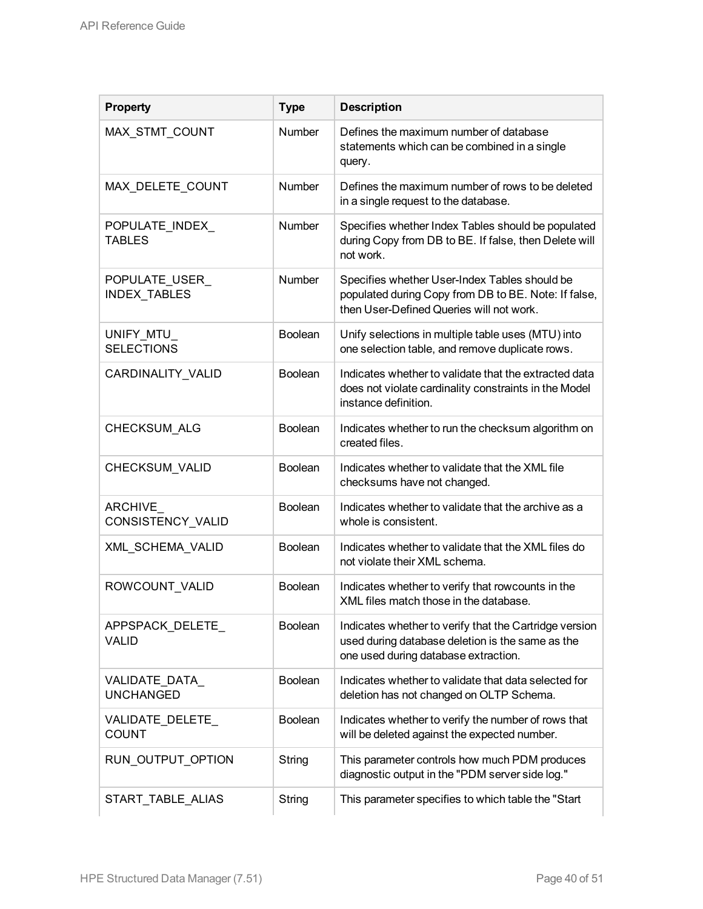| Property | Type | Description |
| --- | --- | --- |
| MAX_STMT_COUNT | Number | Defines the maximum number of database statements which can be combined in a single query. |
| MAX_DELETE_COUNT | Number | Defines the maximum number of rows to be deleted in a single request to the database. |
| POPULATE_INDEX_TABLES | Number | Specifies whether Index Tables should be populated during Copy from DB to BE. If false, then Delete will not work. |
| POPULATE_USER_INDEX_TABLES | Number | Specifies whether User-Index Tables should be populated during Copy from DB to BE. Note: If false, then User-Defined Queries will not work. |
| UNIFY_MTU_SELECTIONS | Boolean | Unify selections in multiple table uses (MTU) into one selection table, and remove duplicate rows. |
| CARDINALITY_VALID | Boolean | Indicates whether to validate that the extracted data does not violate cardinality constraints in the Model instance definition. |
| CHECKSUM_ALG | Boolean | Indicates whether to run the checksum algorithm on created files. |
| CHECKSUM_VALID | Boolean | Indicates whether to validate that the XML file checksums have not changed. |
| ARCHIVE_CONSISTENCY_VALID | Boolean | Indicates whether to validate that the archive as a whole is consistent. |
| XML_SCHEMA_VALID | Boolean | Indicates whether to validate that the XML files do not violate their XML schema. |
| ROWCOUNT_VALID | Boolean | Indicates whether to verify that rowcounts in the XML files match those in the database. |
| APPSPACK_DELETE_VALID | Boolean | Indicates whether to verify that the Cartridge version used during database deletion is the same as the one used during database extraction. |
| VALIDATE_DATA_UNCHANGED | Boolean | Indicates whether to validate that data selected for deletion has not changed on OLTP Schema. |
| VALIDATE_DELETE_COUNT | Boolean | Indicates whether to verify the number of rows that will be deleted against the expected number. |
| RUN_OUTPUT_OPTION | String | This parameter controls how much PDM produces diagnostic output in the "PDM server side log." |
| START_TABLE_ALIAS | String | This parameter specifies to which table the "Start |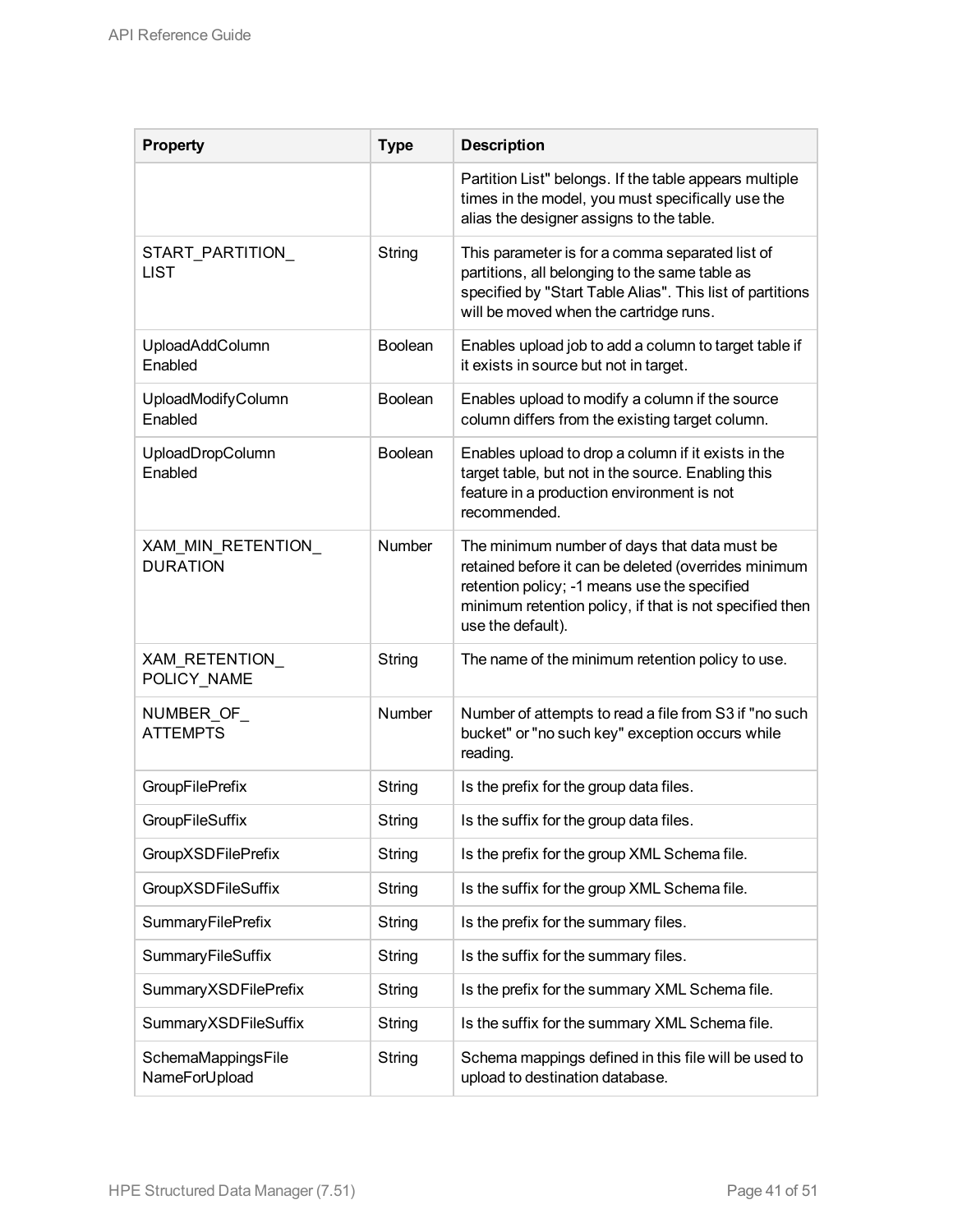| Property | Type | Description |
| --- | --- | --- |
| | | Partition List" belongs. If the table appears multiple times in the model, you must specifically use the alias the designer assigns to the table. |
| START_PARTITION_LIST | String | This parameter is for a comma separated list of partitions, all belonging to the same table as specified by "Start Table Alias". This list of partitions will be moved when the cartridge runs. |
| UploadAddColumnEnabled | Boolean | Enables upload job to add a column to target table if it exists in source but not in target. |
| UploadModifyColumnEnabled | Boolean | Enables upload to modify a column if the source column differs from the existing target column. |
| UploadDropColumnEnabled | Boolean | Enables upload to drop a column if it exists in the target table, but not in the source. Enabling this feature in a production environment is not recommended. |
| XAM_MIN_RETENTION_DURATION | Number | The minimum number of days that data must be retained before it can be deleted (overrides minimum retention policy; -1 means use the specified minimum retention policy, if that is not specified then use the default). |
| XAM_RETENTION_POLICY_NAME | String | The name of the minimum retention policy to use. |
| NUMBER_OF_ATTEMPTS | Number | Number of attempts to read a file from S3 if "no such bucket" or "no such key" exception occurs while reading. |
| GroupFilePrefix | String | Is the prefix for the group data files. |
| GroupFileSuffix | String | Is the suffix for the group data files. |
| GroupXSDFilePrefix | String | Is the prefix for the group XML Schema file. |
| GroupXSDFileSuffix | String | Is the suffix for the group XML Schema file. |
| SummaryFilePrefix | String | Is the prefix for the summary files. |
| SummaryFileSuffix | String | Is the suffix for the summary files. |
| SummaryXSDFilePrefix | String | Is the prefix for the summary XML Schema file. |
| SummaryXSDFileSuffix | String | Is the suffix for the summary XML Schema file. |
| SchemaMappingsFileNameForUpload | String | Schema mappings defined in this file will be used to upload to destination database. |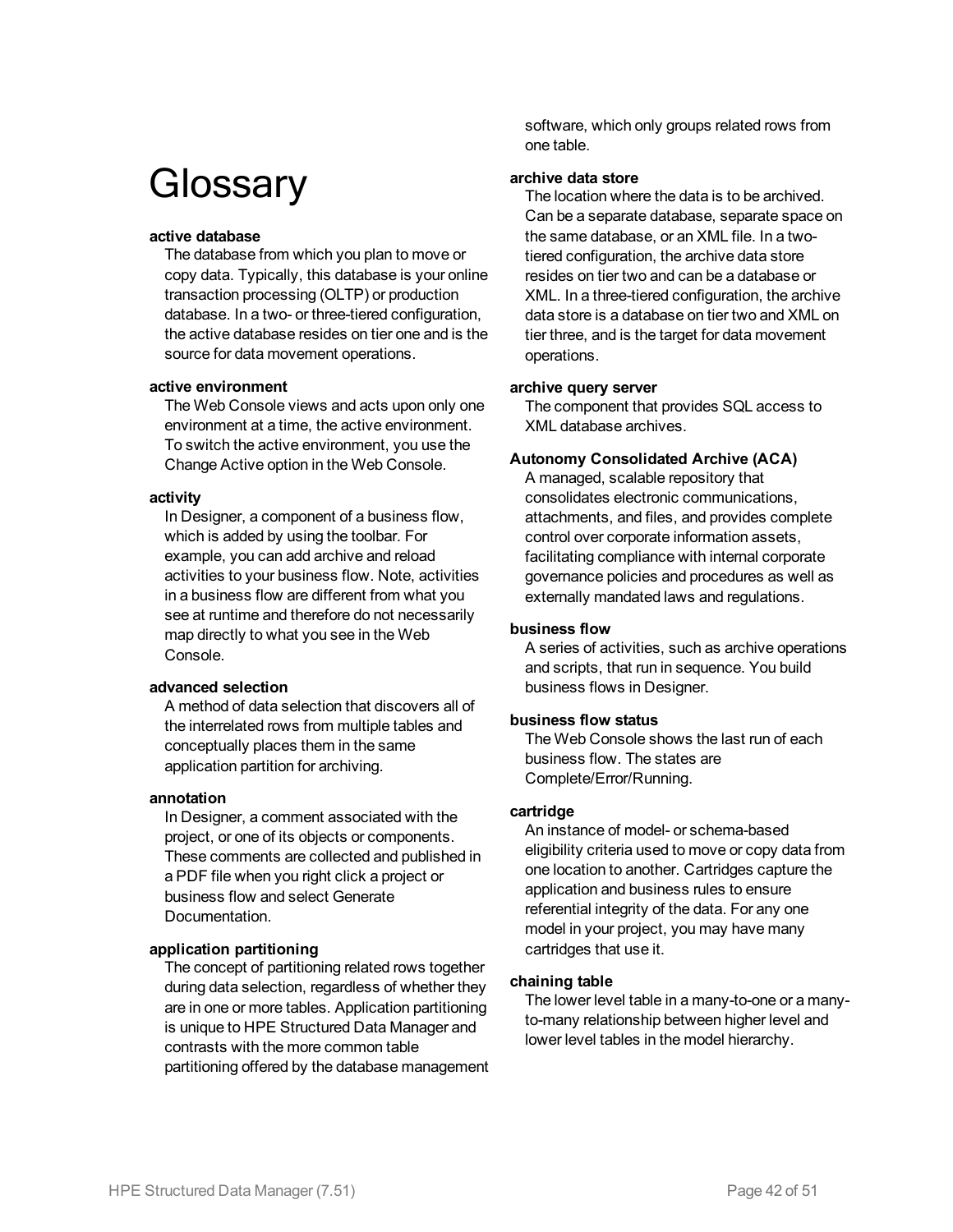# Glossary

**active database**

The database from which you plan to move or copy data. Typically, this database is your online transaction processing (OLTP) or production database. In a two- or three-tiered configuration, the active database resides on tier one and is the source for data movement operations.

**active environment**

The Web Console views and acts upon only one environment at a time, the active environment. To switch the active environment, you use the Change Active option in the Web Console.

**activity**

In Designer, a component of a business flow, which is added by using the toolbar. For example, you can add archive and reload activities to your business flow. Note, activities in a business flow are different from what you see at runtime and therefore do not necessarily map directly to what you see in the Web Console.

**advanced selection**

A method of data selection that discovers all of the interrelated rows from multiple tables and conceptually places them in the same application partition for archiving.

**annotation**

In Designer, a comment associated with the project, or one of its objects or components. These comments are collected and published in a PDF file when you right click a project or business flow and select Generate Documentation.

**application partitioning**

The concept of partitioning related rows together during data selection, regardless of whether they are in one or more tables. Application partitioning is unique to HPE Structured Data Manager and contrasts with the more common table partitioning offered by the database management software, which only groups related rows from one table.

**archive data store**

The location where the data is to be archived. Can be a separate database, separate space on the same database, or an XML file. In a two-tiered configuration, the archive data store resides on tier two and can be a database or XML. In a three-tiered configuration, the archive data store is a database on tier two and XML on tier three, and is the target for data movement operations.

**archive query server**

The component that provides SQL access to XML database archives.

**Autonomy Consolidated Archive (ACA)**

A managed, scalable repository that consolidates electronic communications, attachments, and files, and provides complete control over corporate information assets, facilitating compliance with internal corporate governance policies and procedures as well as externally mandated laws and regulations.

**business flow**

A series of activities, such as archive operations and scripts, that run in sequence. You build business flows in Designer.

**business flow status**

The Web Console shows the last run of each business flow. The states are Complete/Error/Running.

**cartridge**

An instance of model- or schema-based eligibility criteria used to move or copy data from one location to another. Cartridges capture the application and business rules to ensure referential integrity of the data. For any one model in your project, you may have many cartridges that use it.

**chaining table**

The lower level table in a many-to-one or a many-to-many relationship between higher level and lower level tables in the model hierarchy.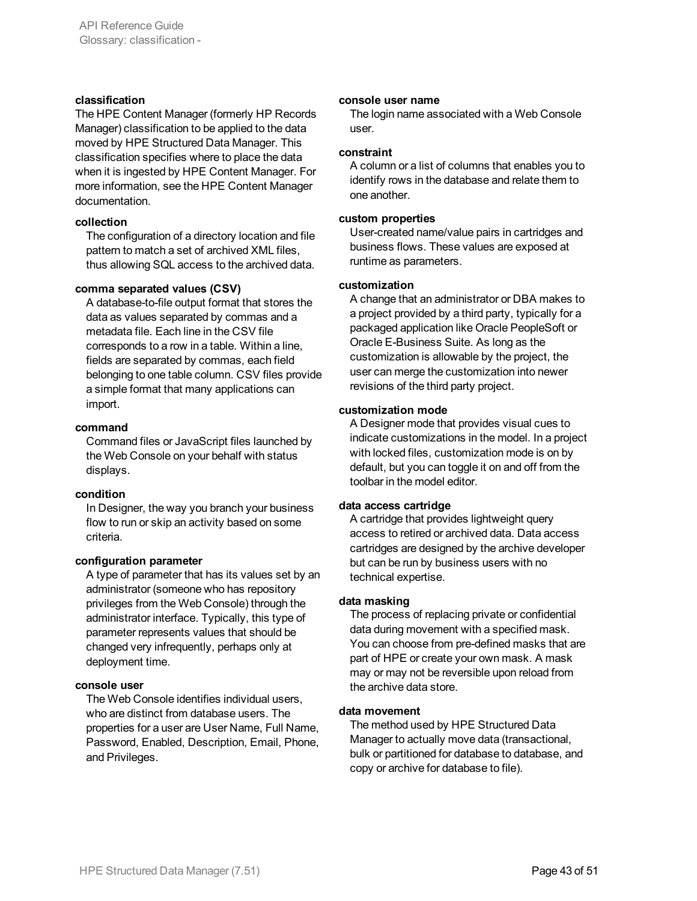**classification**

The HPE Content Manager (formerly HP Records Manager) classification to be applied to the data moved by HPE Structured Data Manager. This classification specifies where to place the data when it is ingested by HPE Content Manager. For more information, see the HPE Content Manager documentation.

**collection**

The configuration of a directory location and file pattern to match a set of archived XML files, thus allowing SQL access to the archived data.

**comma separated values (CSV)**

A database-to-file output format that stores the data as values separated by commas and a metadata file. Each line in the CSV file corresponds to a row in a table. Within a line, fields are separated by commas, each field belonging to one table column. CSV files provide a simple format that many applications can import.

**command**

Command files or JavaScript files launched by the Web Console on your behalf with status displays.

**condition**

In Designer, the way you branch your business flow to run or skip an activity based on some criteria.

**configuration parameter**

A type of parameter that has its values set by an administrator (someone who has repository privileges from the Web Console) through the administrator interface. Typically, this type of parameter represents values that should be changed very infrequently, perhaps only at deployment time.

**console user**

The Web Console identifies individual users, who are distinct from database users. The properties for a user are User Name, Full Name, Password, Enabled, Description, Email, Phone, and Privileges.

**console user name**

The login name associated with a Web Console user.

**constraint**

A column or a list of columns that enables you to identify rows in the database and relate them to one another.

**custom properties**

User-created name/value pairs in cartridges and business flows. These values are exposed at runtime as parameters.

**customization**

A change that an administrator or DBA makes to a project provided by a third party, typically for a packaged application like Oracle PeopleSoft or Oracle E-Business Suite. As long as the customization is allowable by the project, the user can merge the customization into newer revisions of the third party project.

**customization mode**

A Designer mode that provides visual cues to indicate customizations in the model. In a project with locked files, customization mode is on by default, but you can toggle it on and off from the toolbar in the model editor.

**data access cartridge**

A cartridge that provides lightweight query access to retired or archived data. Data access cartridges are designed by the archive developer but can be run by business users with no technical expertise.

**data masking**

The process of replacing private or confidential data during movement with a specified mask. You can choose from pre-defined masks that are part of HPE or create your own mask. A mask may or may not be reversible upon reload from the archive data store.

**data movement**

The method used by HPE Structured Data Manager to actually move data (transactional, bulk or partitioned for database to database, and copy or archive for database to file).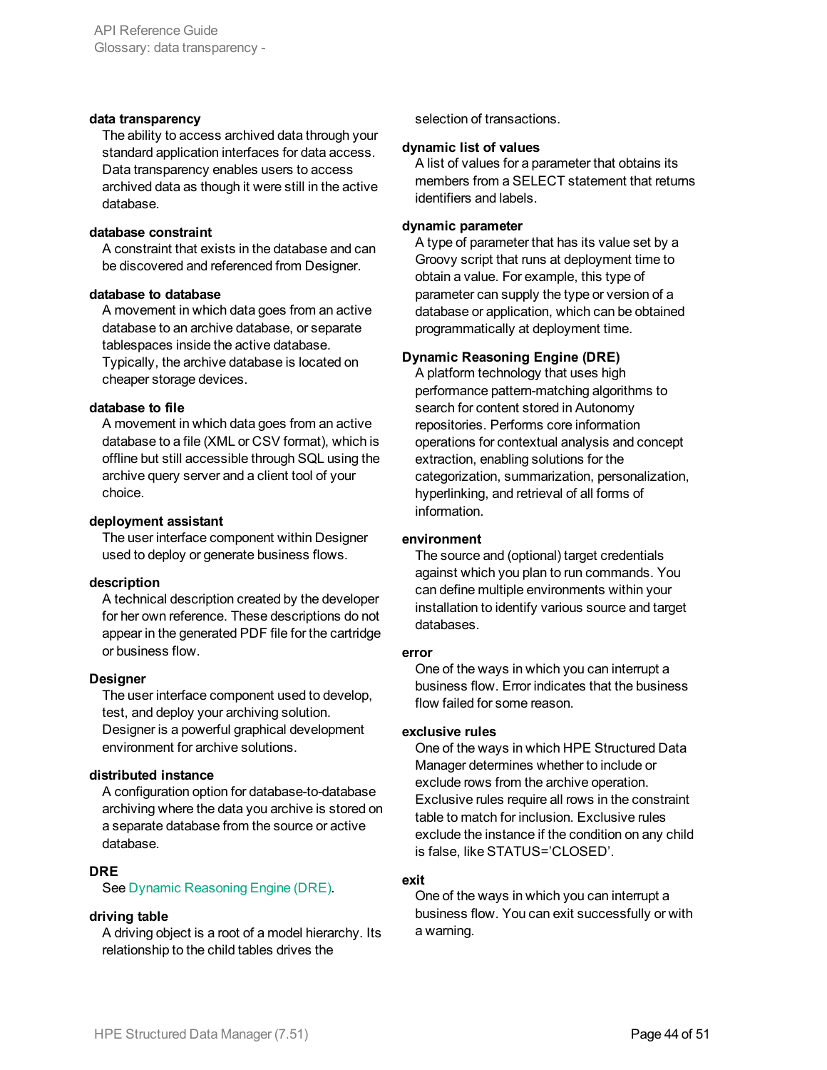**data transparency**
The ability to access archived data through your standard application interfaces for data access. Data transparency enables users to access archived data as though it were still in the active database.

**database constraint**
A constraint that exists in the database and can be discovered and referenced from Designer.

**database to database**
A movement in which data goes from an active database to an archive database, or separate tablespaces inside the active database. Typically, the archive database is located on cheaper storage devices.

**database to file**
A movement in which data goes from an active database to a file (XML or CSV format), which is offline but still accessible through SQL using the archive query server and a client tool of your choice.

**deployment assistant**
The user interface component within Designer used to deploy or generate business flows.

**description**
A technical description created by the developer for her own reference. These descriptions do not appear in the generated PDF file for the cartridge or business flow.

**Designer**
The user interface component used to develop, test, and deploy your archiving solution. Designer is a powerful graphical development environment for archive solutions.

**distributed instance**
A configuration option for database-to-database archiving where the data you archive is stored on a separate database from the source or active database.

**DRE**
See Dynamic Reasoning Engine (DRE).

**driving table**
A driving object is a root of a model hierarchy. Its relationship to the child tables drives the selection of transactions.

**dynamic list of values**
A list of values for a parameter that obtains its members from a SELECT statement that returns identifiers and labels.

**dynamic parameter**
A type of parameter that has its value set by a Groovy script that runs at deployment time to obtain a value. For example, this type of parameter can supply the type or version of a database or application, which can be obtained programmatically at deployment time.

**Dynamic Reasoning Engine (DRE)**
A platform technology that uses high performance pattern-matching algorithms to search for content stored in Autonomy repositories. Performs core information operations for contextual analysis and concept extraction, enabling solutions for the categorization, summarization, personalization, hyperlinking, and retrieval of all forms of information.

**environment**
The source and (optional) target credentials against which you plan to run commands. You can define multiple environments within your installation to identify various source and target databases.

**error**
One of the ways in which you can interrupt a business flow. Error indicates that the business flow failed for some reason.

**exclusive rules**
One of the ways in which HPE Structured Data Manager determines whether to include or exclude rows from the archive operation. Exclusive rules require all rows in the constraint table to match for inclusion. Exclusive rules exclude the instance if the condition on any child is false, like STATUS='CLOSED'.

**exit**
One of the ways in which you can interrupt a business flow. You can exit successfully or with a warning.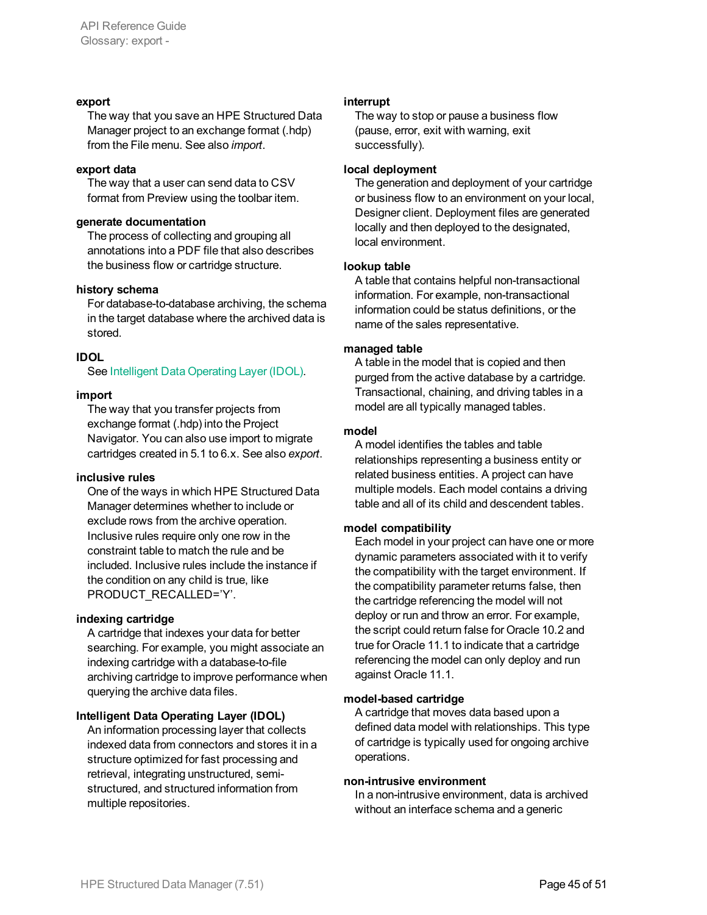**export**

The way that you save an HPE Structured Data Manager project to an exchange format (.hdp) from the File menu. See also *import*.

**export data**

The way that a user can send data to CSV format from Preview using the toolbar item.

**generate documentation**

The process of collecting and grouping all annotations into a PDF file that also describes the business flow or cartridge structure.

**history schema**

For database-to-database archiving, the schema in the target database where the archived data is stored.

**IDOL**

See Intelligent Data Operating Layer (IDOL).

**import**

The way that you transfer projects from exchange format (.hdp) into the Project Navigator. You can also use import to migrate cartridges created in 5.1 to 6.x. See also *export*.

**inclusive rules**

One of the ways in which HPE Structured Data Manager determines whether to include or exclude rows from the archive operation. Inclusive rules require only one row in the constraint table to match the rule and be included. Inclusive rules include the instance if the condition on any child is true, like PRODUCT_RECALLED='Y'.

**indexing cartridge**

A cartridge that indexes your data for better searching. For example, you might associate an indexing cartridge with a database-to-file archiving cartridge to improve performance when querying the archive data files.

**Intelligent Data Operating Layer (IDOL)**

An information processing layer that collects indexed data from connectors and stores it in a structure optimized for fast processing and retrieval, integrating unstructured, semi-structured, and structured information from multiple repositories.

**interrupt**

The way to stop or pause a business flow (pause, error, exit with warning, exit successfully).

**local deployment**

The generation and deployment of your cartridge or business flow to an environment on your local, Designer client. Deployment files are generated locally and then deployed to the designated, local environment.

**lookup table**

A table that contains helpful non-transactional information. For example, non-transactional information could be status definitions, or the name of the sales representative.

**managed table**

A table in the model that is copied and then purged from the active database by a cartridge. Transactional, chaining, and driving tables in a model are all typically managed tables.

**model**

A model identifies the tables and table relationships representing a business entity or related business entities. A project can have multiple models. Each model contains a driving table and all of its child and descendent tables.

**model compatibility**

Each model in your project can have one or more dynamic parameters associated with it to verify the compatibility with the target environment. If the compatibility parameter returns false, then the cartridge referencing the model will not deploy or run and throw an error. For example, the script could return false for Oracle 10.2 and true for Oracle 11.1 to indicate that a cartridge referencing the model can only deploy and run against Oracle 11.1.

**model-based cartridge**

A cartridge that moves data based upon a defined data model with relationships. This type of cartridge is typically used for ongoing archive operations.

**non-intrusive environment**

In a non-intrusive environment, data is archived without an interface schema and a generic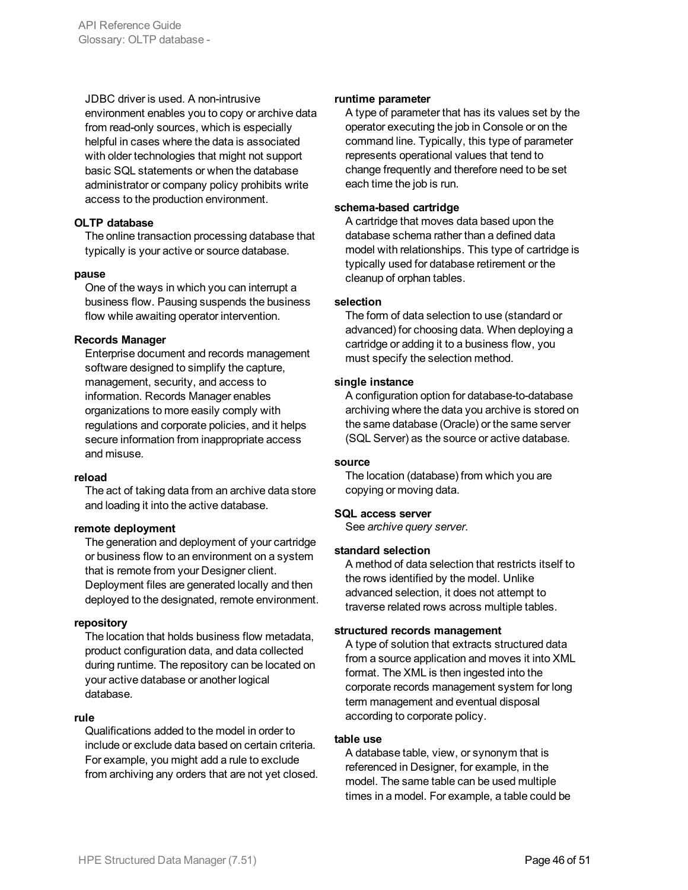JDBC driver is used. A non-intrusive environment enables you to copy or archive data from read-only sources, which is especially helpful in cases where the data is associated with older technologies that might not support basic SQL statements or when the database administrator or company policy prohibits write access to the production environment.

**OLTP database**

The online transaction processing database that typically is your active or source database.

**pause**

One of the ways in which you can interrupt a business flow. Pausing suspends the business flow while awaiting operator intervention.

**Records Manager**

Enterprise document and records management software designed to simplify the capture, management, security, and access to information. Records Manager enables organizations to more easily comply with regulations and corporate policies, and it helps secure information from inappropriate access and misuse.

**reload**

The act of taking data from an archive data store and loading it into the active database.

**remote deployment**

The generation and deployment of your cartridge or business flow to an environment on a system that is remote from your Designer client. Deployment files are generated locally and then deployed to the designated, remote environment.

**repository**

The location that holds business flow metadata, product configuration data, and data collected during runtime. The repository can be located on your active database or another logical database.

**rule**

Qualifications added to the model in order to include or exclude data based on certain criteria. For example, you might add a rule to exclude from archiving any orders that are not yet closed.

**runtime parameter**

A type of parameter that has its values set by the operator executing the job in Console or on the command line. Typically, this type of parameter represents operational values that tend to change frequently and therefore need to be set each time the job is run.

**schema-based cartridge**

A cartridge that moves data based upon the database schema rather than a defined data model with relationships. This type of cartridge is typically used for database retirement or the cleanup of orphan tables.

**selection**

The form of data selection to use (standard or advanced) for choosing data. When deploying a cartridge or adding it to a business flow, you must specify the selection method.

**single instance**

A configuration option for database-to-database archiving where the data you archive is stored on the same database (Oracle) or the same server (SQL Server) as the source or active database.

**source**

The location (database) from which you are copying or moving data.

**SQL access server**

See *archive query server*.

**standard selection**

A method of data selection that restricts itself to the rows identified by the model. Unlike advanced selection, it does not attempt to traverse related rows across multiple tables.

**structured records management**

A type of solution that extracts structured data from a source application and moves it into XML format. The XML is then ingested into the corporate records management system for long term management and eventual disposal according to corporate policy.

**table use**

A database table, view, or synonym that is referenced in Designer, for example, in the model. The same table can be used multiple times in a model. For example, a table could be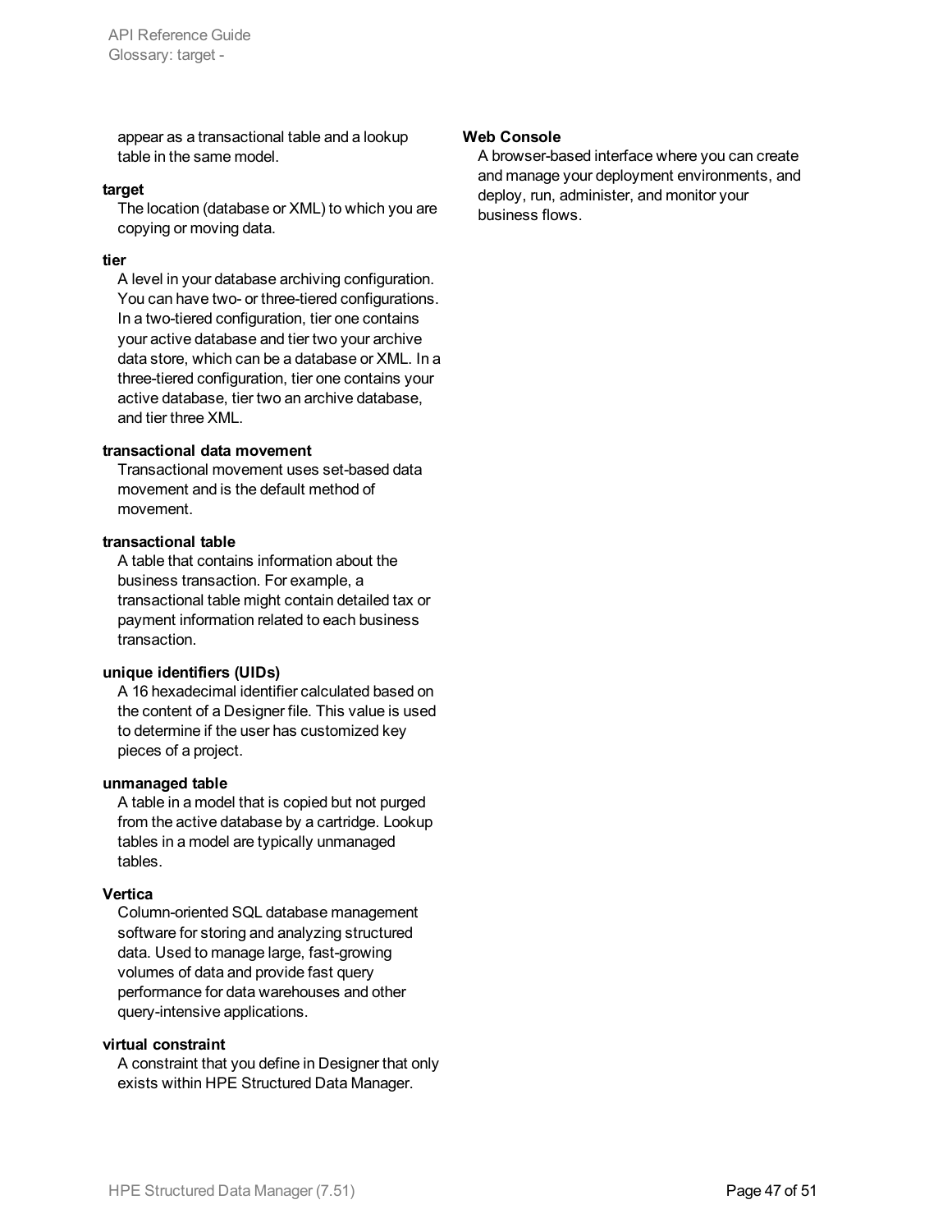appear as a transactional table and a lookup table in the same model.

**target**

The location (database or XML) to which you are copying or moving data.

**tier**

A level in your database archiving configuration. You can have two- or three-tiered configurations. In a two-tiered configuration, tier one contains your active database and tier two your archive data store, which can be a database or XML. In a three-tiered configuration, tier one contains your active database, tier two an archive database, and tier three XML.

**transactional data movement**

Transactional movement uses set-based data movement and is the default method of movement.

**transactional table**

A table that contains information about the business transaction. For example, a transactional table might contain detailed tax or payment information related to each business transaction.

**unique identifiers (UIDs)**

A 16 hexadecimal identifier calculated based on the content of a Designer file. This value is used to determine if the user has customized key pieces of a project.

**unmanaged table**

A table in a model that is copied but not purged from the active database by a cartridge. Lookup tables in a model are typically unmanaged tables.

**Vertica**

Column-oriented SQL database management software for storing and analyzing structured data. Used to manage large, fast-growing volumes of data and provide fast query performance for data warehouses and other query-intensive applications.

**virtual constraint**

A constraint that you define in Designer that only exists within HPE Structured Data Manager.

**Web Console**

A browser-based interface where you can create and manage your deployment environments, and deploy, run, administer, and monitor your business flows.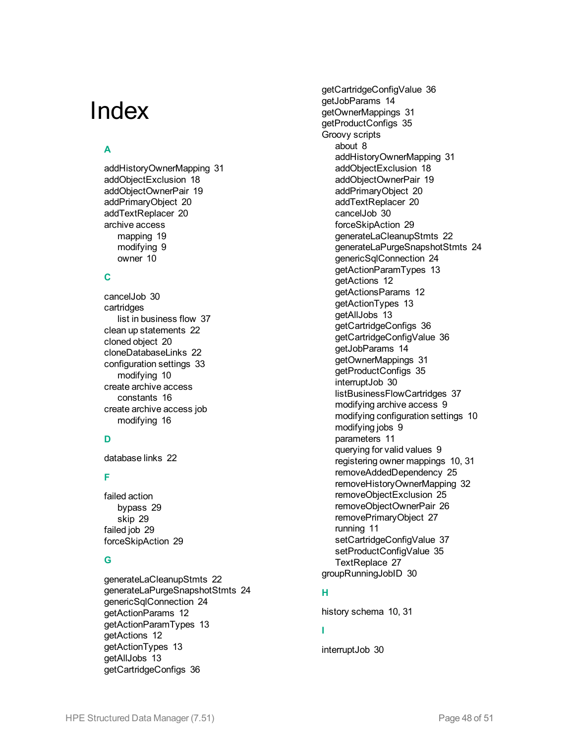# Index

## A

addHistoryOwnerMapping 31
addObjectExclusion 18
addObjectOwnerPair 19
addPrimaryObject 20
addTextReplacer 20
archive access
- mapping 19
- modifying 9
- owner 10

## C

cancelJob 30
cartridges
- list in business flow 37

clean up statements 22
cloned object 20
cloneDatabaseLinks 22
configuration settings 33
- modifying 10

create archive access
- constants 16

create archive access job
- modifying 16

## D

database links 22

## F

failed action
- bypass 29
- skip 29

failed job 29
forceSkipAction 29

## G

generateLaCleanupStmts 22
generateLaPurgeSnapshotStmts 24
genericSqlConnection 24
getActionParams 12
getActionParamTypes 13
getActions 12
getActionTypes 13
getAllJobs 13
getCartridgeConfigs 36
getCartridgeConfigValue 36
getJobParams 14
getOwnerMappings 31
getProductConfigs 35
Groovy scripts
- about 8
- addHistoryOwnerMapping 31
- addObjectExclusion 18
- addObjectOwnerPair 19
- addPrimaryObject 20
- addTextReplacer 20
- cancelJob 30
- forceSkipAction 29
- generateLaCleanupStmts 22
- generateLaPurgeSnapshotStmts 24
- genericSqlConnection 24
- getActionParamTypes 13
- getActions 12
- getActionsParams 12
- getActionTypes 13
- getAllJobs 13
- getCartridgeConfigs 36
- getCartridgeConfigValue 36
- getJobParams 14
- getOwnerMappings 31
- getProductConfigs 35
- interruptJob 30
- listBusinessFlowCartridges 37
- modifying archive access 9
- modifying configuration settings 10
- modifying jobs 9
- parameters 11
- querying for valid values 9
- registering owner mappings 10, 31
- removeAddedDependency 25
- removeHistoryOwnerMapping 32
- removeObjectExclusion 25
- removeObjectOwnerPair 26
- removePrimaryObject 27
- running 11
- setCartridgeConfigValue 37
- setProductConfigValue 35
- TextReplace 27

groupRunningJobID 30

## H

history schema 10, 31

## I

interruptJob 30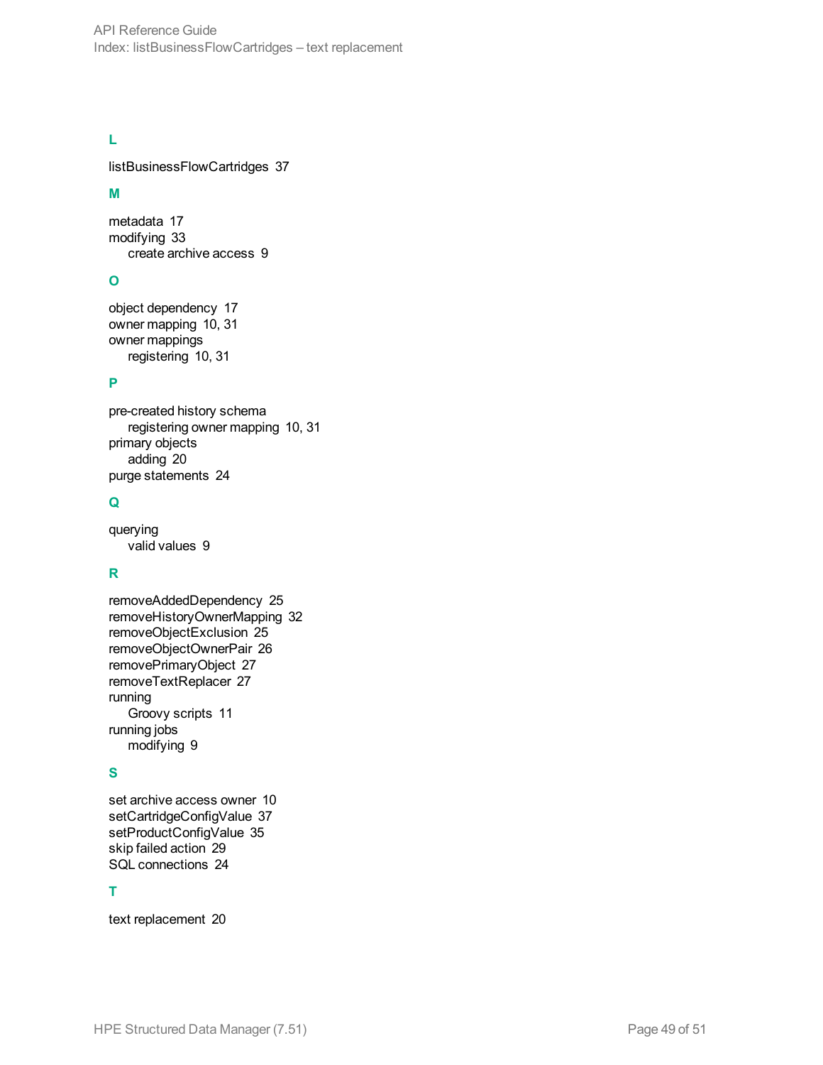## L

listBusinessFlowCartridges 37

## M

metadata 17
modifying 33
- create archive access 9

## O

object dependency 17
owner mapping 10, 31
owner mappings
- registering 10, 31

## P

pre-created history schema
- registering owner mapping 10, 31

primary objects
- adding 20

purge statements 24

## Q

querying
- valid values 9

## R

removeAddedDependency 25
removeHistoryOwnerMapping 32
removeObjectExclusion 25
removeObjectOwnerPair 26
removePrimaryObject 27
removeTextReplacer 27
running
- Groovy scripts 11

running jobs
- modifying 9

## S

set archive access owner 10
setCartridgeConfigValue 37
setProductConfigValue 35
skip failed action 29
SQL connections 24

## T

text replacement 20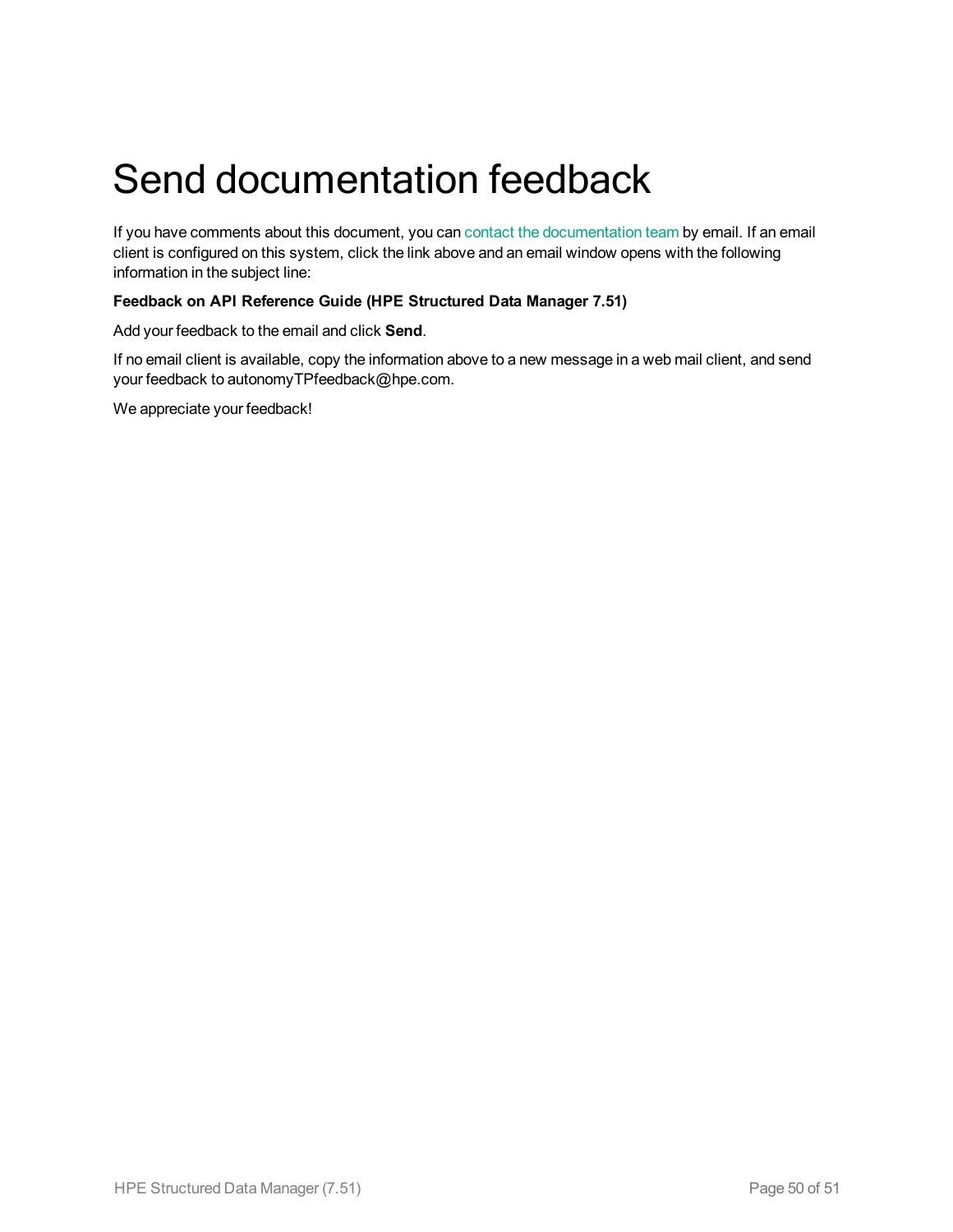# Send documentation feedback

If you have comments about this document, you can contact the documentation team by email. If an email client is configured on this system, click the link above and an email window opens with the following information in the subject line:

**Feedback on API Reference Guide (HPE Structured Data Manager 7.51)**

Add your feedback to the email and click **Send**.

If no email client is available, copy the information above to a new message in a web mail client, and send your feedback to autonomyTPfeedback@hpe.com.

We appreciate your feedback!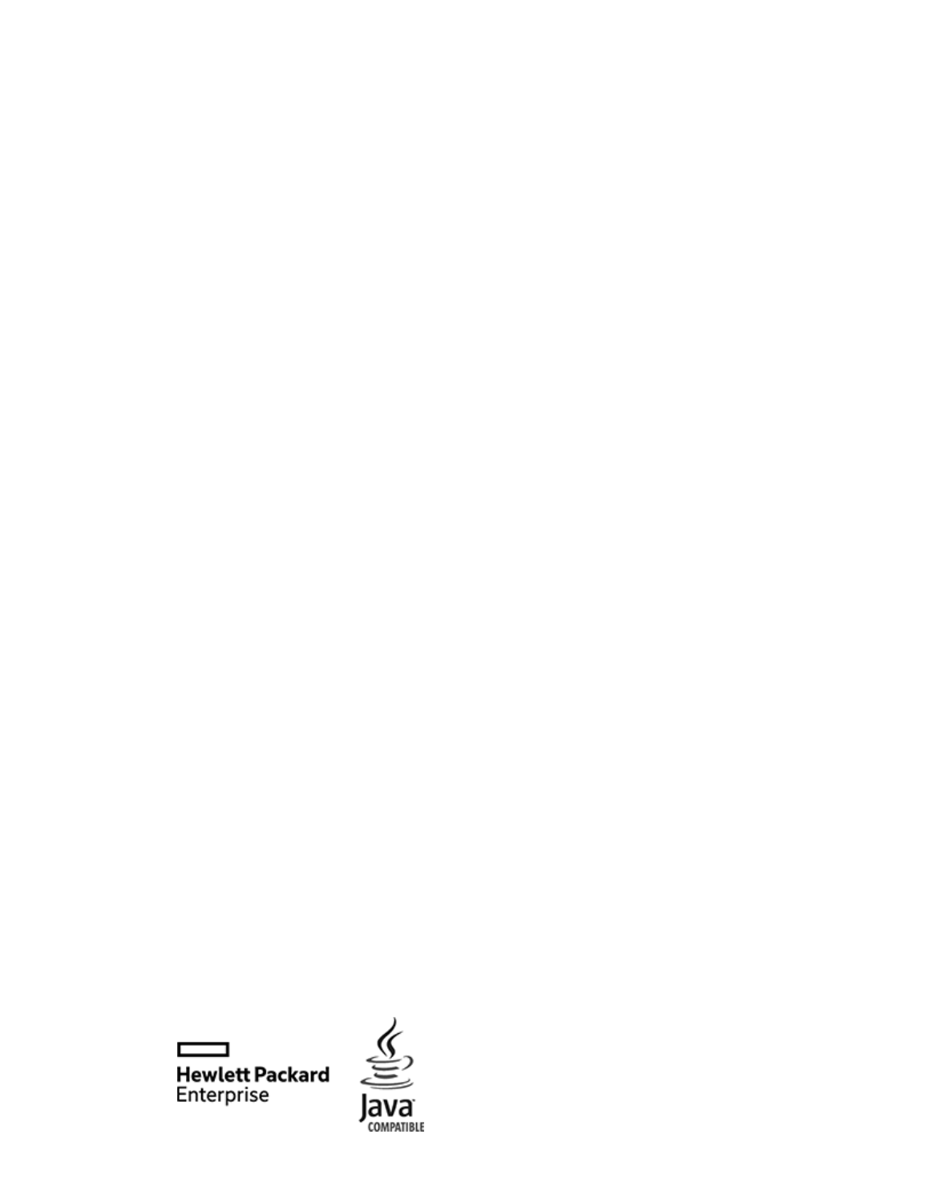Hewlett Packard Enterprise

Java COMPATIBLE